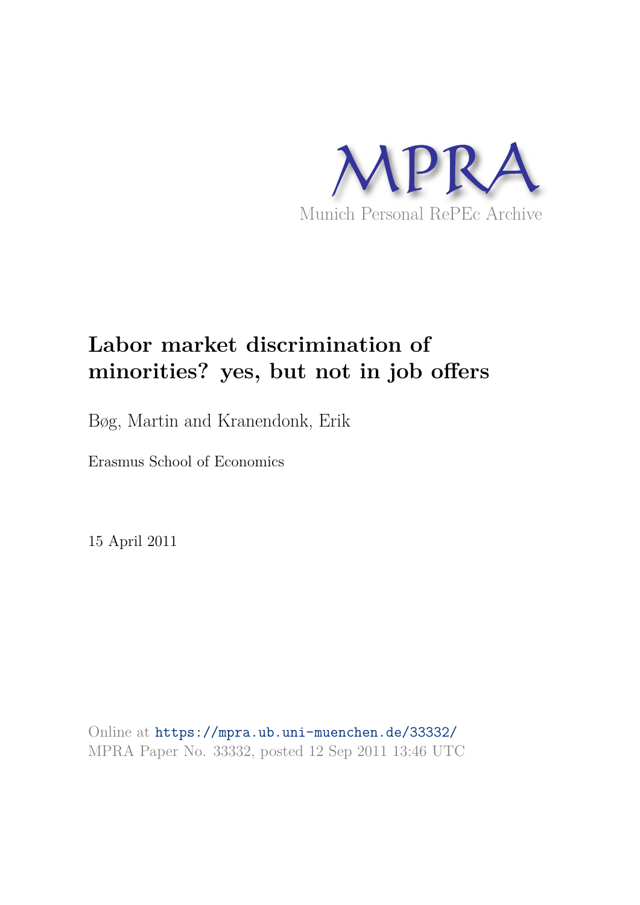MPRA

Munich Personal RePEc Archive

# Labor market discrimination of minorities? yes, but not in job offers

Bøg, Martin and Kranendonk, Erik

Erasmus School of Economics

15 April 2011

Online at https://mpra.ub.uni-muenchen.de/33332/
MPRA Paper No. 33332, posted 12 Sep 2011 13:46 UTC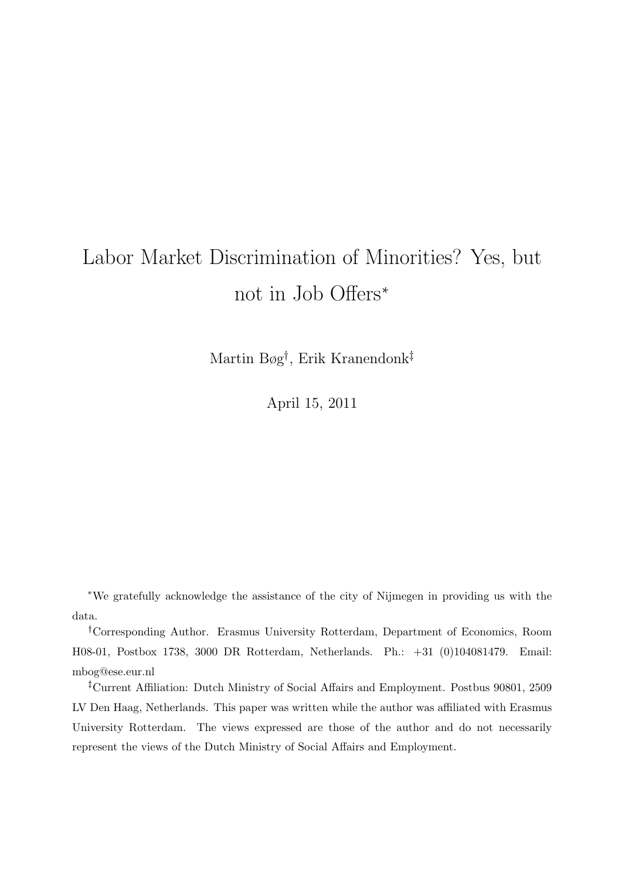# Labor Market Discrimination of Minorities? Yes, but not in Job Offers*

Martin Bøg[†], Erik Kranendonk[‡]

April 15, 2011

*We gratefully acknowledge the assistance of the city of Nijmegen in providing us with the data.

[†]Corresponding Author. Erasmus University Rotterdam, Department of Economics, Room H08-01, Postbox 1738, 3000 DR Rotterdam, Netherlands. Ph.: +31 (0)104081479. Email: mbog@ese.eur.nl

[‡]Current Affiliation: Dutch Ministry of Social Affairs and Employment. Postbus 90801, 2509 LV Den Haag, Netherlands. This paper was written while the author was affiliated with Erasmus University Rotterdam. The views expressed are those of the author and do not necessarily represent the views of the Dutch Ministry of Social Affairs and Employment.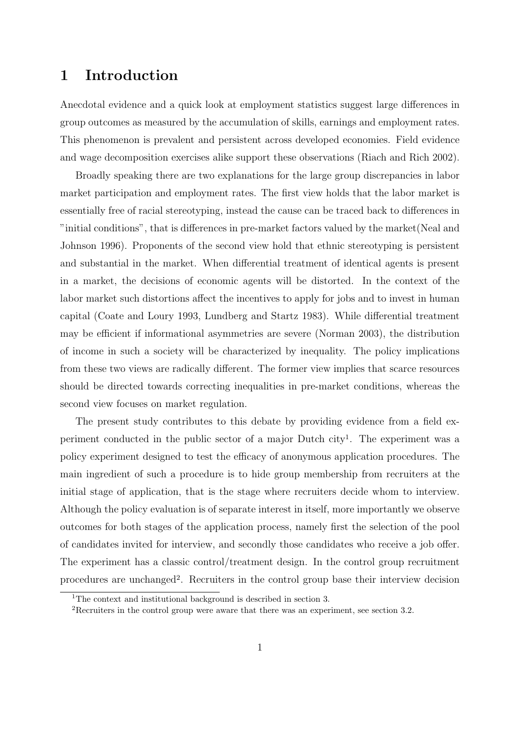# 1 Introduction

Anecdotal evidence and a quick look at employment statistics suggest large differences in group outcomes as measured by the accumulation of skills, earnings and employment rates. This phenomenon is prevalent and persistent across developed economies. Field evidence and wage decomposition exercises alike support these observations (Riach and Rich 2002).

Broadly speaking there are two explanations for the large group discrepancies in labor market participation and employment rates. The first view holds that the labor market is essentially free of racial stereotyping, instead the cause can be traced back to differences in "initial conditions", that is differences in pre-market factors valued by the market(Neal and Johnson 1996). Proponents of the second view hold that ethnic stereotyping is persistent and substantial in the market. When differential treatment of identical agents is present in a market, the decisions of economic agents will be distorted. In the context of the labor market such distortions affect the incentives to apply for jobs and to invest in human capital (Coate and Loury 1993, Lundberg and Startz 1983). While differential treatment may be efficient if informational asymmetries are severe (Norman 2003), the distribution of income in such a society will be characterized by inequality. The policy implications from these two views are radically different. The former view implies that scarce resources should be directed towards correcting inequalities in pre-market conditions, whereas the second view focuses on market regulation.

The present study contributes to this debate by providing evidence from a field experiment conducted in the public sector of a major Dutch city[1]. The experiment was a policy experiment designed to test the efficacy of anonymous application procedures. The main ingredient of such a procedure is to hide group membership from recruiters at the initial stage of application, that is the stage where recruiters decide whom to interview. Although the policy evaluation is of separate interest in itself, more importantly we observe outcomes for both stages of the application process, namely first the selection of the pool of candidates invited for interview, and secondly those candidates who receive a job offer. The experiment has a classic control/treatment design. In the control group recruitment procedures are unchanged[2]. Recruiters in the control group base their interview decision

[1] The context and institutional background is described in section 3.

[2] Recruiters in the control group were aware that there was an experiment, see section 3.2.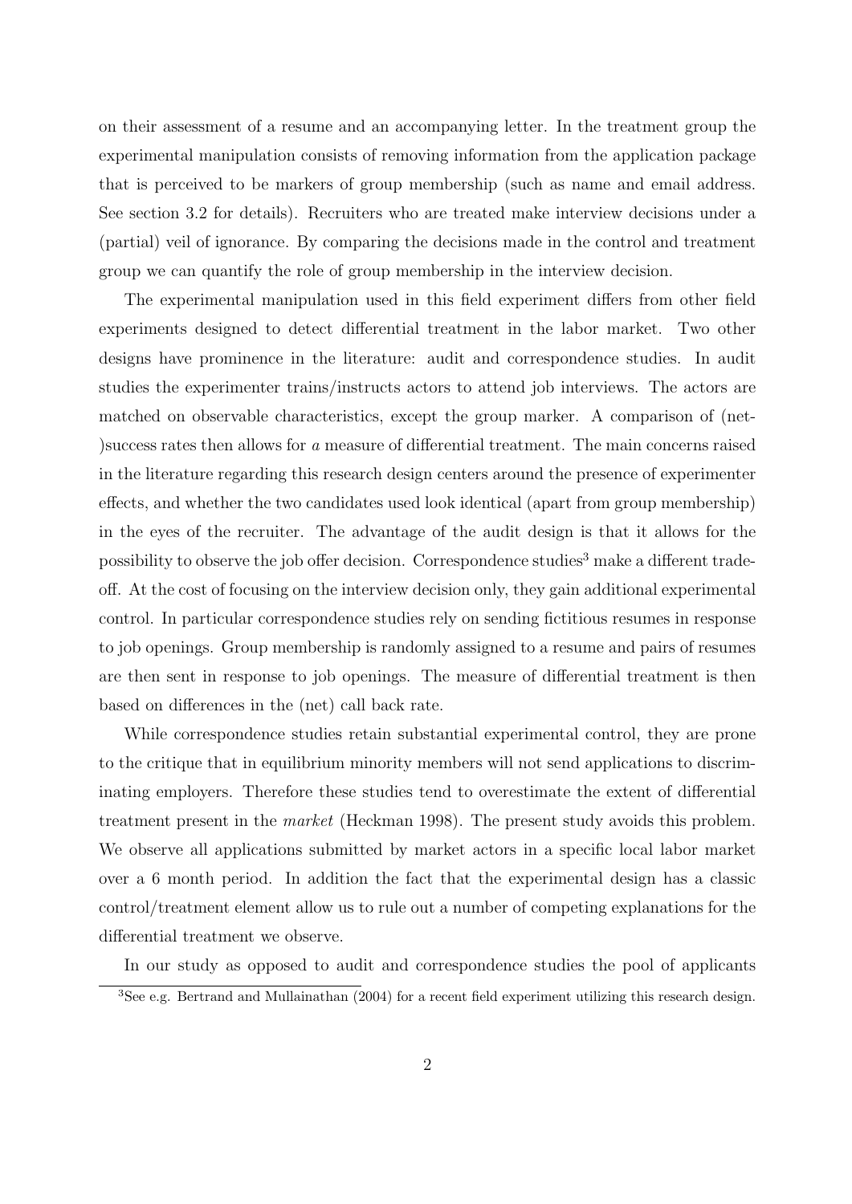on their assessment of a resume and an accompanying letter. In the treatment group the experimental manipulation consists of removing information from the application package that is perceived to be markers of group membership (such as name and email address. See section 3.2 for details). Recruiters who are treated make interview decisions under a (partial) veil of ignorance. By comparing the decisions made in the control and treatment group we can quantify the role of group membership in the interview decision.

The experimental manipulation used in this field experiment differs from other field experiments designed to detect differential treatment in the labor market. Two other designs have prominence in the literature: audit and correspondence studies. In audit studies the experimenter trains/instructs actors to attend job interviews. The actors are matched on observable characteristics, except the group marker. A comparison of (net-)success rates then allows for *a* measure of differential treatment. The main concerns raised in the literature regarding this research design centers around the presence of experimenter effects, and whether the two candidates used look identical (apart from group membership) in the eyes of the recruiter. The advantage of the audit design is that it allows for the possibility to observe the job offer decision. Correspondence studies[3] make a different trade-off. At the cost of focusing on the interview decision only, they gain additional experimental control. In particular correspondence studies rely on sending fictitious resumes in response to job openings. Group membership is randomly assigned to a resume and pairs of resumes are then sent in response to job openings. The measure of differential treatment is then based on differences in the (net) call back rate.

While correspondence studies retain substantial experimental control, they are prone to the critique that in equilibrium minority members will not send applications to discriminating employers. Therefore these studies tend to overestimate the extent of differential treatment present in the *market* (Heckman 1998). The present study avoids this problem. We observe all applications submitted by market actors in a specific local labor market over a 6 month period. In addition the fact that the experimental design has a classic control/treatment element allow us to rule out a number of competing explanations for the differential treatment we observe.

In our study as opposed to audit and correspondence studies the pool of applicants

[3] See e.g. Bertrand and Mullainathan (2004) for a recent field experiment utilizing this research design.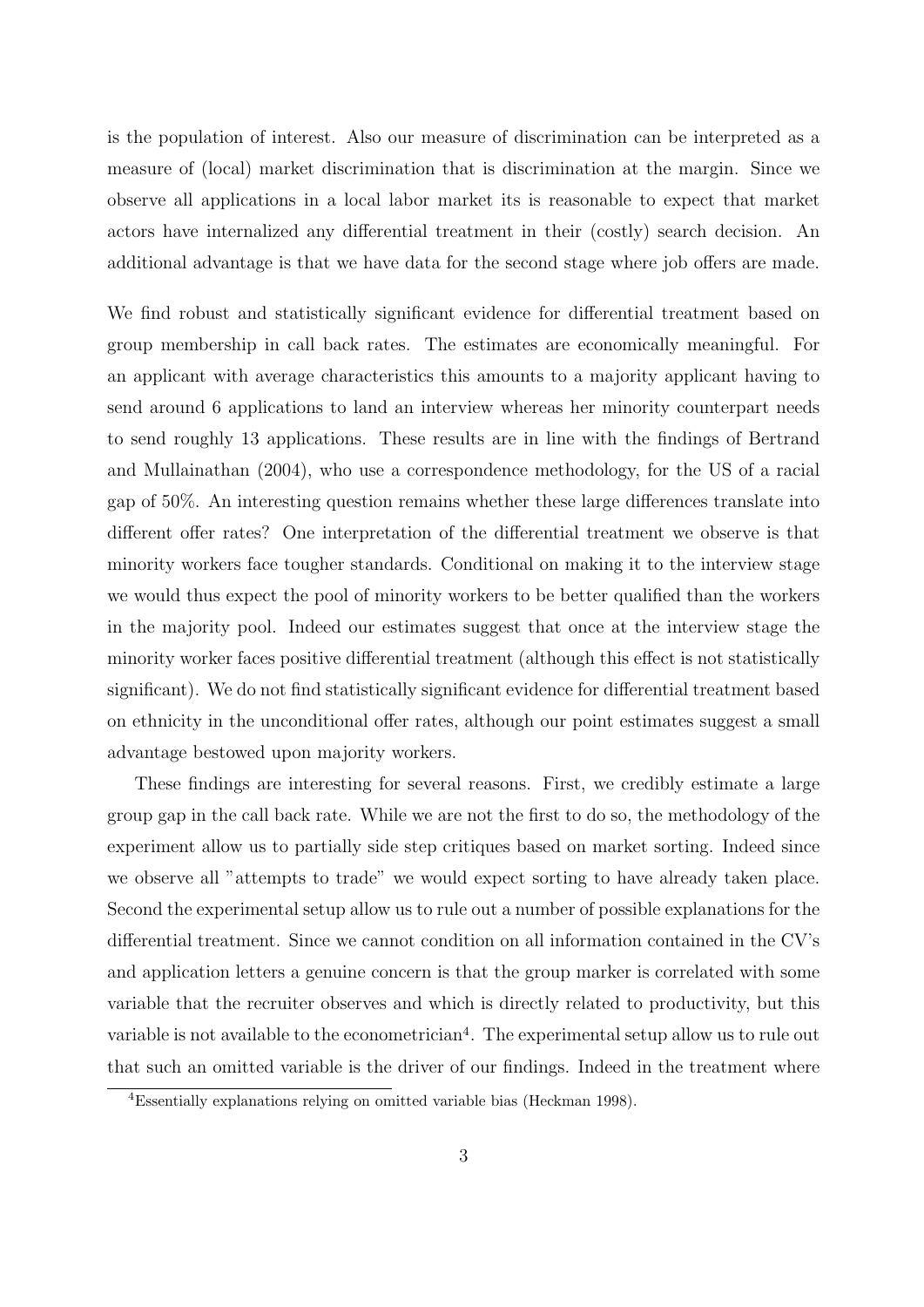is the population of interest. Also our measure of discrimination can be interpreted as a measure of (local) market discrimination that is discrimination at the margin. Since we observe all applications in a local labor market its is reasonable to expect that market actors have internalized any differential treatment in their (costly) search decision. An additional advantage is that we have data for the second stage where job offers are made.

We find robust and statistically significant evidence for differential treatment based on group membership in call back rates. The estimates are economically meaningful. For an applicant with average characteristics this amounts to a majority applicant having to send around 6 applications to land an interview whereas her minority counterpart needs to send roughly 13 applications. These results are in line with the findings of Bertrand and Mullainathan (2004), who use a correspondence methodology, for the US of a racial gap of 50%. An interesting question remains whether these large differences translate into different offer rates? One interpretation of the differential treatment we observe is that minority workers face tougher standards. Conditional on making it to the interview stage we would thus expect the pool of minority workers to be better qualified than the workers in the majority pool. Indeed our estimates suggest that once at the interview stage the minority worker faces positive differential treatment (although this effect is not statistically significant). We do not find statistically significant evidence for differential treatment based on ethnicity in the unconditional offer rates, although our point estimates suggest a small advantage bestowed upon majority workers.

These findings are interesting for several reasons. First, we credibly estimate a large group gap in the call back rate. While we are not the first to do so, the methodology of the experiment allow us to partially side step critiques based on market sorting. Indeed since we observe all "attempts to trade" we would expect sorting to have already taken place. Second the experimental setup allow us to rule out a number of possible explanations for the differential treatment. Since we cannot condition on all information contained in the CV's and application letters a genuine concern is that the group marker is correlated with some variable that the recruiter observes and which is directly related to productivity, but this variable is not available to the econometrician[4]. The experimental setup allow us to rule out that such an omitted variable is the driver of our findings. Indeed in the treatment where

[4]Essentially explanations relying on omitted variable bias (Heckman 1998).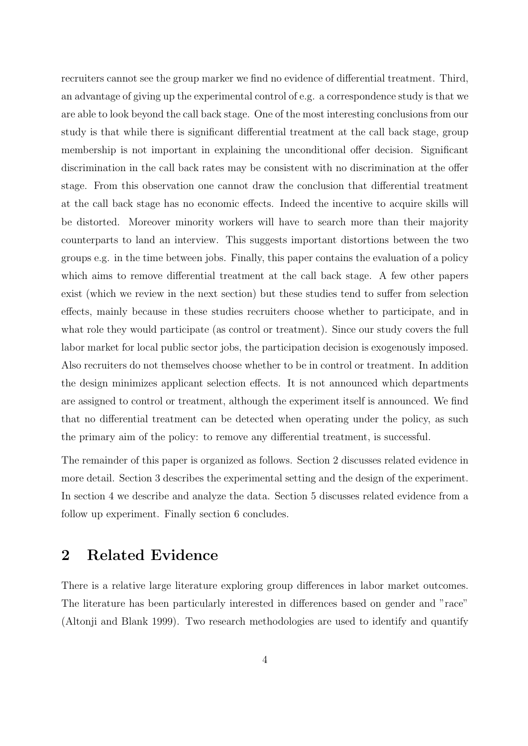recruiters cannot see the group marker we find no evidence of differential treatment. Third, an advantage of giving up the experimental control of e.g. a correspondence study is that we are able to look beyond the call back stage. One of the most interesting conclusions from our study is that while there is significant differential treatment at the call back stage, group membership is not important in explaining the unconditional offer decision. Significant discrimination in the call back rates may be consistent with no discrimination at the offer stage. From this observation one cannot draw the conclusion that differential treatment at the call back stage has no economic effects. Indeed the incentive to acquire skills will be distorted. Moreover minority workers will have to search more than their majority counterparts to land an interview. This suggests important distortions between the two groups e.g. in the time between jobs. Finally, this paper contains the evaluation of a policy which aims to remove differential treatment at the call back stage. A few other papers exist (which we review in the next section) but these studies tend to suffer from selection effects, mainly because in these studies recruiters choose whether to participate, and in what role they would participate (as control or treatment). Since our study covers the full labor market for local public sector jobs, the participation decision is exogenously imposed. Also recruiters do not themselves choose whether to be in control or treatment. In addition the design minimizes applicant selection effects. It is not announced which departments are assigned to control or treatment, although the experiment itself is announced. We find that no differential treatment can be detected when operating under the policy, as such the primary aim of the policy: to remove any differential treatment, is successful.

The remainder of this paper is organized as follows. Section 2 discusses related evidence in more detail. Section 3 describes the experimental setting and the design of the experiment. In section 4 we describe and analyze the data. Section 5 discusses related evidence from a follow up experiment. Finally section 6 concludes.

## 2 Related Evidence

There is a relative large literature exploring group differences in labor market outcomes. The literature has been particularly interested in differences based on gender and "race" (Altonji and Blank 1999). Two research methodologies are used to identify and quantify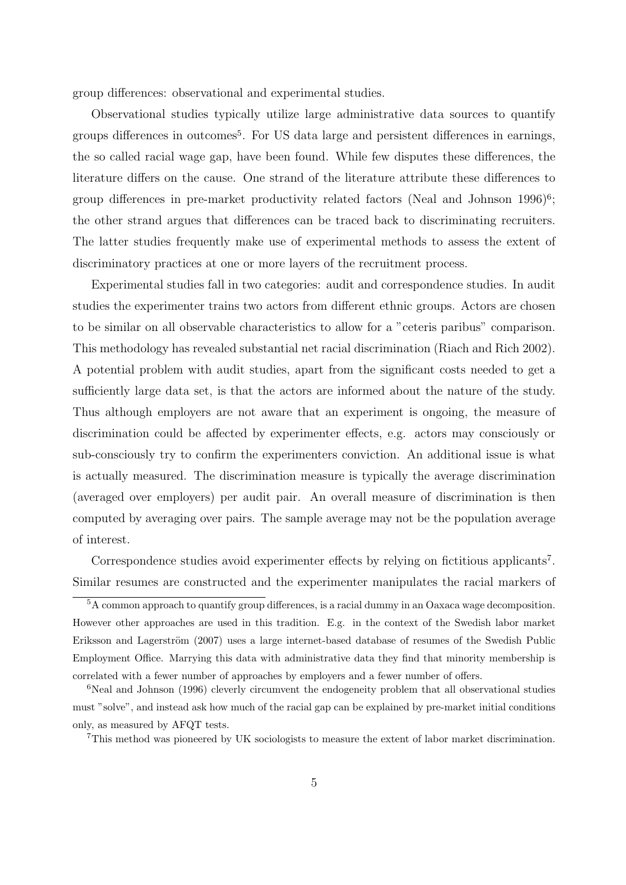group differences: observational and experimental studies.

Observational studies typically utilize large administrative data sources to quantify groups differences in outcomes[5]. For US data large and persistent differences in earnings, the so called racial wage gap, have been found. While few disputes these differences, the literature differs on the cause. One strand of the literature attribute these differences to group differences in pre-market productivity related factors (Neal and Johnson 1996)[6]; the other strand argues that differences can be traced back to discriminating recruiters. The latter studies frequently make use of experimental methods to assess the extent of discriminatory practices at one or more layers of the recruitment process.

Experimental studies fall in two categories: audit and correspondence studies. In audit studies the experimenter trains two actors from different ethnic groups. Actors are chosen to be similar on all observable characteristics to allow for a "ceteris paribus" comparison. This methodology has revealed substantial net racial discrimination (Riach and Rich 2002). A potential problem with audit studies, apart from the significant costs needed to get a sufficiently large data set, is that the actors are informed about the nature of the study. Thus although employers are not aware that an experiment is ongoing, the measure of discrimination could be affected by experimenter effects, e.g. actors may consciously or sub-consciously try to confirm the experimenters conviction. An additional issue is what is actually measured. The discrimination measure is typically the average discrimination (averaged over employers) per audit pair. An overall measure of discrimination is then computed by averaging over pairs. The sample average may not be the population average of interest.

Correspondence studies avoid experimenter effects by relying on fictitious applicants[7]. Similar resumes are constructed and the experimenter manipulates the racial markers of

[5] A common approach to quantify group differences, is a racial dummy in an Oaxaca wage decomposition. However other approaches are used in this tradition. E.g. in the context of the Swedish labor market Eriksson and Lagerström (2007) uses a large internet-based database of resumes of the Swedish Public Employment Office. Marrying this data with administrative data they find that minority membership is correlated with a fewer number of approaches by employers and a fewer number of offers.

[6] Neal and Johnson (1996) cleverly circumvent the endogeneity problem that all observational studies must "solve", and instead ask how much of the racial gap can be explained by pre-market initial conditions only, as measured by AFQT tests.

[7] This method was pioneered by UK sociologists to measure the extent of labor market discrimination.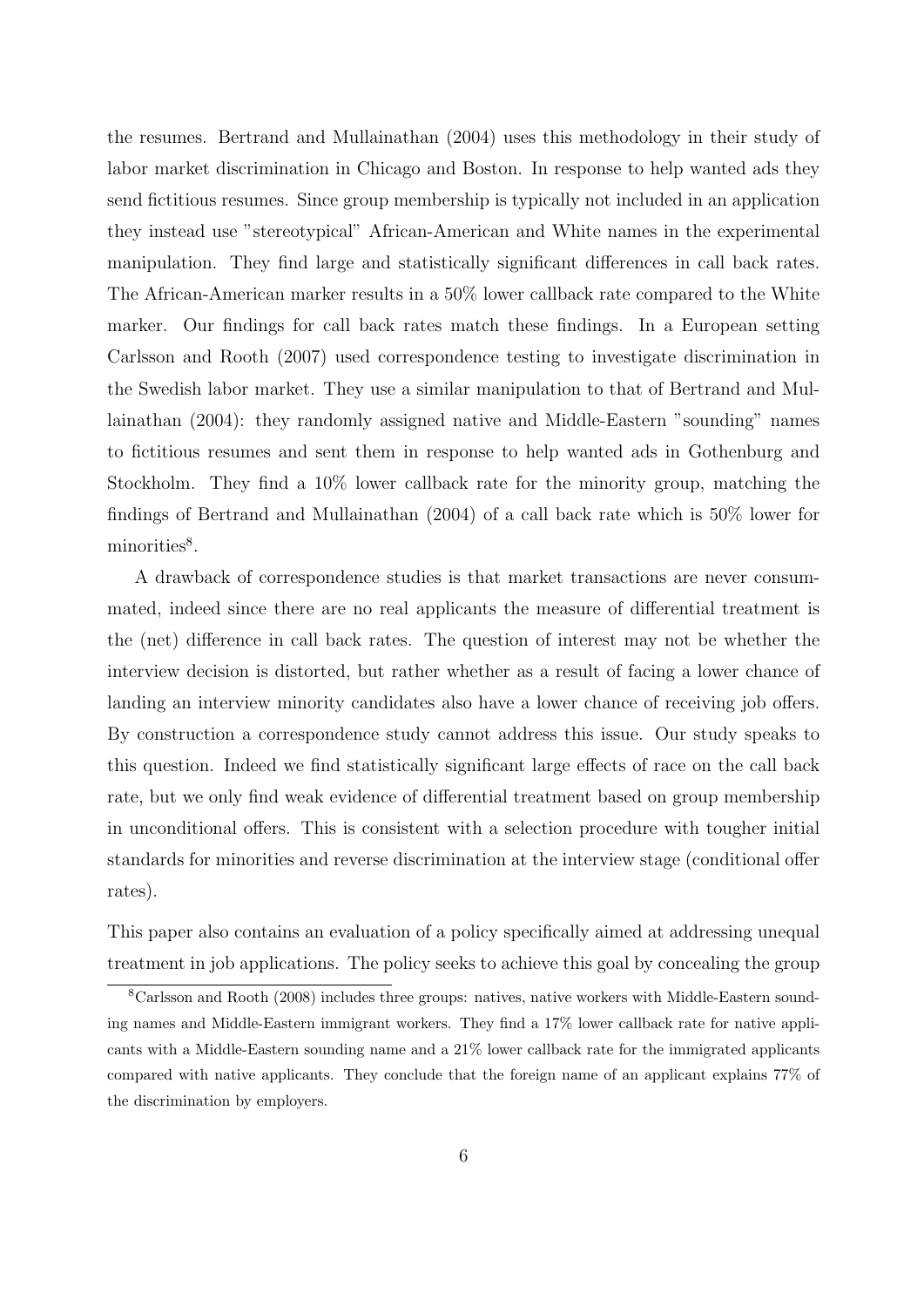the resumes. Bertrand and Mullainathan (2004) uses this methodology in their study of labor market discrimination in Chicago and Boston. In response to help wanted ads they send fictitious resumes. Since group membership is typically not included in an application they instead use "stereotypical" African-American and White names in the experimental manipulation. They find large and statistically significant differences in call back rates. The African-American marker results in a 50% lower callback rate compared to the White marker. Our findings for call back rates match these findings. In a European setting Carlsson and Rooth (2007) used correspondence testing to investigate discrimination in the Swedish labor market. They use a similar manipulation to that of Bertrand and Mullainathan (2004): they randomly assigned native and Middle-Eastern "sounding" names to fictitious resumes and sent them in response to help wanted ads in Gothenburg and Stockholm. They find a 10% lower callback rate for the minority group, matching the findings of Bertrand and Mullainathan (2004) of a call back rate which is 50% lower for minorities[8].

A drawback of correspondence studies is that market transactions are never consummated, indeed since there are no real applicants the measure of differential treatment is the (net) difference in call back rates. The question of interest may not be whether the interview decision is distorted, but rather whether as a result of facing a lower chance of landing an interview minority candidates also have a lower chance of receiving job offers. By construction a correspondence study cannot address this issue. Our study speaks to this question. Indeed we find statistically significant large effects of race on the call back rate, but we only find weak evidence of differential treatment based on group membership in unconditional offers. This is consistent with a selection procedure with tougher initial standards for minorities and reverse discrimination at the interview stage (conditional offer rates).

This paper also contains an evaluation of a policy specifically aimed at addressing unequal treatment in job applications. The policy seeks to achieve this goal by concealing the group

[8] Carlsson and Rooth (2008) includes three groups: natives, native workers with Middle-Eastern sounding names and Middle-Eastern immigrant workers. They find a 17% lower callback rate for native applicants with a Middle-Eastern sounding name and a 21% lower callback rate for the immigrated applicants compared with native applicants. They conclude that the foreign name of an applicant explains 77% of the discrimination by employers.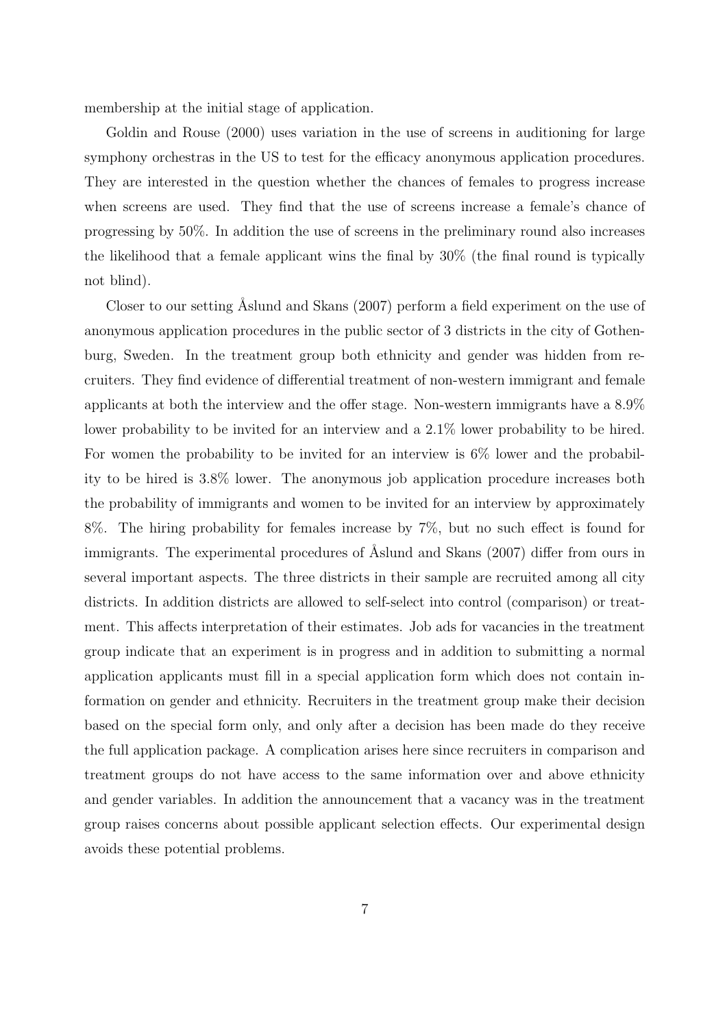membership at the initial stage of application.

Goldin and Rouse (2000) uses variation in the use of screens in auditioning for large symphony orchestras in the US to test for the efficacy anonymous application procedures. They are interested in the question whether the chances of females to progress increase when screens are used. They find that the use of screens increase a female's chance of progressing by 50%. In addition the use of screens in the preliminary round also increases the likelihood that a female applicant wins the final by 30% (the final round is typically not blind).

Closer to our setting Åslund and Skans (2007) perform a field experiment on the use of anonymous application procedures in the public sector of 3 districts in the city of Gothenburg, Sweden. In the treatment group both ethnicity and gender was hidden from recruiters. They find evidence of differential treatment of non-western immigrant and female applicants at both the interview and the offer stage. Non-western immigrants have a 8.9% lower probability to be invited for an interview and a 2.1% lower probability to be hired. For women the probability to be invited for an interview is 6% lower and the probability to be hired is 3.8% lower. The anonymous job application procedure increases both the probability of immigrants and women to be invited for an interview by approximately 8%. The hiring probability for females increase by 7%, but no such effect is found for immigrants. The experimental procedures of Åslund and Skans (2007) differ from ours in several important aspects. The three districts in their sample are recruited among all city districts. In addition districts are allowed to self-select into control (comparison) or treatment. This affects interpretation of their estimates. Job ads for vacancies in the treatment group indicate that an experiment is in progress and in addition to submitting a normal application applicants must fill in a special application form which does not contain information on gender and ethnicity. Recruiters in the treatment group make their decision based on the special form only, and only after a decision has been made do they receive the full application package. A complication arises here since recruiters in comparison and treatment groups do not have access to the same information over and above ethnicity and gender variables. In addition the announcement that a vacancy was in the treatment group raises concerns about possible applicant selection effects. Our experimental design avoids these potential problems.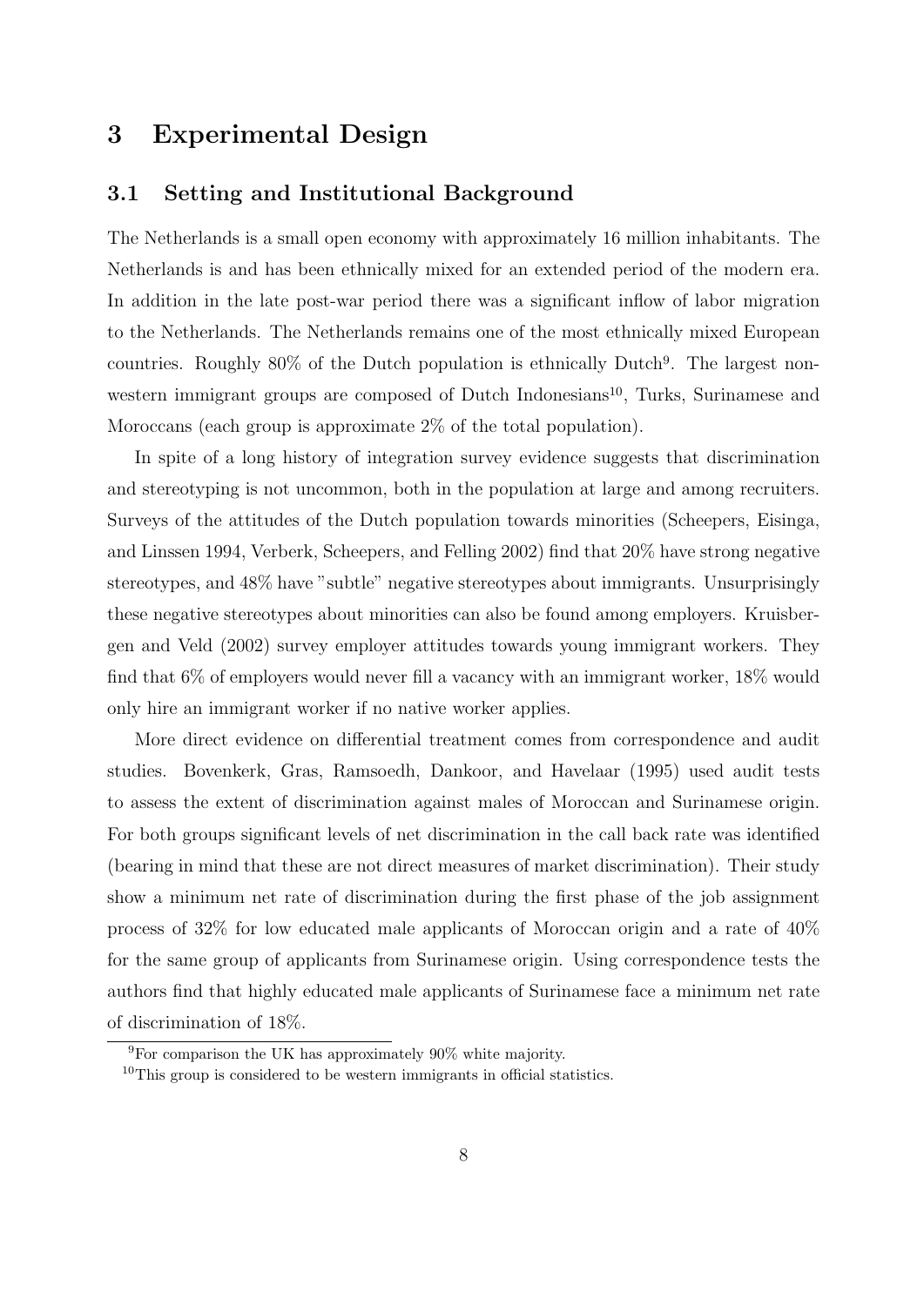## 3 Experimental Design

### 3.1 Setting and Institutional Background

The Netherlands is a small open economy with approximately 16 million inhabitants. The Netherlands is and has been ethnically mixed for an extended period of the modern era. In addition in the late post-war period there was a significant inflow of labor migration to the Netherlands. The Netherlands remains one of the most ethnically mixed European countries. Roughly 80% of the Dutch population is ethnically Dutch[9]. The largest non-western immigrant groups are composed of Dutch Indonesians[10], Turks, Surinamese and Moroccans (each group is approximate 2% of the total population).

In spite of a long history of integration survey evidence suggests that discrimination and stereotyping is not uncommon, both in the population at large and among recruiters. Surveys of the attitudes of the Dutch population towards minorities (Scheepers, Eisinga, and Linssen 1994, Verberk, Scheepers, and Felling 2002) find that 20% have strong negative stereotypes, and 48% have "subtle" negative stereotypes about immigrants. Unsurprisingly these negative stereotypes about minorities can also be found among employers. Kruisbergen and Veld (2002) survey employer attitudes towards young immigrant workers. They find that 6% of employers would never fill a vacancy with an immigrant worker, 18% would only hire an immigrant worker if no native worker applies.

More direct evidence on differential treatment comes from correspondence and audit studies. Bovenkerk, Gras, Ramsoedh, Dankoor, and Havelaar (1995) used audit tests to assess the extent of discrimination against males of Moroccan and Surinamese origin. For both groups significant levels of net discrimination in the call back rate was identified (bearing in mind that these are not direct measures of market discrimination). Their study show a minimum net rate of discrimination during the first phase of the job assignment process of 32% for low educated male applicants of Moroccan origin and a rate of 40% for the same group of applicants from Surinamese origin. Using correspondence tests the authors find that highly educated male applicants of Surinamese face a minimum net rate of discrimination of 18%.

[9] For comparison the UK has approximately 90% white majority.

[10] This group is considered to be western immigrants in official statistics.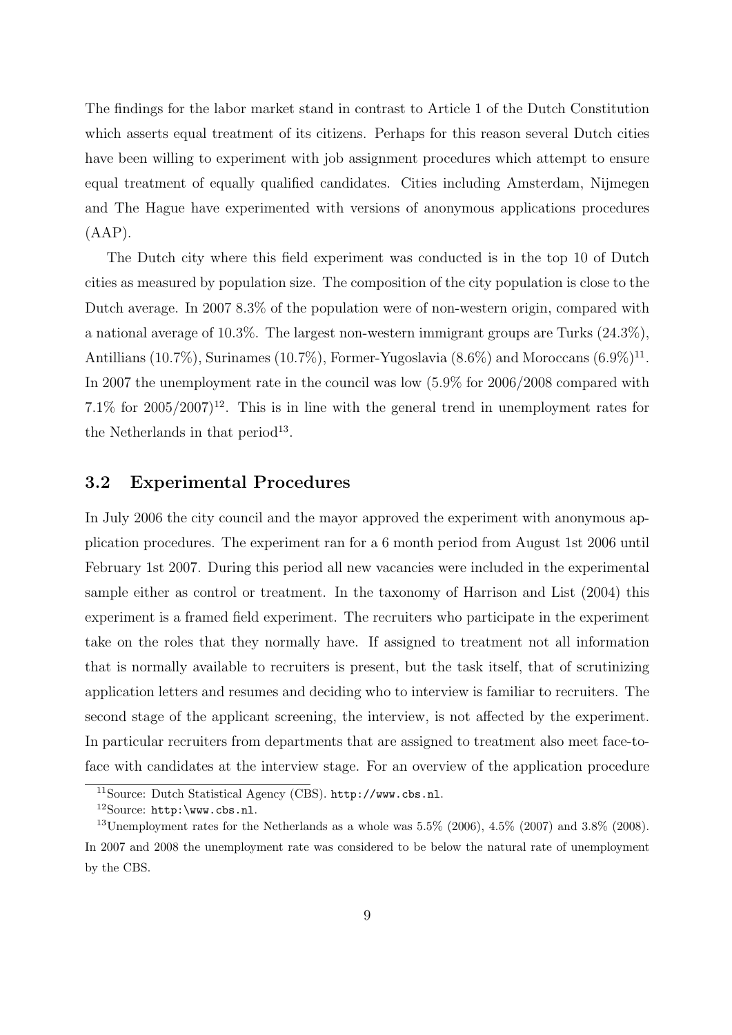The findings for the labor market stand in contrast to Article 1 of the Dutch Constitution which asserts equal treatment of its citizens. Perhaps for this reason several Dutch cities have been willing to experiment with job assignment procedures which attempt to ensure equal treatment of equally qualified candidates. Cities including Amsterdam, Nijmegen and The Hague have experimented with versions of anonymous applications procedures (AAP).

The Dutch city where this field experiment was conducted is in the top 10 of Dutch cities as measured by population size. The composition of the city population is close to the Dutch average. In 2007 8.3% of the population were of non-western origin, compared with a national average of 10.3%. The largest non-western immigrant groups are Turks (24.3%), Antillians (10.7%), Surinames (10.7%), Former-Yugoslavia (8.6%) and Moroccans (6.9%)[11]. In 2007 the unemployment rate in the council was low (5.9% for 2006/2008 compared with 7.1% for 2005/2007)[12]. This is in line with the general trend in unemployment rates for the Netherlands in that period[13].

## 3.2 Experimental Procedures

In July 2006 the city council and the mayor approved the experiment with anonymous application procedures. The experiment ran for a 6 month period from August 1st 2006 until February 1st 2007. During this period all new vacancies were included in the experimental sample either as control or treatment. In the taxonomy of Harrison and List (2004) this experiment is a framed field experiment. The recruiters who participate in the experiment take on the roles that they normally have. If assigned to treatment not all information that is normally available to recruiters is present, but the task itself, that of scrutinizing application letters and resumes and deciding who to interview is familiar to recruiters. The second stage of the applicant screening, the interview, is not affected by the experiment. In particular recruiters from departments that are assigned to treatment also meet face-to-face with candidates at the interview stage. For an overview of the application procedure

[11] Source: Dutch Statistical Agency (CBS). http://www.cbs.nl.

[12] Source: http:\www.cbs.nl.

[13] Unemployment rates for the Netherlands as a whole was 5.5% (2006), 4.5% (2007) and 3.8% (2008). In 2007 and 2008 the unemployment rate was considered to be below the natural rate of unemployment by the CBS.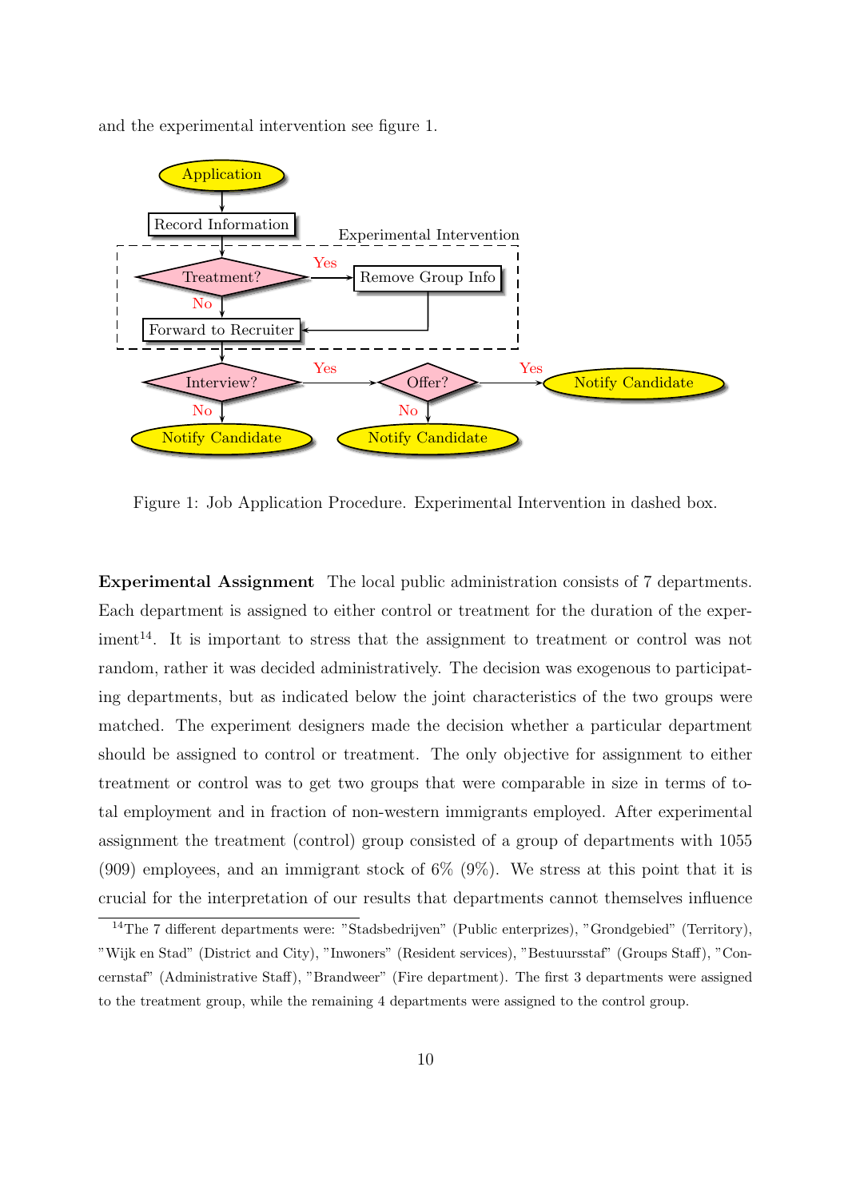and the experimental intervention see figure 1.

Figure 1: Job Application Procedure. Experimental Intervention in dashed box.

**Experimental Assignment** The local public administration consists of 7 departments. Each department is assigned to either control or treatment for the duration of the experiment[14]. It is important to stress that the assignment to treatment or control was not random, rather it was decided administratively. The decision was exogenous to participating departments, but as indicated below the joint characteristics of the two groups were matched. The experiment designers made the decision whether a particular department should be assigned to control or treatment. The only objective for assignment to either treatment or control was to get two groups that were comparable in size in terms of total employment and in fraction of non-western immigrants employed. After experimental assignment the treatment (control) group consisted of a group of departments with 1055 (909) employees, and an immigrant stock of 6% (9%). We stress at this point that it is crucial for the interpretation of our results that departments cannot themselves influence

[14]The 7 different departments were: "Stadsbedrijven" (Public enterprizes), "Grondgebied" (Territory), "Wijk en Stad" (District and City), "Inwoners" (Resident services), "Bestuursstaf" (Groups Staff), "Concernstaf" (Administrative Staff), "Brandweer" (Fire department). The first 3 departments were assigned to the treatment group, while the remaining 4 departments were assigned to the control group.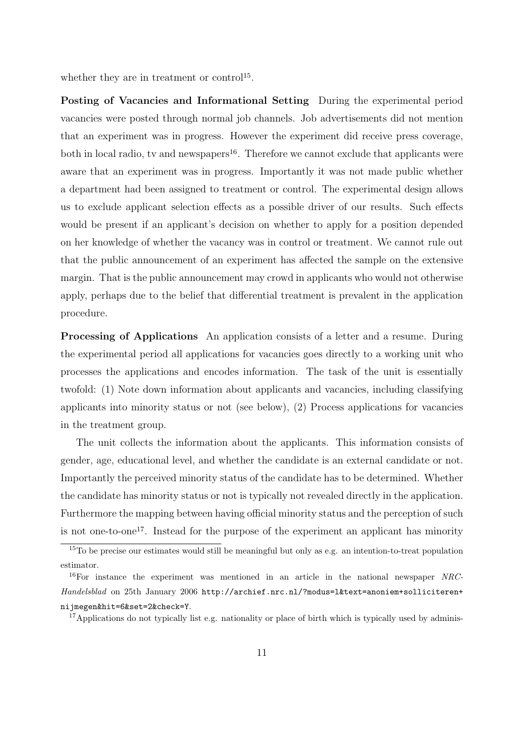whether they are in treatment or control[15].

**Posting of Vacancies and Informational Setting** During the experimental period vacancies were posted through normal job channels. Job advertisements did not mention that an experiment was in progress. However the experiment did receive press coverage, both in local radio, tv and newspapers[16]. Therefore we cannot exclude that applicants were aware that an experiment was in progress. Importantly it was not made public whether a department had been assigned to treatment or control. The experimental design allows us to exclude applicant selection effects as a possible driver of our results. Such effects would be present if an applicant's decision on whether to apply for a position depended on her knowledge of whether the vacancy was in control or treatment. We cannot rule out that the public announcement of an experiment has affected the sample on the extensive margin. That is the public announcement may crowd in applicants who would not otherwise apply, perhaps due to the belief that differential treatment is prevalent in the application procedure.

**Processing of Applications** An application consists of a letter and a resume. During the experimental period all applications for vacancies goes directly to a working unit who processes the applications and encodes information. The task of the unit is essentially twofold: (1) Note down information about applicants and vacancies, including classifying applicants into minority status or not (see below), (2) Process applications for vacancies in the treatment group.

The unit collects the information about the applicants. This information consists of gender, age, educational level, and whether the candidate is an external candidate or not. Importantly the perceived minority status of the candidate has to be determined. Whether the candidate has minority status or not is typically not revealed directly in the application. Furthermore the mapping between having official minority status and the perception of such is not one-to-one[17]. Instead for the purpose of the experiment an applicant has minority

[15] To be precise our estimates would still be meaningful but only as e.g. an intention-to-treat population estimator.

[16] For instance the experiment was mentioned in an article in the national newspaper *NRC-Handelsblad* on 25th January 2006 http://archief.nrc.nl/?modus=l&text=anoniem+solliciteren+nijmegen&hit=6&set=2&check=Y.

[17] Applications do not typically list e.g. nationality or place of birth which is typically used by adminis-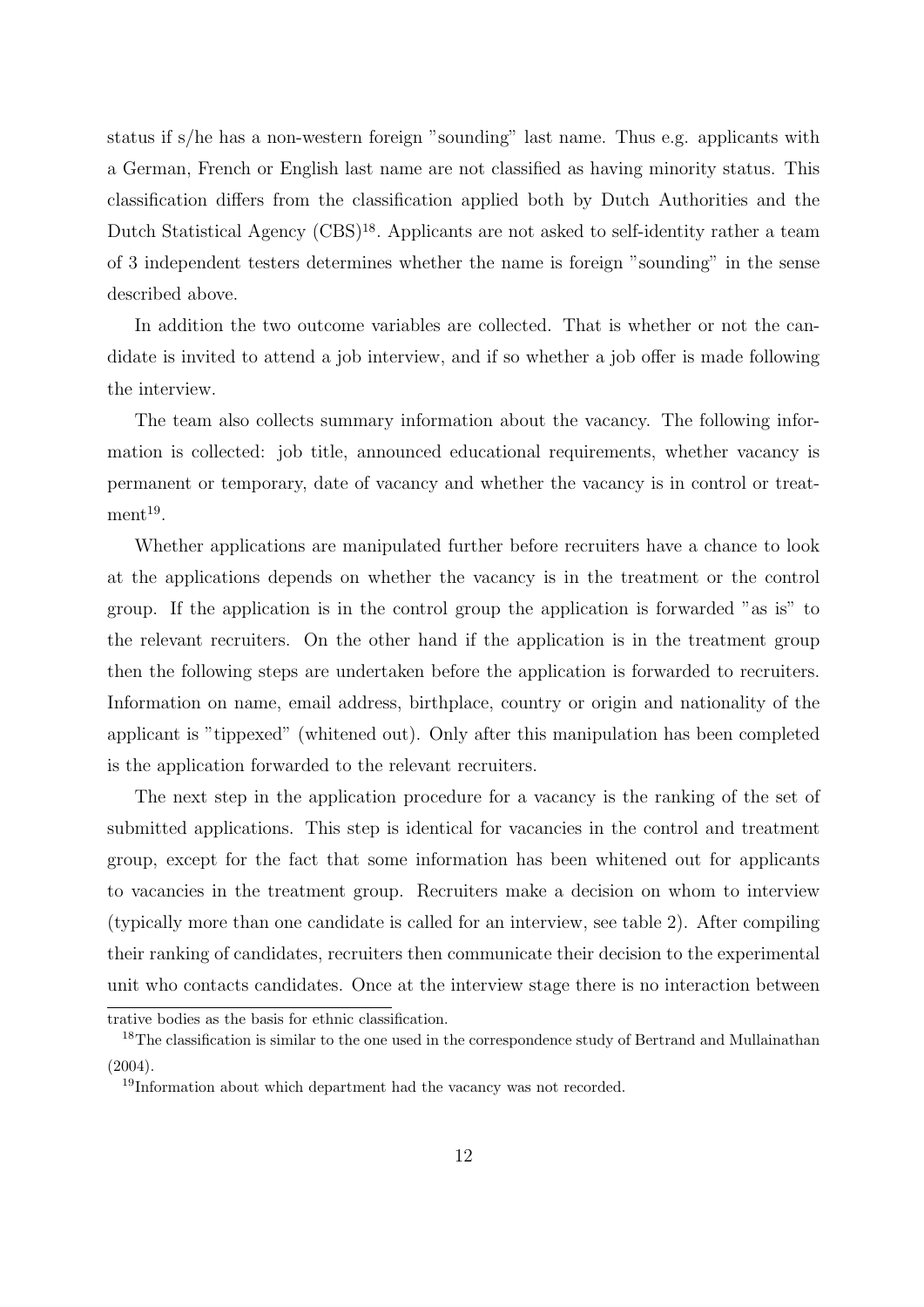status if s/he has a non-western foreign "sounding" last name. Thus e.g. applicants with a German, French or English last name are not classified as having minority status. This classification differs from the classification applied both by Dutch Authorities and the Dutch Statistical Agency (CBS)[18]. Applicants are not asked to self-identity rather a team of 3 independent testers determines whether the name is foreign "sounding" in the sense described above.

In addition the two outcome variables are collected. That is whether or not the candidate is invited to attend a job interview, and if so whether a job offer is made following the interview.

The team also collects summary information about the vacancy. The following information is collected: job title, announced educational requirements, whether vacancy is permanent or temporary, date of vacancy and whether the vacancy is in control or treatment[19].

Whether applications are manipulated further before recruiters have a chance to look at the applications depends on whether the vacancy is in the treatment or the control group. If the application is in the control group the application is forwarded "as is" to the relevant recruiters. On the other hand if the application is in the treatment group then the following steps are undertaken before the application is forwarded to recruiters. Information on name, email address, birthplace, country or origin and nationality of the applicant is "tippexed" (whitened out). Only after this manipulation has been completed is the application forwarded to the relevant recruiters.

The next step in the application procedure for a vacancy is the ranking of the set of submitted applications. This step is identical for vacancies in the control and treatment group, except for the fact that some information has been whitened out for applicants to vacancies in the treatment group. Recruiters make a decision on whom to interview (typically more than one candidate is called for an interview, see table 2). After compiling their ranking of candidates, recruiters then communicate their decision to the experimental unit who contacts candidates. Once at the interview stage there is no interaction between

trative bodies as the basis for ethnic classification.

[18]The classification is similar to the one used in the correspondence study of Bertrand and Mullainathan (2004).

[19]Information about which department had the vacancy was not recorded.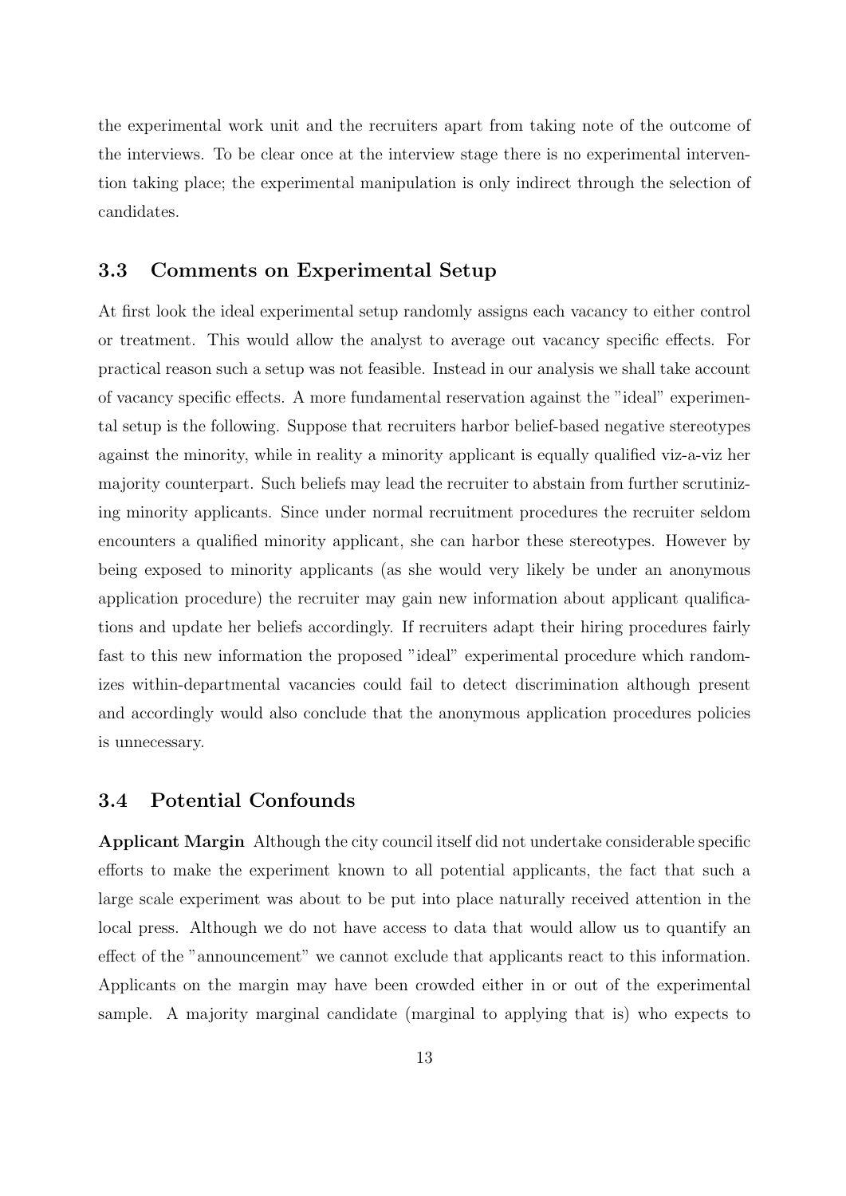the experimental work unit and the recruiters apart from taking note of the outcome of the interviews. To be clear once at the interview stage there is no experimental intervention taking place; the experimental manipulation is only indirect through the selection of candidates.

### 3.3 Comments on Experimental Setup

At first look the ideal experimental setup randomly assigns each vacancy to either control or treatment. This would allow the analyst to average out vacancy specific effects. For practical reason such a setup was not feasible. Instead in our analysis we shall take account of vacancy specific effects. A more fundamental reservation against the "ideal" experimental setup is the following. Suppose that recruiters harbor belief-based negative stereotypes against the minority, while in reality a minority applicant is equally qualified viz-a-viz her majority counterpart. Such beliefs may lead the recruiter to abstain from further scrutinizing minority applicants. Since under normal recruitment procedures the recruiter seldom encounters a qualified minority applicant, she can harbor these stereotypes. However by being exposed to minority applicants (as she would very likely be under an anonymous application procedure) the recruiter may gain new information about applicant qualifications and update her beliefs accordingly. If recruiters adapt their hiring procedures fairly fast to this new information the proposed "ideal" experimental procedure which randomizes within-departmental vacancies could fail to detect discrimination although present and accordingly would also conclude that the anonymous application procedures policies is unnecessary.

### 3.4 Potential Confounds

**Applicant Margin** Although the city council itself did not undertake considerable specific efforts to make the experiment known to all potential applicants, the fact that such a large scale experiment was about to be put into place naturally received attention in the local press. Although we do not have access to data that would allow us to quantify an effect of the "announcement" we cannot exclude that applicants react to this information. Applicants on the margin may have been crowded either in or out of the experimental sample. A majority marginal candidate (marginal to applying that is) who expects to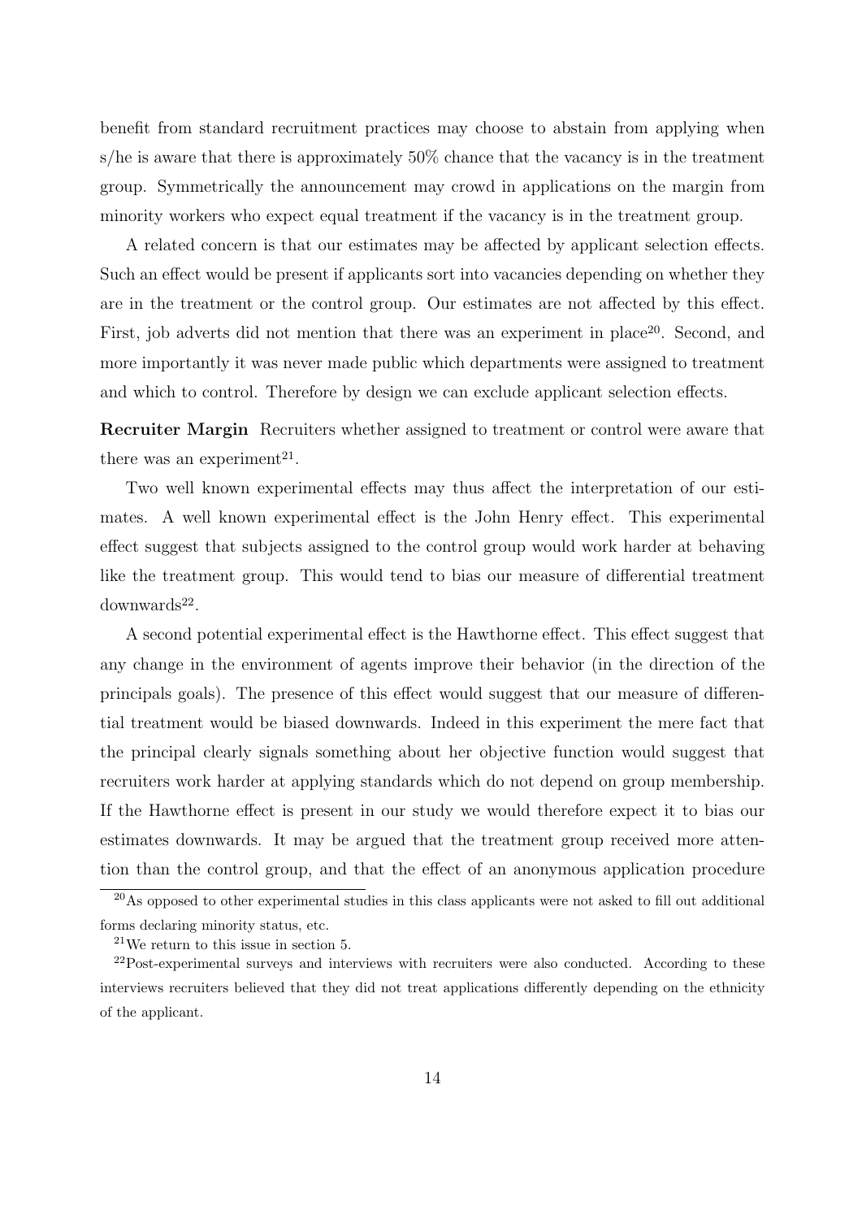benefit from standard recruitment practices may choose to abstain from applying when s/he is aware that there is approximately 50% chance that the vacancy is in the treatment group. Symmetrically the announcement may crowd in applications on the margin from minority workers who expect equal treatment if the vacancy is in the treatment group.

A related concern is that our estimates may be affected by applicant selection effects. Such an effect would be present if applicants sort into vacancies depending on whether they are in the treatment or the control group. Our estimates are not affected by this effect. First, job adverts did not mention that there was an experiment in place[20]. Second, and more importantly it was never made public which departments were assigned to treatment and which to control. Therefore by design we can exclude applicant selection effects.

**Recruiter Margin** Recruiters whether assigned to treatment or control were aware that there was an experiment[21].

Two well known experimental effects may thus affect the interpretation of our estimates. A well known experimental effect is the John Henry effect. This experimental effect suggest that subjects assigned to the control group would work harder at behaving like the treatment group. This would tend to bias our measure of differential treatment downwards[22].

A second potential experimental effect is the Hawthorne effect. This effect suggest that any change in the environment of agents improve their behavior (in the direction of the principals goals). The presence of this effect would suggest that our measure of differential treatment would be biased downwards. Indeed in this experiment the mere fact that the principal clearly signals something about her objective function would suggest that recruiters work harder at applying standards which do not depend on group membership. If the Hawthorne effect is present in our study we would therefore expect it to bias our estimates downwards. It may be argued that the treatment group received more attention than the control group, and that the effect of an anonymous application procedure

[20] As opposed to other experimental studies in this class applicants were not asked to fill out additional forms declaring minority status, etc.

[21] We return to this issue in section 5.

[22] Post-experimental surveys and interviews with recruiters were also conducted. According to these interviews recruiters believed that they did not treat applications differently depending on the ethnicity of the applicant.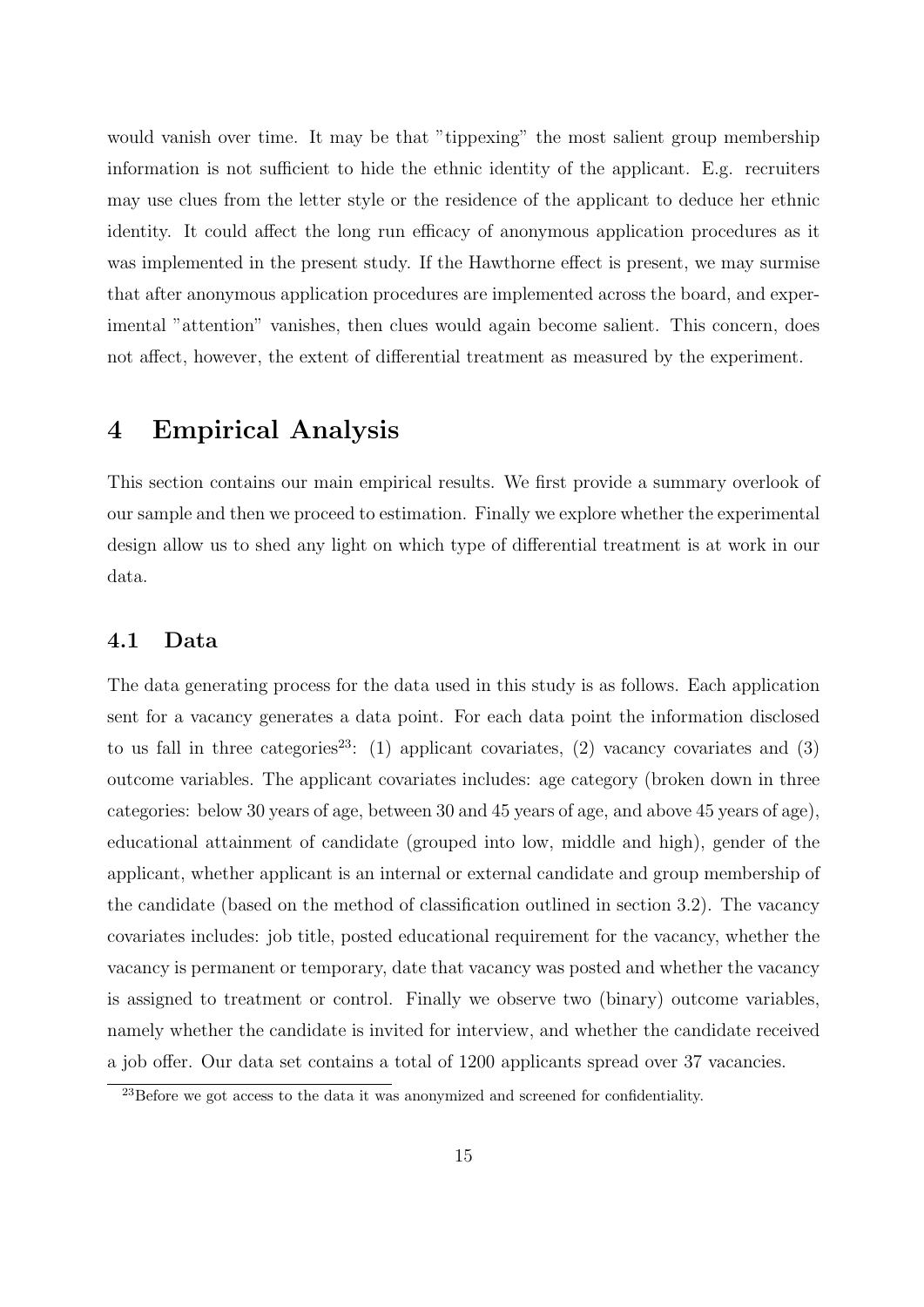would vanish over time. It may be that "tippexing" the most salient group membership information is not sufficient to hide the ethnic identity of the applicant. E.g. recruiters may use clues from the letter style or the residence of the applicant to deduce her ethnic identity. It could affect the long run efficacy of anonymous application procedures as it was implemented in the present study. If the Hawthorne effect is present, we may surmise that after anonymous application procedures are implemented across the board, and experimental "attention" vanishes, then clues would again become salient. This concern, does not affect, however, the extent of differential treatment as measured by the experiment.

# 4 Empirical Analysis

This section contains our main empirical results. We first provide a summary overlook of our sample and then we proceed to estimation. Finally we explore whether the experimental design allow us to shed any light on which type of differential treatment is at work in our data.

## 4.1 Data

The data generating process for the data used in this study is as follows. Each application sent for a vacancy generates a data point. For each data point the information disclosed to us fall in three categories[23]: (1) applicant covariates, (2) vacancy covariates and (3) outcome variables. The applicant covariates includes: age category (broken down in three categories: below 30 years of age, between 30 and 45 years of age, and above 45 years of age), educational attainment of candidate (grouped into low, middle and high), gender of the applicant, whether applicant is an internal or external candidate and group membership of the candidate (based on the method of classification outlined in section 3.2). The vacancy covariates includes: job title, posted educational requirement for the vacancy, whether the vacancy is permanent or temporary, date that vacancy was posted and whether the vacancy is assigned to treatment or control. Finally we observe two (binary) outcome variables, namely whether the candidate is invited for interview, and whether the candidate received a job offer. Our data set contains a total of 1200 applicants spread over 37 vacancies.

[23]Before we got access to the data it was anonymized and screened for confidentiality.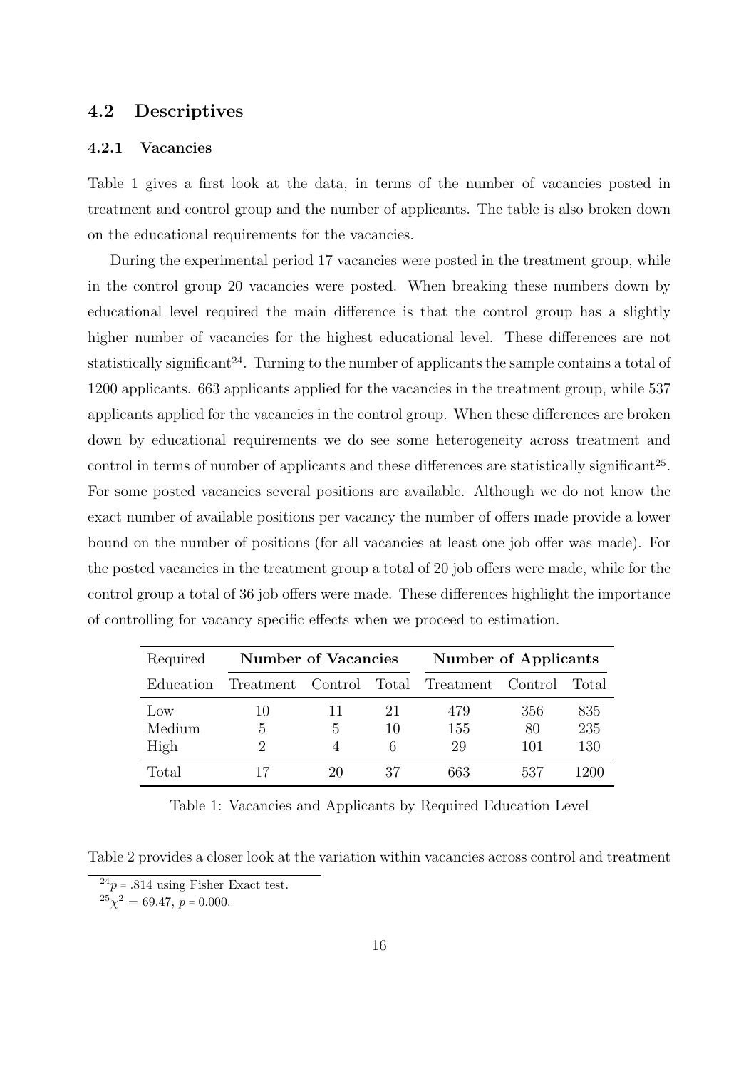## 4.2 Descriptives

### 4.2.1 Vacancies

Table 1 gives a first look at the data, in terms of the number of vacancies posted in treatment and control group and the number of applicants. The table is also broken down on the educational requirements for the vacancies.

During the experimental period 17 vacancies were posted in the treatment group, while in the control group 20 vacancies were posted. When breaking these numbers down by educational level required the main difference is that the control group has a slightly higher number of vacancies for the highest educational level. These differences are not statistically significant[24]. Turning to the number of applicants the sample contains a total of 1200 applicants. 663 applicants applied for the vacancies in the treatment group, while 537 applicants applied for the vacancies in the control group. When these differences are broken down by educational requirements we do see some heterogeneity across treatment and control in terms of number of applicants and these differences are statistically significant[25]. For some posted vacancies several positions are available. Although we do not know the exact number of available positions per vacancy the number of offers made provide a lower bound on the number of positions (for all vacancies at least one job offer was made). For the posted vacancies in the treatment group a total of 20 job offers were made, while for the control group a total of 36 job offers were made. These differences highlight the importance of controlling for vacancy specific effects when we proceed to estimation.

| Required | **Number of Vacancies** | | | **Number of Applicants** | | |
|---|---|---|---|---|---|---|
| Education | Treatment | Control | Total | Treatment | Control | Total |
| Low | 10 | 11 | 21 | 479 | 356 | 835 |
| Medium | 5 | 5 | 10 | 155 | 80 | 235 |
| High | 2 | 4 | 6 | 29 | 101 | 130 |
| Total | 17 | 20 | 37 | 663 | 537 | 1200 |

Table 1: Vacancies and Applicants by Required Education Level

Table 2 provides a closer look at the variation within vacancies across control and treatment

[24] $p = .814$ using Fisher Exact test.

[25] $\chi^2 = 69.47$, $p = 0.000$.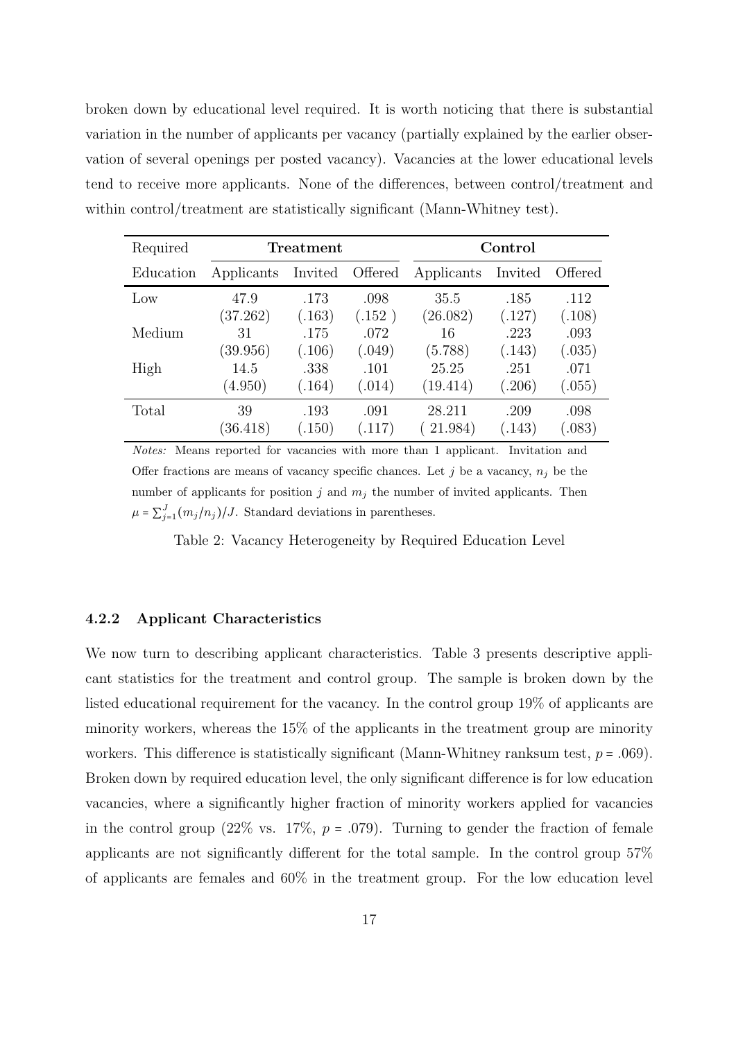broken down by educational level required. It is worth noticing that there is substantial variation in the number of applicants per vacancy (partially explained by the earlier observation of several openings per posted vacancy). Vacancies at the lower educational levels tend to receive more applicants. None of the differences, between control/treatment and within control/treatment are statistically significant (Mann-Whitney test).

| Required | **Treatment** | | | **Control** | | |
|---|---|---|---|---|---|---|
| Education | Applicants | Invited | Offered | Applicants | Invited | Offered |
| Low | 47.9 | .173 | .098 | 35.5 | .185 | .112 |
| | (37.262) | (.163) | (.152 ) | (26.082) | (.127) | (.108) |
| Medium | 31 | .175 | .072 | 16 | .223 | .093 |
| | (39.956) | (.106) | (.049) | (5.788) | (.143) | (.035) |
| High | 14.5 | .338 | .101 | 25.25 | .251 | .071 |
| | (4.950) | (.164) | (.014) | (19.414) | (.206) | (.055) |
| Total | 39 | .193 | .091 | 28.211 | .209 | .098 |
| | (36.418) | (.150) | (.117) | ( 21.984) | (.143) | (.083) |

*Notes:* Means reported for vacancies with more than 1 applicant. Invitation and Offer fractions are means of vacancy specific chances. Let $j$ be a vacancy, $n_j$ be the number of applicants for position $j$ and $m_j$ the number of invited applicants. Then $\mu = \sum_{j=1}^{J}(m_j/n_j)/J$. Standard deviations in parentheses.

Table 2: Vacancy Heterogeneity by Required Education Level

#### 4.2.2 Applicant Characteristics

We now turn to describing applicant characteristics. Table 3 presents descriptive applicant statistics for the treatment and control group. The sample is broken down by the listed educational requirement for the vacancy. In the control group 19% of applicants are minority workers, whereas the 15% of the applicants in the treatment group are minority workers. This difference is statistically significant (Mann-Whitney ranksum test, $p = .069$). Broken down by required education level, the only significant difference is for low education vacancies, where a significantly higher fraction of minority workers applied for vacancies in the control group (22% vs. 17%, $p = .079$). Turning to gender the fraction of female applicants are not significantly different for the total sample. In the control group 57% of applicants are females and 60% in the treatment group. For the low education level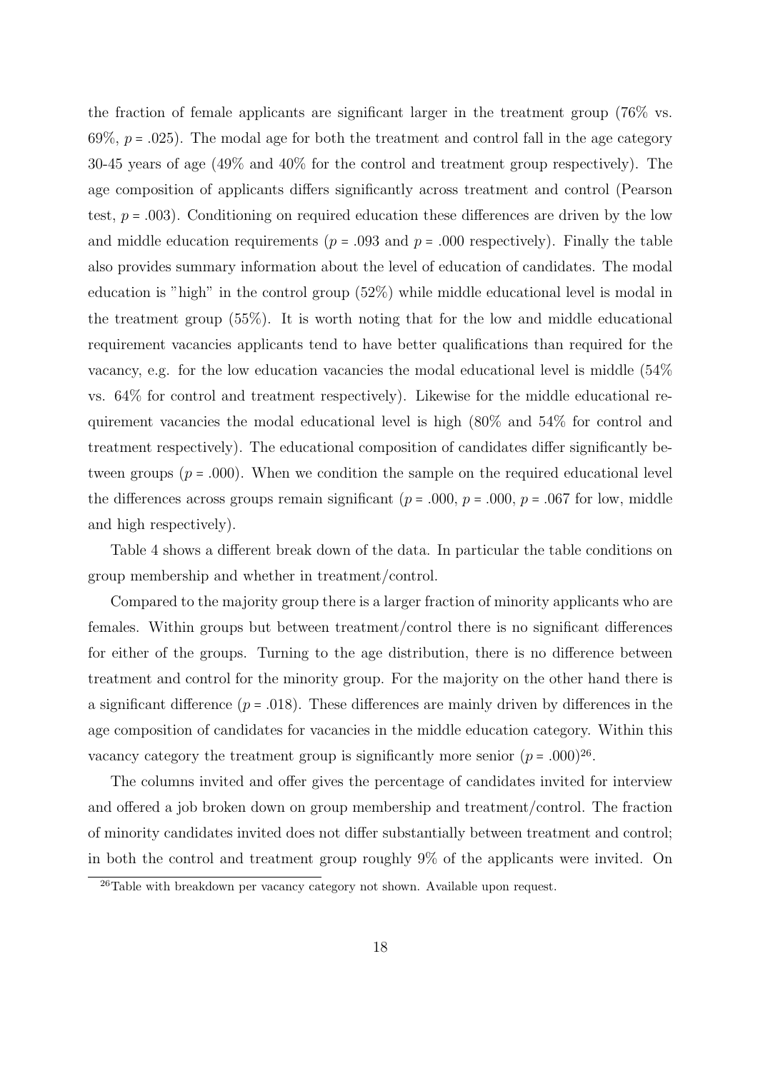the fraction of female applicants are significant larger in the treatment group (76% vs. 69%, $p = .025$). The modal age for both the treatment and control fall in the age category 30-45 years of age (49% and 40% for the control and treatment group respectively). The age composition of applicants differs significantly across treatment and control (Pearson test, $p = .003$). Conditioning on required education these differences are driven by the low and middle education requirements ($p = .093$ and $p = .000$ respectively). Finally the table also provides summary information about the level of education of candidates. The modal education is "high" in the control group (52%) while middle educational level is modal in the treatment group (55%). It is worth noting that for the low and middle educational requirement vacancies applicants tend to have better qualifications than required for the vacancy, e.g. for the low education vacancies the modal educational level is middle (54% vs. 64% for control and treatment respectively). Likewise for the middle educational requirement vacancies the modal educational level is high (80% and 54% for control and treatment respectively). The educational composition of candidates differ significantly between groups ($p = .000$). When we condition the sample on the required educational level the differences across groups remain significant ($p = .000$, $p = .000$, $p = .067$ for low, middle and high respectively).

Table 4 shows a different break down of the data. In particular the table conditions on group membership and whether in treatment/control.

Compared to the majority group there is a larger fraction of minority applicants who are females. Within groups but between treatment/control there is no significant differences for either of the groups. Turning to the age distribution, there is no difference between treatment and control for the minority group. For the majority on the other hand there is a significant difference ($p = .018$). These differences are mainly driven by differences in the age composition of candidates for vacancies in the middle education category. Within this vacancy category the treatment group is significantly more senior ($p = .000$)[26].

The columns invited and offer gives the percentage of candidates invited for interview and offered a job broken down on group membership and treatment/control. The fraction of minority candidates invited does not differ substantially between treatment and control; in both the control and treatment group roughly 9% of the applicants were invited. On

[26]Table with breakdown per vacancy category not shown. Available upon request.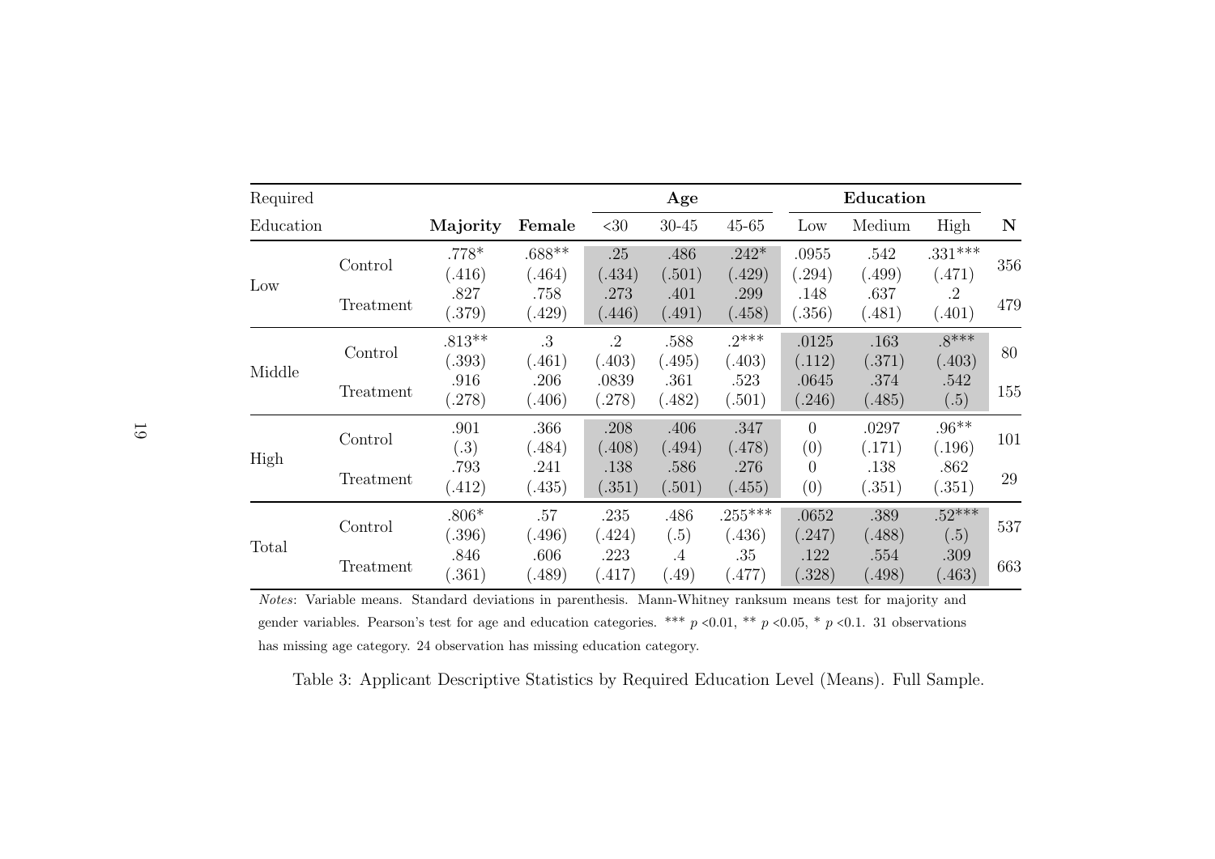| Required Education | | Majority | Female | Age | | | Education | | | N |
|---|---|---|---|---|---|---|---|---|---|---|
| | | | | <30 | 30-45 | 45-65 | Low | Medium | High | |
| Low | Control | .778* | .688** | .25 | .486 | .242* | .0955 | .542 | .331*** | 356 |
| | | (.416) | (.464) | (.434) | (.501) | (.429) | (.294) | (.499) | (.471) | |
| | Treatment | .827 | .758 | .273 | .401 | .299 | .148 | .637 | .2 | 479 |
| | | (.379) | (.429) | (.446) | (.491) | (.458) | (.356) | (.481) | (.401) | |
| Middle | Control | .813** | .3 | .2 | .588 | .2*** | .0125 | .163 | .8*** | 80 |
| | | (.393) | (.461) | (.403) | (.495) | (.403) | (.112) | (.371) | (.403) | |
| | Treatment | .916 | .206 | .0839 | .361 | .523 | .0645 | .374 | .542 | 155 |
| | | (.278) | (.406) | (.278) | (.482) | (.501) | (.246) | (.485) | (.5) | |
| High | Control | .901 | .366 | .208 | .406 | .347 | 0 | .0297 | .96** | 101 |
| | | (.3) | (.484) | (.408) | (.494) | (.478) | (0) | (.171) | (.196) | |
| | Treatment | .793 | .241 | .138 | .586 | .276 | 0 | .138 | .862 | 29 |
| | | (.412) | (.435) | (.351) | (.501) | (.455) | (0) | (.351) | (.351) | |
| Total | Control | .806* | .57 | .235 | .486 | .255*** | .0652 | .389 | .52*** | 537 |
| | | (.396) | (.496) | (.424) | (.5) | (.436) | (.247) | (.488) | (.5) | |
| | Treatment | .846 | .606 | .223 | .4 | .35 | .122 | .554 | .309 | 663 |
| | | (.361) | (.489) | (.417) | (.49) | (.477) | (.328) | (.498) | (.463) | |

*Notes*: Variable means. Standard deviations in parenthesis. Mann-Whitney ranksum means test for majority and gender variables. Pearson's test for age and education categories. *** $p$ <0.01, ** $p$ <0.05, * $p$ <0.1. 31 observations has missing age category. 24 observation has missing education category.

Table 3: Applicant Descriptive Statistics by Required Education Level (Means). Full Sample.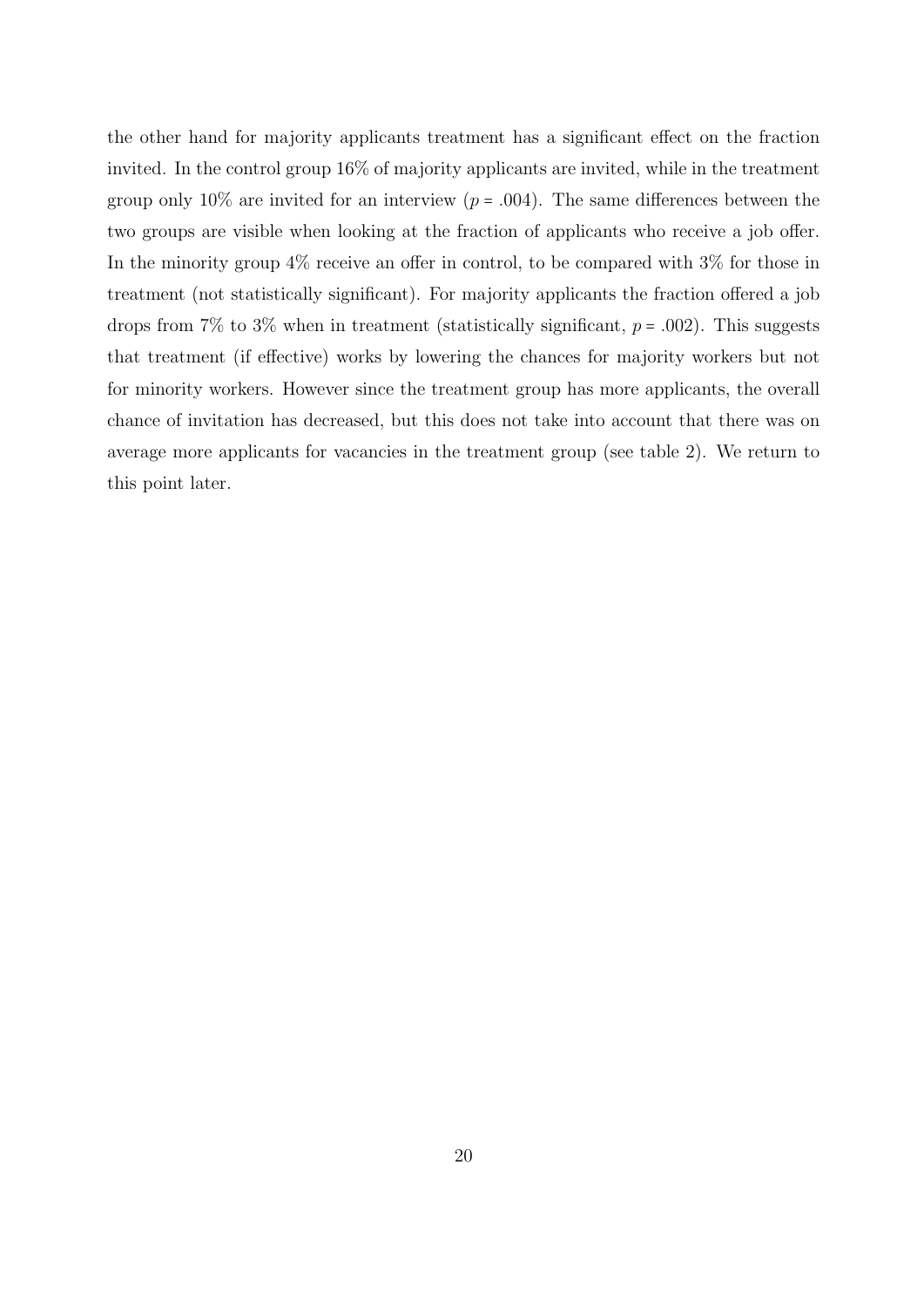the other hand for majority applicants treatment has a significant effect on the fraction invited. In the control group 16% of majority applicants are invited, while in the treatment group only 10% are invited for an interview ($p = .004$). The same differences between the two groups are visible when looking at the fraction of applicants who receive a job offer. In the minority group 4% receive an offer in control, to be compared with 3% for those in treatment (not statistically significant). For majority applicants the fraction offered a job drops from 7% to 3% when in treatment (statistically significant, $p = .002$). This suggests that treatment (if effective) works by lowering the chances for majority workers but not for minority workers. However since the treatment group has more applicants, the overall chance of invitation has decreased, but this does not take into account that there was on average more applicants for vacancies in the treatment group (see table 2). We return to this point later.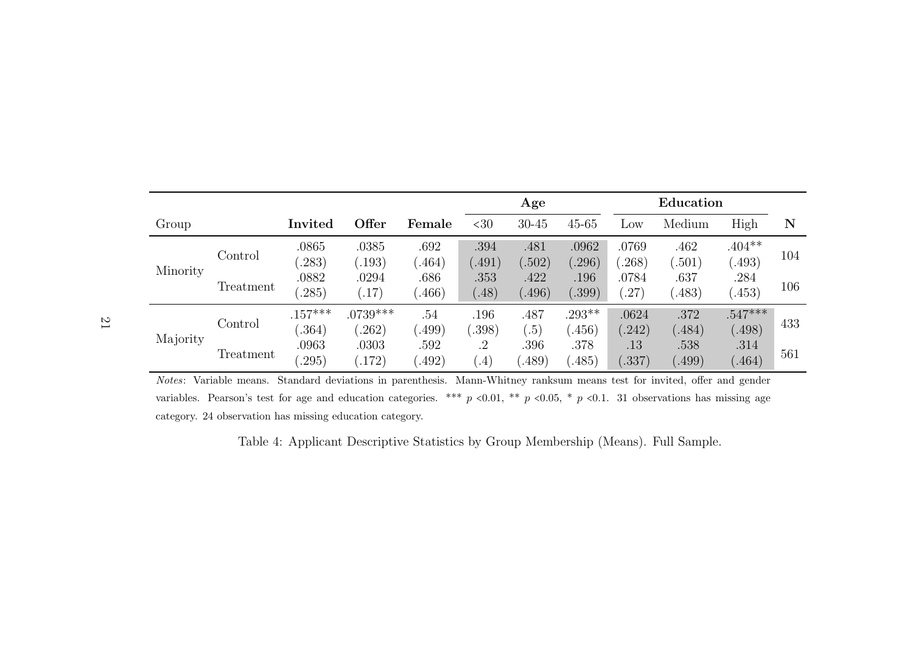| Group | | Invited | Offer | Female | Age | | | Education | | | N |
|---|---|---|---|---|---|---|---|---|---|---|---|
| | | | | | <30 | 30-45 | 45-65 | Low | Medium | High | |
| Minority | Control | .0865 | .0385 | .692 | .394 | .481 | .0962 | .0769 | .462 | .404** | 104 |
| | | (.283) | (.193) | (.464) | (.491) | (.502) | (.296) | (.268) | (.501) | (.493) | |
| | Treatment | .0882 | .0294 | .686 | .353 | .422 | .196 | .0784 | .637 | .284 | 106 |
| | | (.285) | (.17) | (.466) | (.48) | (.496) | (.399) | (.27) | (.483) | (.453) | |
| Majority | Control | .157*** | .0739*** | .54 | .196 | .487 | .293** | .0624 | .372 | .547*** | 433 |
| | | (.364) | (.262) | (.499) | (.398) | (.5) | (.456) | (.242) | (.484) | (.498) | |
| | Treatment | .0963 | .0303 | .592 | .2 | .396 | .378 | .13 | .538 | .314 | 561 |
| | | (.295) | (.172) | (.492) | (.4) | (.489) | (.485) | (.337) | (.499) | (.464) | |

*Notes*: Variable means. Standard deviations in parenthesis. Mann-Whitney ranksum means test for invited, offer and gender variables. Pearson's test for age and education categories. *** $p$ <0.01, ** $p$ <0.05, * $p$ <0.1. 31 observations has missing age category. 24 observation has missing education category.

Table 4: Applicant Descriptive Statistics by Group Membership (Means). Full Sample.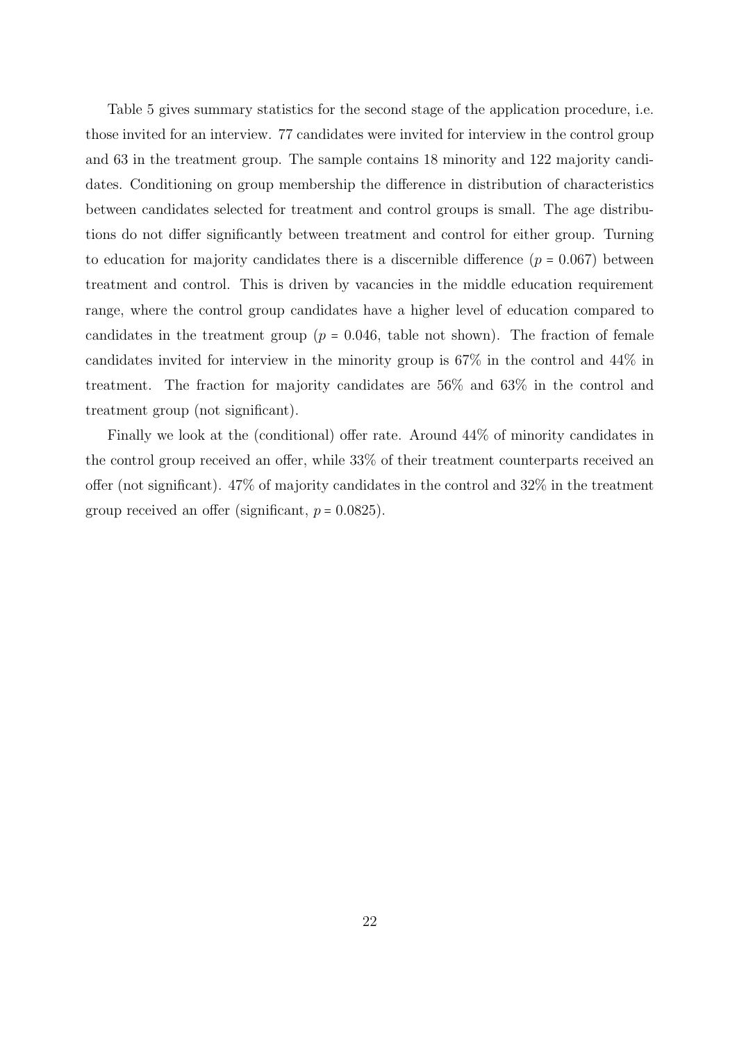Table 5 gives summary statistics for the second stage of the application procedure, i.e. those invited for an interview. 77 candidates were invited for interview in the control group and 63 in the treatment group. The sample contains 18 minority and 122 majority candidates. Conditioning on group membership the difference in distribution of characteristics between candidates selected for treatment and control groups is small. The age distributions do not differ significantly between treatment and control for either group. Turning to education for majority candidates there is a discernible difference ($p = 0.067$) between treatment and control. This is driven by vacancies in the middle education requirement range, where the control group candidates have a higher level of education compared to candidates in the treatment group ($p = 0.046$, table not shown). The fraction of female candidates invited for interview in the minority group is 67% in the control and 44% in treatment. The fraction for majority candidates are 56% and 63% in the control and treatment group (not significant).

Finally we look at the (conditional) offer rate. Around 44% of minority candidates in the control group received an offer, while 33% of their treatment counterparts received an offer (not significant). 47% of majority candidates in the control and 32% in the treatment group received an offer (significant, $p = 0.0825$).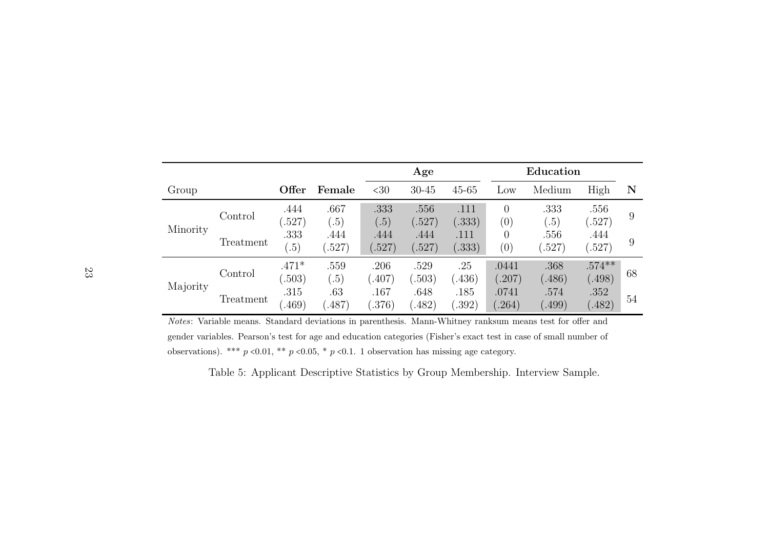| Group | | Offer | Female | Age | | | Education | | | N |
|---|---|---|---|---|---|---|---|---|---|---|
| | | | | <30 | 30-45 | 45-65 | Low | Medium | High | |
| Minority | Control | .444<br>(.527) | .667<br>(.5) | .333<br>(.5) | .556<br>(.527) | .111<br>(.333) | 0<br>(0) | .333<br>(.5) | .556<br>(.527) | 9 |
| | Treatment | .333<br>(.5) | .444<br>(.527) | .444<br>(.527) | .444<br>(.527) | .111<br>(.333) | 0<br>(0) | .556<br>(.527) | .444<br>(.527) | 9 |
| Majority | Control | .471*<br>(.503) | .559<br>(.5) | .206<br>(.407) | .529<br>(.503) | .25<br>(.436) | .0441<br>(.207) | .368<br>(.486) | .574**<br>(.498) | 68 |
| | Treatment | .315<br>(.469) | .63<br>(.487) | .167<br>(.376) | .648<br>(.482) | .185<br>(.392) | .0741<br>(.264) | .574<br>(.499) | .352<br>(.482) | 54 |

*Notes*: Variable means. Standard deviations in parenthesis. Mann-Whitney ranksum means test for offer and gender variables. Pearson's test for age and education categories (Fisher's exact test in case of small number of observations). *** $p$ <0.01, ** $p$ <0.05, * $p$ <0.1. 1 observation has missing age category.

Table 5: Applicant Descriptive Statistics by Group Membership. Interview Sample.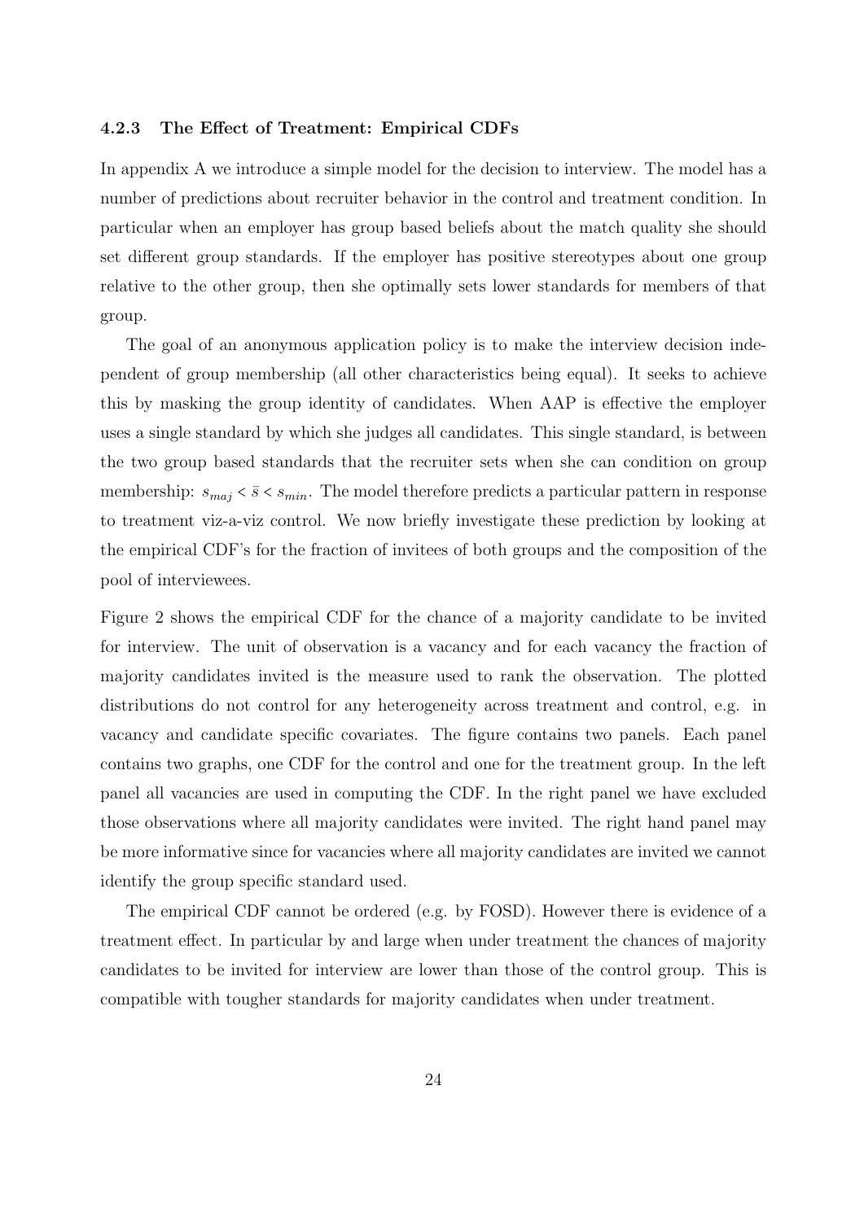#### 4.2.3 The Effect of Treatment: Empirical CDFs

In appendix A we introduce a simple model for the decision to interview. The model has a number of predictions about recruiter behavior in the control and treatment condition. In particular when an employer has group based beliefs about the match quality she should set different group standards. If the employer has positive stereotypes about one group relative to the other group, then she optimally sets lower standards for members of that group.

The goal of an anonymous application policy is to make the interview decision independent of group membership (all other characteristics being equal). It seeks to achieve this by masking the group identity of candidates. When AAP is effective the employer uses a single standard by which she judges all candidates. This single standard, is between the two group based standards that the recruiter sets when she can condition on group membership: $s_{maj} < \bar{s} < s_{min}$. The model therefore predicts a particular pattern in response to treatment viz-a-viz control. We now briefly investigate these prediction by looking at the empirical CDF's for the fraction of invitees of both groups and the composition of the pool of interviewees.

Figure 2 shows the empirical CDF for the chance of a majority candidate to be invited for interview. The unit of observation is a vacancy and for each vacancy the fraction of majority candidates invited is the measure used to rank the observation. The plotted distributions do not control for any heterogeneity across treatment and control, e.g. in vacancy and candidate specific covariates. The figure contains two panels. Each panel contains two graphs, one CDF for the control and one for the treatment group. In the left panel all vacancies are used in computing the CDF. In the right panel we have excluded those observations where all majority candidates were invited. The right hand panel may be more informative since for vacancies where all majority candidates are invited we cannot identify the group specific standard used.

The empirical CDF cannot be ordered (e.g. by FOSD). However there is evidence of a treatment effect. In particular by and large when under treatment the chances of majority candidates to be invited for interview are lower than those of the control group. This is compatible with tougher standards for majority candidates when under treatment.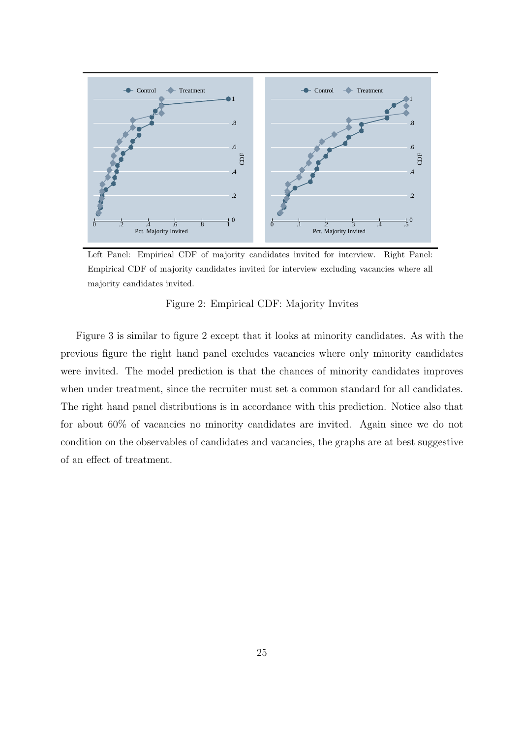Left Panel: Empirical CDF of majority candidates invited for interview. Right Panel: Empirical CDF of majority candidates invited for interview excluding vacancies where all majority candidates invited.

Figure 2: Empirical CDF: Majority Invites

Figure 3 is similar to figure 2 except that it looks at minority candidates. As with the previous figure the right hand panel excludes vacancies where only minority candidates were invited. The model prediction is that the chances of minority candidates improves when under treatment, since the recruiter must set a common standard for all candidates. The right hand panel distributions is in accordance with this prediction. Notice also that for about 60% of vacancies no minority candidates are invited. Again since we do not condition on the observables of candidates and vacancies, the graphs are at best suggestive of an effect of treatment.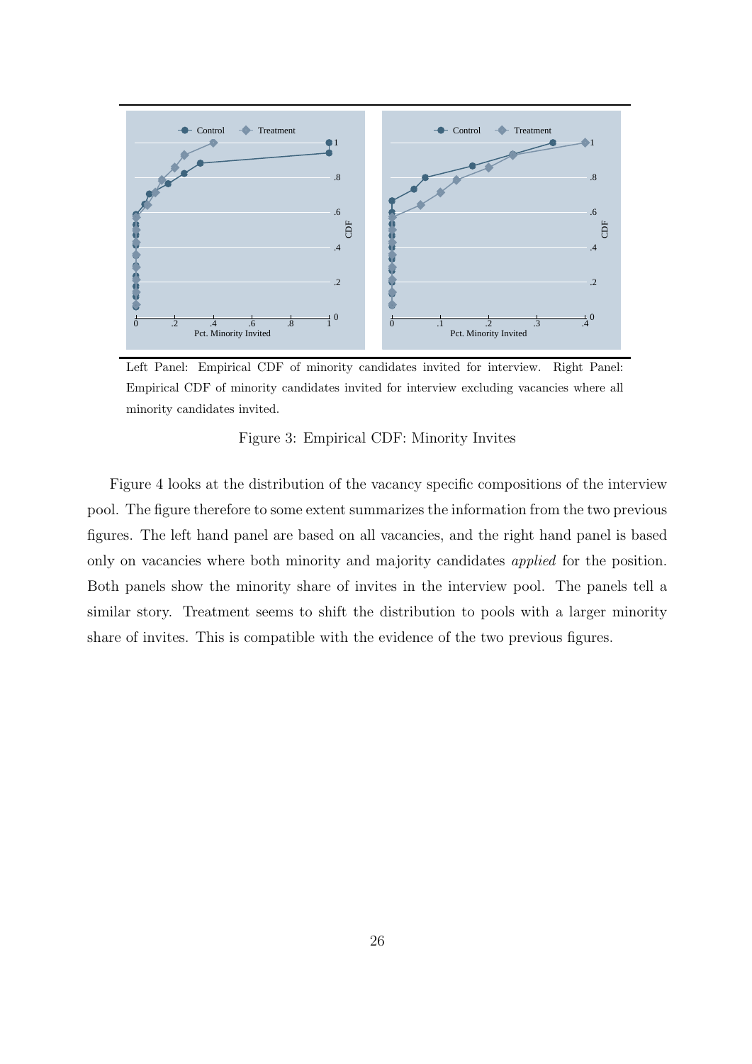Left Panel: Empirical CDF of minority candidates invited for interview. Right Panel: Empirical CDF of minority candidates invited for interview excluding vacancies where all minority candidates invited.

Figure 3: Empirical CDF: Minority Invites

Figure 4 looks at the distribution of the vacancy specific compositions of the interview pool. The figure therefore to some extent summarizes the information from the two previous figures. The left hand panel are based on all vacancies, and the right hand panel is based only on vacancies where both minority and majority candidates *applied* for the position. Both panels show the minority share of invites in the interview pool. The panels tell a similar story. Treatment seems to shift the distribution to pools with a larger minority share of invites. This is compatible with the evidence of the two previous figures.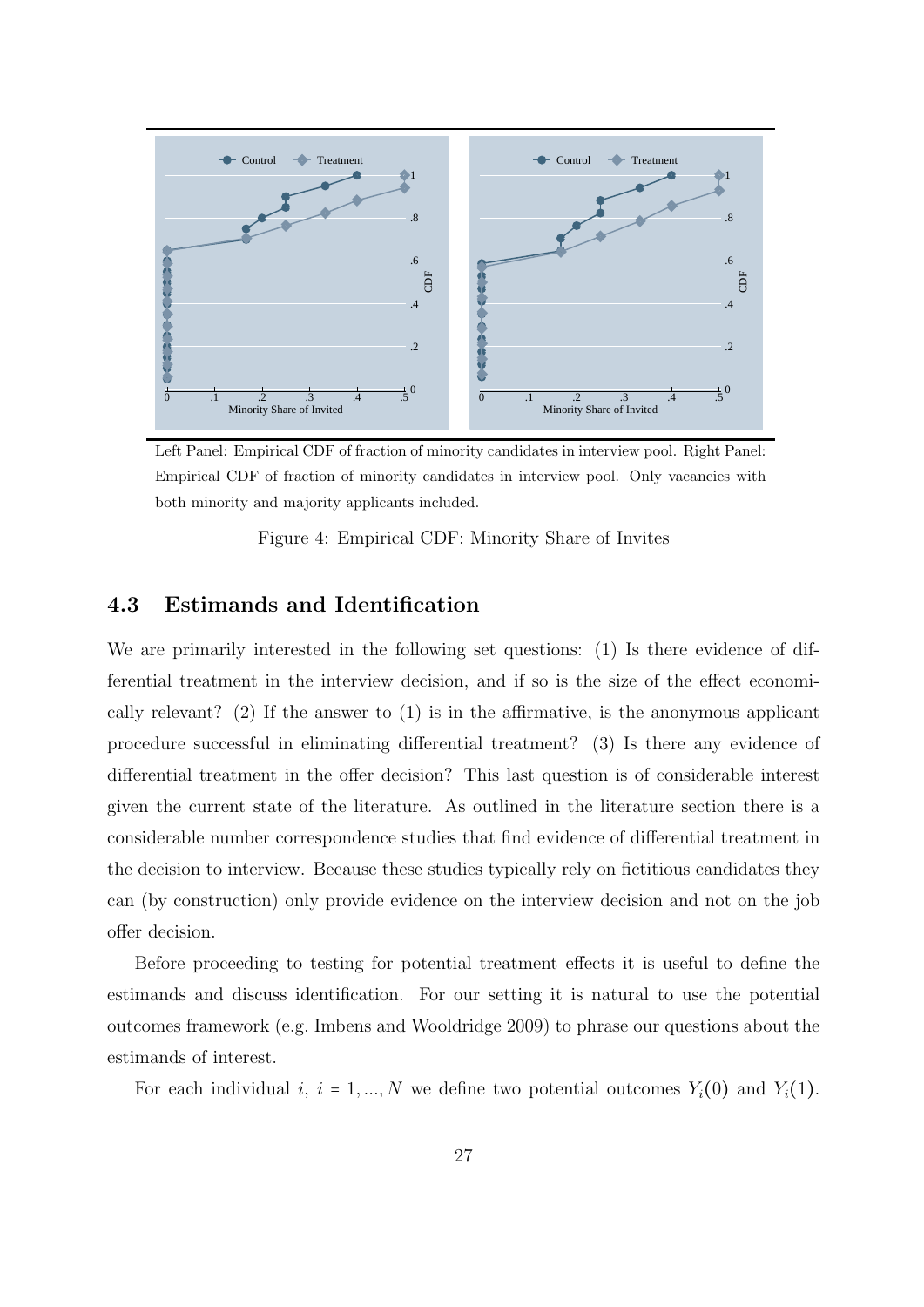Left Panel: Empirical CDF of fraction of minority candidates in interview pool. Right Panel: Empirical CDF of fraction of minority candidates in interview pool. Only vacancies with both minority and majority applicants included.

Figure 4: Empirical CDF: Minority Share of Invites

### 4.3 Estimands and Identification

We are primarily interested in the following set questions: (1) Is there evidence of differential treatment in the interview decision, and if so is the size of the effect economically relevant? (2) If the answer to (1) is in the affirmative, is the anonymous applicant procedure successful in eliminating differential treatment? (3) Is there any evidence of differential treatment in the offer decision? This last question is of considerable interest given the current state of the literature. As outlined in the literature section there is a considerable number correspondence studies that find evidence of differential treatment in the decision to interview. Because these studies typically rely on fictitious candidates they can (by construction) only provide evidence on the interview decision and not on the job offer decision.

Before proceeding to testing for potential treatment effects it is useful to define the estimands and discuss identification. For our setting it is natural to use the potential outcomes framework (e.g. Imbens and Wooldridge 2009) to phrase our questions about the estimands of interest.

For each individual $i$, $i = 1, ..., N$ we define two potential outcomes $Y_i(0)$ and $Y_i(1)$.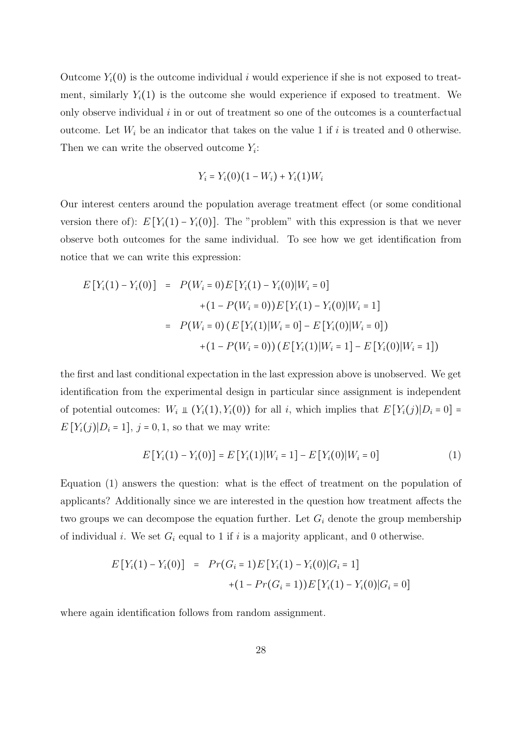Outcome $Y_i(0)$ is the outcome individual $i$ would experience if she is not exposed to treatment, similarly $Y_i(1)$ is the outcome she would experience if exposed to treatment. We only observe individual $i$ in or out of treatment so one of the outcomes is a counterfactual outcome. Let $W_i$ be an indicator that takes on the value 1 if $i$ is treated and 0 otherwise. Then we can write the observed outcome $Y_i$:

$$Y_i = Y_i(0)(1 - W_i) + Y_i(1)W_i$$

Our interest centers around the population average treatment effect (or some conditional version there of): $E[Y_i(1) - Y_i(0)]$. The "problem" with this expression is that we never observe both outcomes for the same individual. To see how we get identification from notice that we can write this expression:

$$\begin{aligned}
E[Y_i(1) - Y_i(0)] &= P(W_i = 0)E[Y_i(1) - Y_i(0)|W_i = 0] \\
&\quad + (1 - P(W_i = 0))E[Y_i(1) - Y_i(0)|W_i = 1] \\
&= P(W_i = 0)\left(E[Y_i(1)|W_i = 0] - E[Y_i(0)|W_i = 0]\right) \\
&\quad + (1 - P(W_i = 0))\left(E[Y_i(1)|W_i = 1] - E[Y_i(0)|W_i = 1]\right)
\end{aligned}$$

the first and last conditional expectation in the last expression above is unobserved. We get identification from the experimental design in particular since assignment is independent of potential outcomes: $W_i \perp\!\!\!\perp (Y_i(1), Y_i(0))$ for all $i$, which implies that $E[Y_i(j)|D_i = 0] = E[Y_i(j)|D_i = 1]$, $j = 0, 1$, so that we may write:

$$E[Y_i(1) - Y_i(0)] = E[Y_i(1)|W_i = 1] - E[Y_i(0)|W_i = 0] \tag{1}$$

Equation (1) answers the question: what is the effect of treatment on the population of applicants? Additionally since we are interested in the question how treatment affects the two groups we can decompose the equation further. Let $G_i$ denote the group membership of individual $i$. We set $G_i$ equal to 1 if $i$ is a majority applicant, and 0 otherwise.

$$\begin{aligned}
E[Y_i(1) - Y_i(0)] &= Pr(G_i = 1)E[Y_i(1) - Y_i(0)|G_i = 1] \\
&\quad + (1 - Pr(G_i = 1))E[Y_i(1) - Y_i(0)|G_i = 0]
\end{aligned}$$

where again identification follows from random assignment.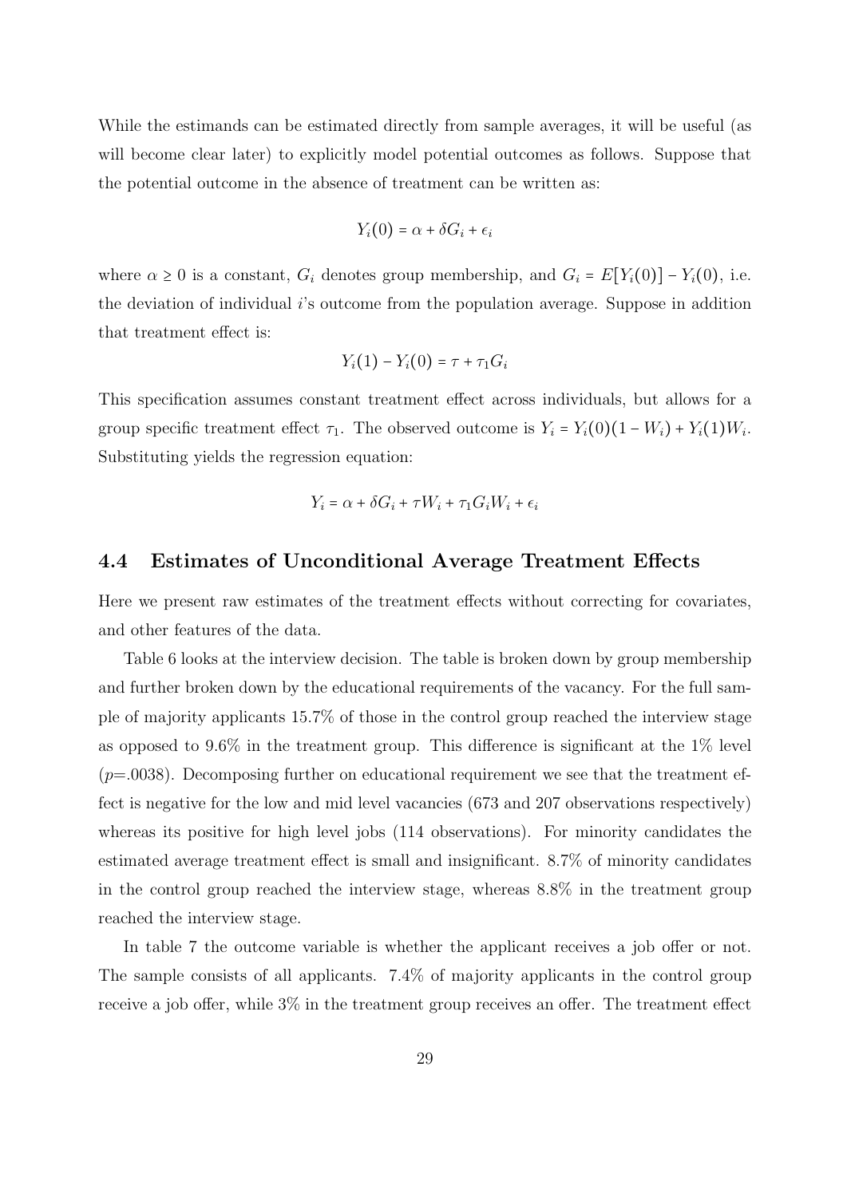While the estimands can be estimated directly from sample averages, it will be useful (as will become clear later) to explicitly model potential outcomes as follows. Suppose that the potential outcome in the absence of treatment can be written as:

$$Y_i(0) = \alpha + \delta G_i + \epsilon_i$$

where $\alpha \geq 0$ is a constant, $G_i$ denotes group membership, and $G_i = E[Y_i(0)] - Y_i(0)$, i.e. the deviation of individual $i$'s outcome from the population average. Suppose in addition that treatment effect is:

$$Y_i(1) - Y_i(0) = \tau + \tau_1 G_i$$

This specification assumes constant treatment effect across individuals, but allows for a group specific treatment effect $\tau_1$. The observed outcome is $Y_i = Y_i(0)(1 - W_i) + Y_i(1)W_i$. Substituting yields the regression equation:

$$Y_i = \alpha + \delta G_i + \tau W_i + \tau_1 G_i W_i + \epsilon_i$$

## 4.4 Estimates of Unconditional Average Treatment Effects

Here we present raw estimates of the treatment effects without correcting for covariates, and other features of the data.

Table 6 looks at the interview decision. The table is broken down by group membership and further broken down by the educational requirements of the vacancy. For the full sample of majority applicants 15.7% of those in the control group reached the interview stage as opposed to 9.6% in the treatment group. This difference is significant at the 1% level ($p$=.0038). Decomposing further on educational requirement we see that the treatment effect is negative for the low and mid level vacancies (673 and 207 observations respectively) whereas its positive for high level jobs (114 observations). For minority candidates the estimated average treatment effect is small and insignificant. 8.7% of minority candidates in the control group reached the interview stage, whereas 8.8% in the treatment group reached the interview stage.

In table 7 the outcome variable is whether the applicant receives a job offer or not. The sample consists of all applicants. 7.4% of majority applicants in the control group receive a job offer, while 3% in the treatment group receives an offer. The treatment effect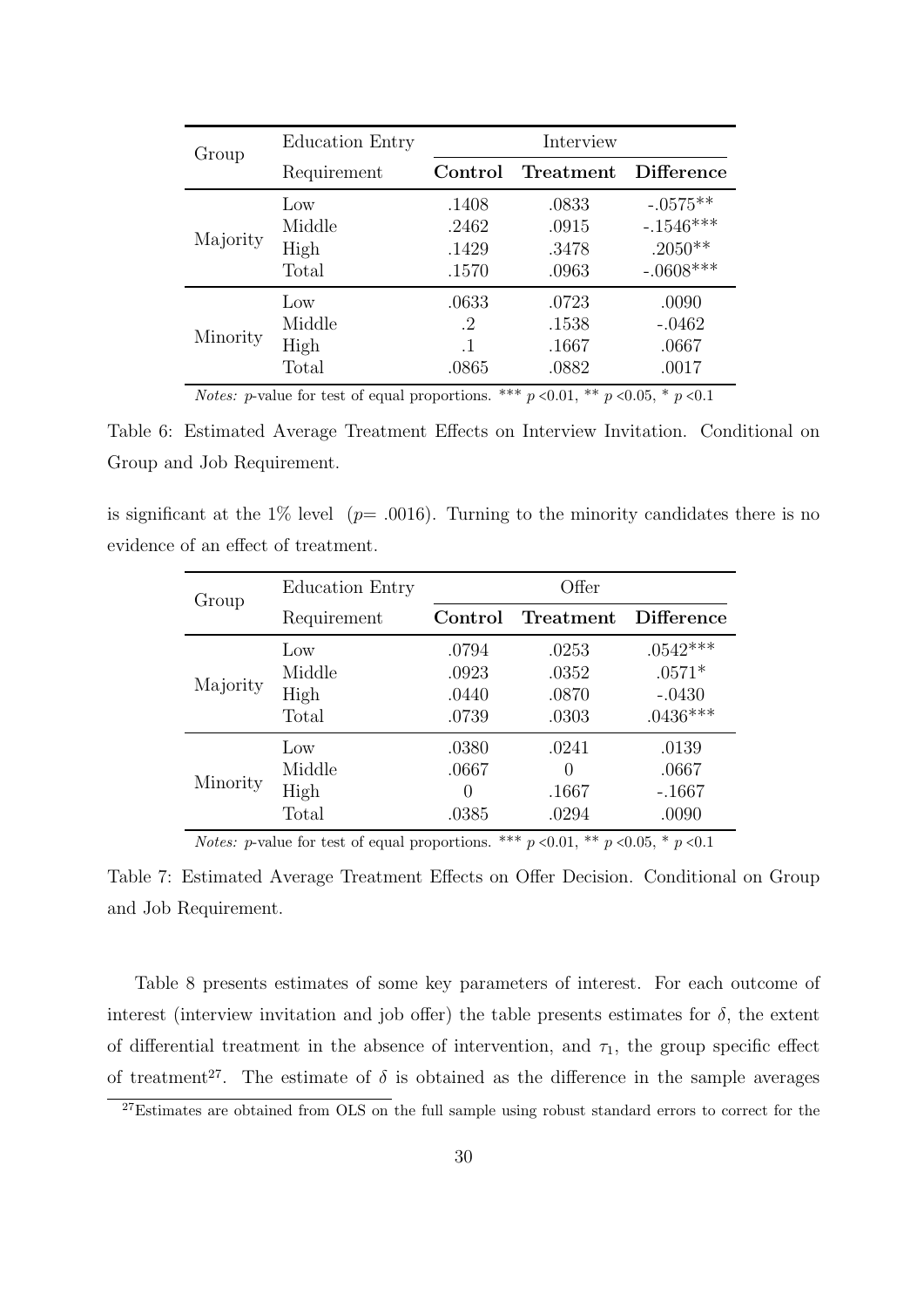| Group | Education Entry Requirement | Interview | | |
|---|---|---|---|---|
| | | **Control** | **Treatment** | **Difference** |
| Majority | Low | .1408 | .0833 | -.0575** |
| | Middle | .2462 | .0915 | -.1546*** |
| | High | .1429 | .3478 | .2050** |
| | Total | .1570 | .0963 | -.0608*** |
| Minority | Low | .0633 | .0723 | .0090 |
| | Middle | .2 | .1538 | -.0462 |
| | High | .1 | .1667 | .0667 |
| | Total | .0865 | .0882 | .0017 |

*Notes:* $p$-value for test of equal proportions. *** $p$ <0.01, ** $p$ <0.05, * $p$ <0.1

Table 6: Estimated Average Treatment Effects on Interview Invitation. Conditional on Group and Job Requirement.

is significant at the 1% level ($p$= .0016). Turning to the minority candidates there is no evidence of an effect of treatment.

| Group | Education Entry Requirement | Offer | | |
|---|---|---|---|---|
| | | **Control** | **Treatment** | **Difference** |
| Majority | Low | .0794 | .0253 | .0542*** |
| | Middle | .0923 | .0352 | .0571* |
| | High | .0440 | .0870 | -.0430 |
| | Total | .0739 | .0303 | .0436*** |
| Minority | Low | .0380 | .0241 | .0139 |
| | Middle | .0667 | 0 | .0667 |
| | High | 0 | .1667 | -.1667 |
| | Total | .0385 | .0294 | .0090 |

*Notes:* $p$-value for test of equal proportions. *** $p$ <0.01, ** $p$ <0.05, * $p$ <0.1

Table 7: Estimated Average Treatment Effects on Offer Decision. Conditional on Group and Job Requirement.

Table 8 presents estimates of some key parameters of interest. For each outcome of interest (interview invitation and job offer) the table presents estimates for $\delta$, the extent of differential treatment in the absence of intervention, and $\tau_1$, the group specific effect of treatment[27]. The estimate of $\delta$ is obtained as the difference in the sample averages

[27] Estimates are obtained from OLS on the full sample using robust standard errors to correct for the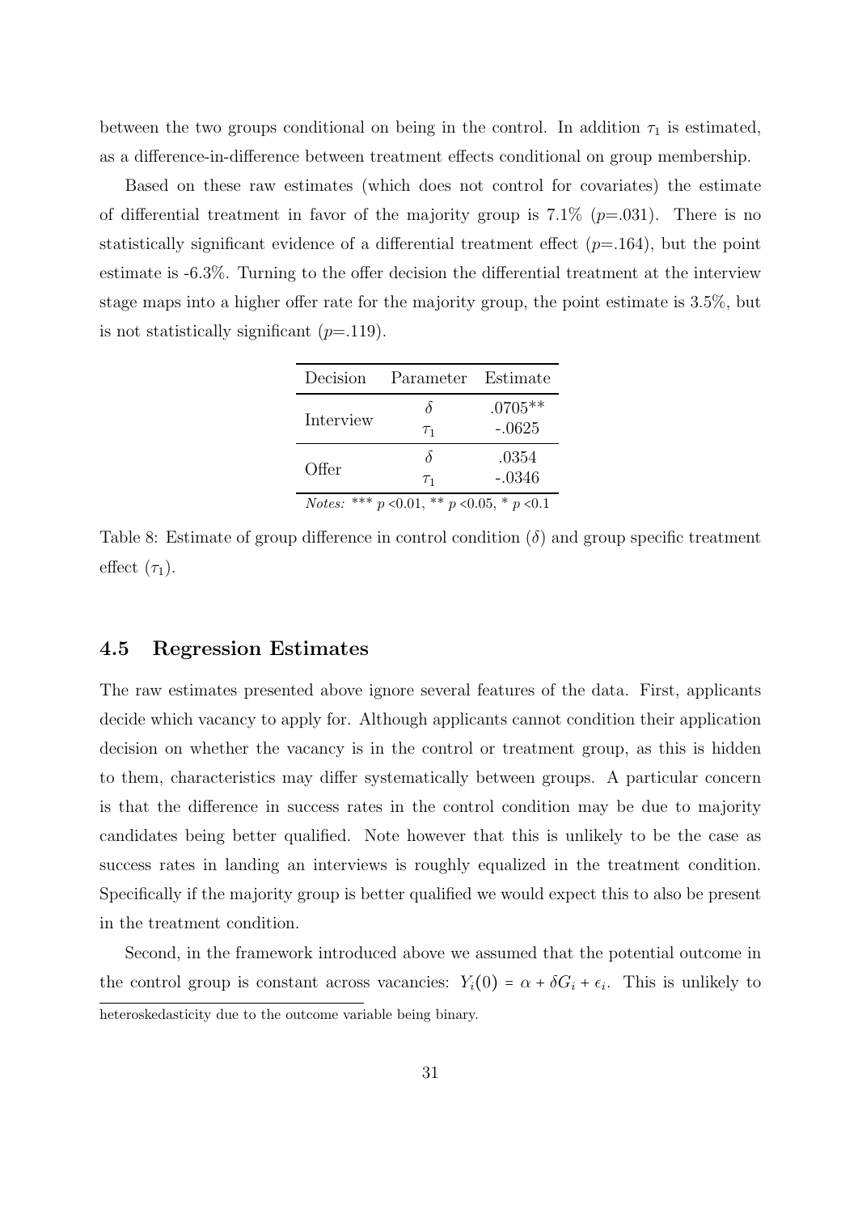between the two groups conditional on being in the control. In addition $\tau_1$ is estimated, as a difference-in-difference between treatment effects conditional on group membership.

Based on these raw estimates (which does not control for covariates) the estimate of differential treatment in favor of the majority group is 7.1% ($p$=.031). There is no statistically significant evidence of a differential treatment effect ($p$=.164), but the point estimate is -6.3%. Turning to the offer decision the differential treatment at the interview stage maps into a higher offer rate for the majority group, the point estimate is 3.5%, but is not statistically significant ($p$=.119).

| Decision | Parameter | Estimate |
|---|---|---|
| Interview | $\delta$ | .0705** |
| | $\tau_1$ | -.0625 |
| Offer | $\delta$ | .0354 |
| | $\tau_1$ | -.0346 |

*Notes:* *** $p$ <0.01, ** $p$ <0.05, * $p$ <0.1

Table 8: Estimate of group difference in control condition ($\delta$) and group specific treatment effect ($\tau_1$).

### 4.5 Regression Estimates

The raw estimates presented above ignore several features of the data. First, applicants decide which vacancy to apply for. Although applicants cannot condition their application decision on whether the vacancy is in the control or treatment group, as this is hidden to them, characteristics may differ systematically between groups. A particular concern is that the difference in success rates in the control condition may be due to majority candidates being better qualified. Note however that this is unlikely to be the case as success rates in landing an interviews is roughly equalized in the treatment condition. Specifically if the majority group is better qualified we would expect this to also be present in the treatment condition.

Second, in the framework introduced above we assumed that the potential outcome in the control group is constant across vacancies: $Y_i(0) = \alpha + \delta G_i + \epsilon_i$. This is unlikely to

heteroskedasticity due to the outcome variable being binary.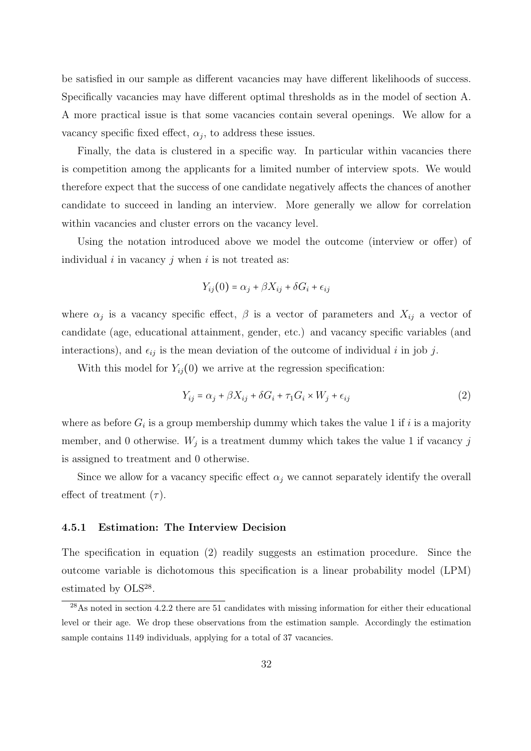be satisfied in our sample as different vacancies may have different likelihoods of success. Specifically vacancies may have different optimal thresholds as in the model of section A. A more practical issue is that some vacancies contain several openings. We allow for a vacancy specific fixed effect, $\alpha_j$, to address these issues.

Finally, the data is clustered in a specific way. In particular within vacancies there is competition among the applicants for a limited number of interview spots. We would therefore expect that the success of one candidate negatively affects the chances of another candidate to succeed in landing an interview. More generally we allow for correlation within vacancies and cluster errors on the vacancy level.

Using the notation introduced above we model the outcome (interview or offer) of individual $i$ in vacancy $j$ when $i$ is not treated as:

$$Y_{ij}(0) = \alpha_j + \beta X_{ij} + \delta G_i + \epsilon_{ij}$$

where $\alpha_j$ is a vacancy specific effect, $\beta$ is a vector of parameters and $X_{ij}$ a vector of candidate (age, educational attainment, gender, etc.) and vacancy specific variables (and interactions), and $\epsilon_{ij}$ is the mean deviation of the outcome of individual $i$ in job $j$.

With this model for $Y_{ij}(0)$ we arrive at the regression specification:

$$Y_{ij} = \alpha_j + \beta X_{ij} + \delta G_i + \tau_1 G_i \times W_j + \epsilon_{ij} \tag{2}$$

where as before $G_i$ is a group membership dummy which takes the value 1 if $i$ is a majority member, and 0 otherwise. $W_j$ is a treatment dummy which takes the value 1 if vacancy $j$ is assigned to treatment and 0 otherwise.

Since we allow for a vacancy specific effect $\alpha_j$ we cannot separately identify the overall effect of treatment ($\tau$).

### 4.5.1 Estimation: The Interview Decision

The specification in equation (2) readily suggests an estimation procedure. Since the outcome variable is dichotomous this specification is a linear probability model (LPM) estimated by OLS[28].

[28] As noted in section 4.2.2 there are 51 candidates with missing information for either their educational level or their age. We drop these observations from the estimation sample. Accordingly the estimation sample contains 1149 individuals, applying for a total of 37 vacancies.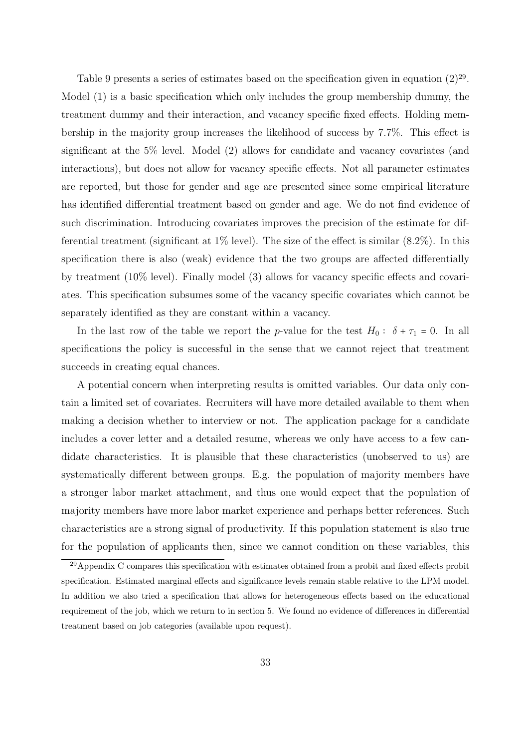Table 9 presents a series of estimates based on the specification given in equation (2)[29]. Model (1) is a basic specification which only includes the group membership dummy, the treatment dummy and their interaction, and vacancy specific fixed effects. Holding membership in the majority group increases the likelihood of success by 7.7%. This effect is significant at the 5% level. Model (2) allows for candidate and vacancy covariates (and interactions), but does not allow for vacancy specific effects. Not all parameter estimates are reported, but those for gender and age are presented since some empirical literature has identified differential treatment based on gender and age. We do not find evidence of such discrimination. Introducing covariates improves the precision of the estimate for differential treatment (significant at 1% level). The size of the effect is similar (8.2%). In this specification there is also (weak) evidence that the two groups are affected differentially by treatment (10% level). Finally model (3) allows for vacancy specific effects and covariates. This specification subsumes some of the vacancy specific covariates which cannot be separately identified as they are constant within a vacancy.

In the last row of the table we report the $p$-value for the test $H_0: \ \delta + \tau_1 = 0$. In all specifications the policy is successful in the sense that we cannot reject that treatment succeeds in creating equal chances.

A potential concern when interpreting results is omitted variables. Our data only contain a limited set of covariates. Recruiters will have more detailed available to them when making a decision whether to interview or not. The application package for a candidate includes a cover letter and a detailed resume, whereas we only have access to a few candidate characteristics. It is plausible that these characteristics (unobserved to us) are systematically different between groups. E.g. the population of majority members have a stronger labor market attachment, and thus one would expect that the population of majority members have more labor market experience and perhaps better references. Such characteristics are a strong signal of productivity. If this population statement is also true for the population of applicants then, since we cannot condition on these variables, this

[29] Appendix C compares this specification with estimates obtained from a probit and fixed effects probit specification. Estimated marginal effects and significance levels remain stable relative to the LPM model. In addition we also tried a specification that allows for heterogeneous effects based on the educational requirement of the job, which we return to in section 5. We found no evidence of differences in differential treatment based on job categories (available upon request).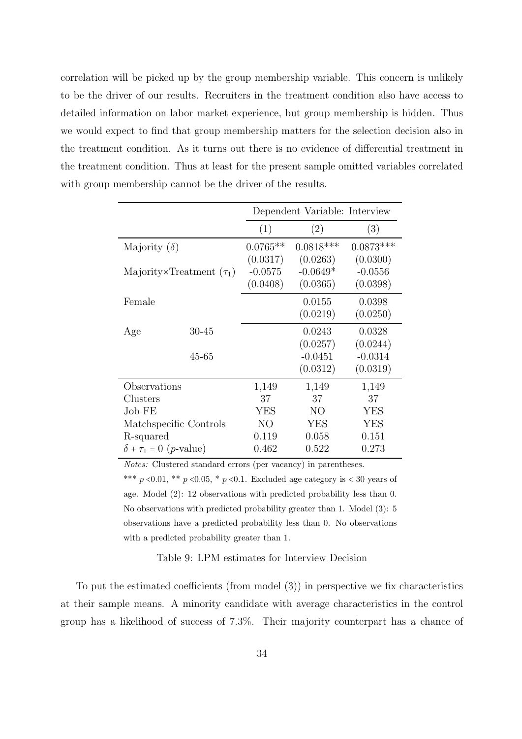correlation will be picked up by the group membership variable. This concern is unlikely to be the driver of our results. Recruiters in the treatment condition also have access to detailed information on labor market experience, but group membership is hidden. Thus we would expect to find that group membership matters for the selection decision also in the treatment condition. As it turns out there is no evidence of differential treatment in the treatment condition. Thus at least for the present sample omitted variables correlated with group membership cannot be the driver of the results.

| | | Dependent Variable: Interview | | |
|---|---|---|---|---|
| | | (1) | (2) | (3) |
| Majority ($\delta$) | | 0.0765** | 0.0818*** | 0.0873*** |
| | | (0.0317) | (0.0263) | (0.0300) |
| Majority×Treatment ($\tau_1$) | | -0.0575 | -0.0649* | -0.0556 |
| | | (0.0408) | (0.0365) | (0.0398) |
| Female | | | 0.0155 | 0.0398 |
| | | | (0.0219) | (0.0250) |
| Age | 30-45 | | 0.0243 | 0.0328 |
| | | | (0.0257) | (0.0244) |
| | 45-65 | | -0.0451 | -0.0314 |
| | | | (0.0312) | (0.0319) |
| Observations | | 1,149 | 1,149 | 1,149 |
| Clusters | | 37 | 37 | 37 |
| Job FE | | YES | NO | YES |
| Matchspecific Controls | | NO | YES | YES |
| R-squared | | 0.119 | 0.058 | 0.151 |
| $\delta + \tau_1 = 0$ ($p$-value) | | 0.462 | 0.522 | 0.273 |

*Notes:* Clustered standard errors (per vacancy) in parentheses.
*** $p$ <0.01, ** $p$ <0.05, * $p$ <0.1. Excluded age category is < 30 years of age. Model (2): 12 observations with predicted probability less than 0. No observations with predicted probability greater than 1. Model (3): 5 observations have a predicted probability less than 0. No observations with a predicted probability greater than 1.

Table 9: LPM estimates for Interview Decision

To put the estimated coefficients (from model (3)) in perspective we fix characteristics at their sample means. A minority candidate with average characteristics in the control group has a likelihood of success of 7.3%. Their majority counterpart has a chance of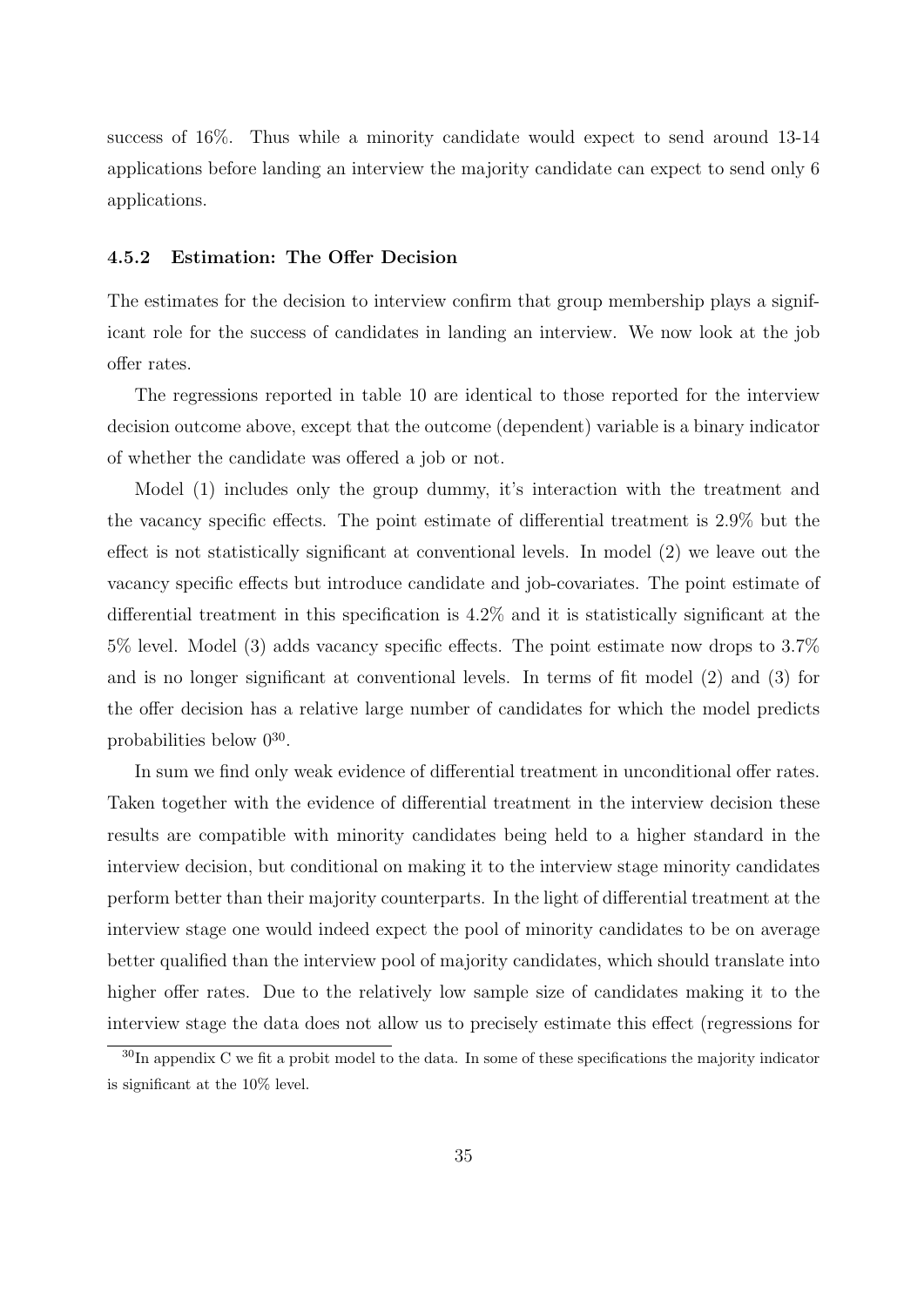success of 16%. Thus while a minority candidate would expect to send around 13-14 applications before landing an interview the majority candidate can expect to send only 6 applications.

### 4.5.2 Estimation: The Offer Decision

The estimates for the decision to interview confirm that group membership plays a significant role for the success of candidates in landing an interview. We now look at the job offer rates.

The regressions reported in table 10 are identical to those reported for the interview decision outcome above, except that the outcome (dependent) variable is a binary indicator of whether the candidate was offered a job or not.

Model (1) includes only the group dummy, it's interaction with the treatment and the vacancy specific effects. The point estimate of differential treatment is 2.9% but the effect is not statistically significant at conventional levels. In model (2) we leave out the vacancy specific effects but introduce candidate and job-covariates. The point estimate of differential treatment in this specification is 4.2% and it is statistically significant at the 5% level. Model (3) adds vacancy specific effects. The point estimate now drops to 3.7% and is no longer significant at conventional levels. In terms of fit model (2) and (3) for the offer decision has a relative large number of candidates for which the model predicts probabilities below 0[30].

In sum we find only weak evidence of differential treatment in unconditional offer rates. Taken together with the evidence of differential treatment in the interview decision these results are compatible with minority candidates being held to a higher standard in the interview decision, but conditional on making it to the interview stage minority candidates perform better than their majority counterparts. In the light of differential treatment at the interview stage one would indeed expect the pool of minority candidates to be on average better qualified than the interview pool of majority candidates, which should translate into higher offer rates. Due to the relatively low sample size of candidates making it to the interview stage the data does not allow us to precisely estimate this effect (regressions for

[30] In appendix C we fit a probit model to the data. In some of these specifications the majority indicator is significant at the 10% level.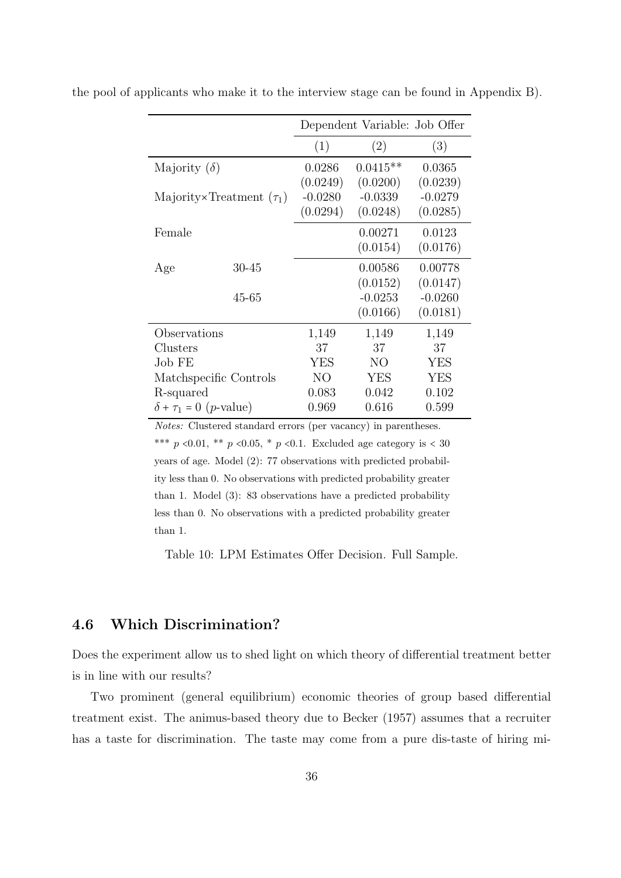the pool of applicants who make it to the interview stage can be found in Appendix B).

| | | Dependent Variable: Job Offer | | |
|---|---|---|---|---|
| | | (1) | (2) | (3) |
| Majority ($\delta$) | | 0.0286 | 0.0415** | 0.0365 |
| | | (0.0249) | (0.0200) | (0.0239) |
| Majority×Treatment ($\tau_1$) | | -0.0280 | -0.0339 | -0.0279 |
| | | (0.0294) | (0.0248) | (0.0285) |
| Female | | | 0.00271 | 0.0123 |
| | | | (0.0154) | (0.0176) |
| Age | 30-45 | | 0.00586 | 0.00778 |
| | | | (0.0152) | (0.0147) |
| | 45-65 | | -0.0253 | -0.0260 |
| | | | (0.0166) | (0.0181) |
| Observations | | 1,149 | 1,149 | 1,149 |
| Clusters | | 37 | 37 | 37 |
| Job FE | | YES | NO | YES |
| Matchspecific Controls | | NO | YES | YES |
| R-squared | | 0.083 | 0.042 | 0.102 |
| $\delta + \tau_1 = 0$ ($p$-value) | | 0.969 | 0.616 | 0.599 |

*Notes:* Clustered standard errors (per vacancy) in parentheses. *** $p$ <0.01, ** $p$ <0.05, * $p$ <0.1. Excluded age category is < 30 years of age. Model (2): 77 observations with predicted probability less than 0. No observations with predicted probability greater than 1. Model (3): 83 observations have a predicted probability less than 0. No observations with a predicted probability greater than 1.

Table 10: LPM Estimates Offer Decision. Full Sample.

## 4.6 Which Discrimination?

Does the experiment allow us to shed light on which theory of differential treatment better is in line with our results?

Two prominent (general equilibrium) economic theories of group based differential treatment exist. The animus-based theory due to Becker (1957) assumes that a recruiter has a taste for discrimination. The taste may come from a pure dis-taste of hiring mi-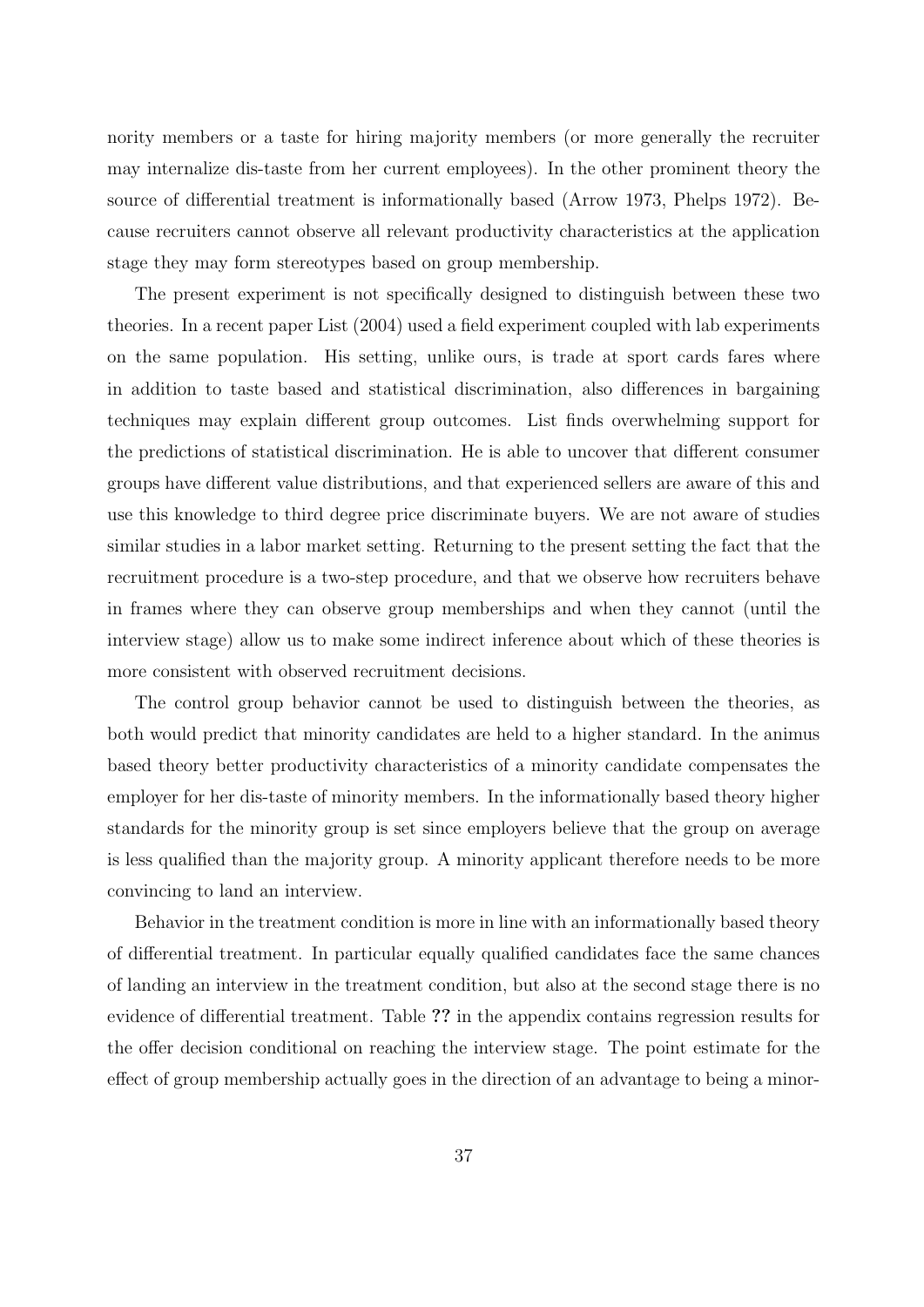nority members or a taste for hiring majority members (or more generally the recruiter may internalize dis-taste from her current employees). In the other prominent theory the source of differential treatment is informationally based (Arrow 1973, Phelps 1972). Because recruiters cannot observe all relevant productivity characteristics at the application stage they may form stereotypes based on group membership.

The present experiment is not specifically designed to distinguish between these two theories. In a recent paper List (2004) used a field experiment coupled with lab experiments on the same population. His setting, unlike ours, is trade at sport cards fares where in addition to taste based and statistical discrimination, also differences in bargaining techniques may explain different group outcomes. List finds overwhelming support for the predictions of statistical discrimination. He is able to uncover that different consumer groups have different value distributions, and that experienced sellers are aware of this and use this knowledge to third degree price discriminate buyers. We are not aware of studies similar studies in a labor market setting. Returning to the present setting the fact that the recruitment procedure is a two-step procedure, and that we observe how recruiters behave in frames where they can observe group memberships and when they cannot (until the interview stage) allow us to make some indirect inference about which of these theories is more consistent with observed recruitment decisions.

The control group behavior cannot be used to distinguish between the theories, as both would predict that minority candidates are held to a higher standard. In the animus based theory better productivity characteristics of a minority candidate compensates the employer for her dis-taste of minority members. In the informationally based theory higher standards for the minority group is set since employers believe that the group on average is less qualified than the majority group. A minority applicant therefore needs to be more convincing to land an interview.

Behavior in the treatment condition is more in line with an informationally based theory of differential treatment. In particular equally qualified candidates face the same chances of landing an interview in the treatment condition, but also at the second stage there is no evidence of differential treatment. Table **??** in the appendix contains regression results for the offer decision conditional on reaching the interview stage. The point estimate for the effect of group membership actually goes in the direction of an advantage to being a minor-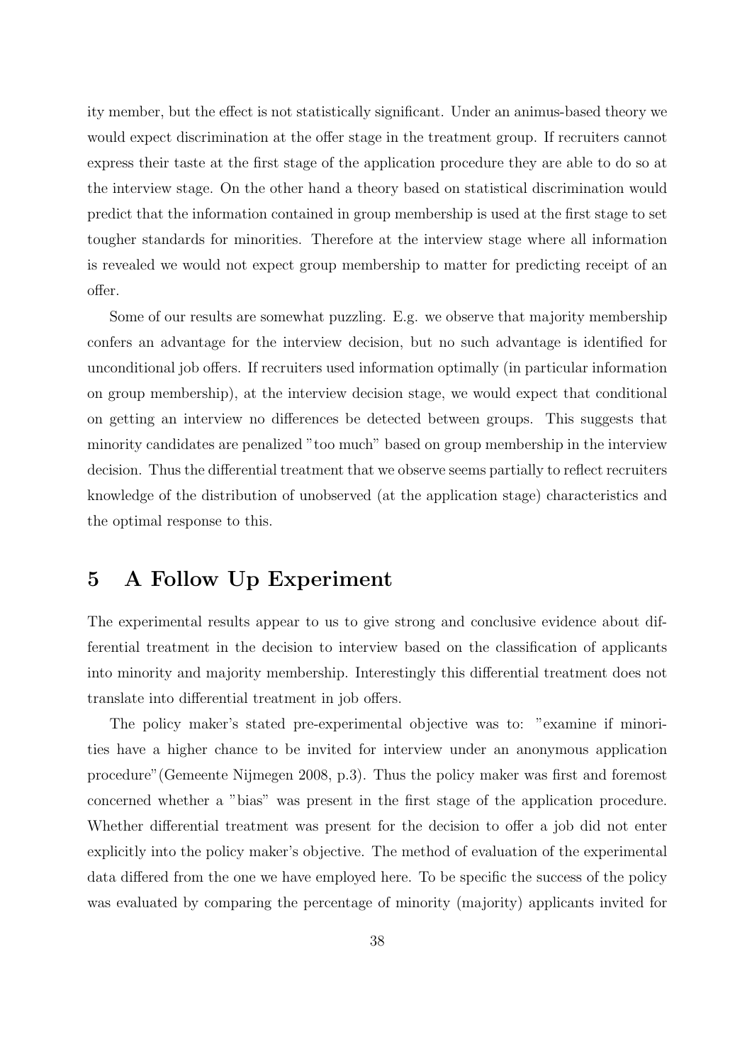ity member, but the effect is not statistically significant. Under an animus-based theory we would expect discrimination at the offer stage in the treatment group. If recruiters cannot express their taste at the first stage of the application procedure they are able to do so at the interview stage. On the other hand a theory based on statistical discrimination would predict that the information contained in group membership is used at the first stage to set tougher standards for minorities. Therefore at the interview stage where all information is revealed we would not expect group membership to matter for predicting receipt of an offer.

Some of our results are somewhat puzzling. E.g. we observe that majority membership confers an advantage for the interview decision, but no such advantage is identified for unconditional job offers. If recruiters used information optimally (in particular information on group membership), at the interview decision stage, we would expect that conditional on getting an interview no differences be detected between groups. This suggests that minority candidates are penalized "too much" based on group membership in the interview decision. Thus the differential treatment that we observe seems partially to reflect recruiters knowledge of the distribution of unobserved (at the application stage) characteristics and the optimal response to this.

# 5 A Follow Up Experiment

The experimental results appear to us to give strong and conclusive evidence about differential treatment in the decision to interview based on the classification of applicants into minority and majority membership. Interestingly this differential treatment does not translate into differential treatment in job offers.

The policy maker's stated pre-experimental objective was to: "examine if minorities have a higher chance to be invited for interview under an anonymous application procedure"(Gemeente Nijmegen 2008, p.3). Thus the policy maker was first and foremost concerned whether a "bias" was present in the first stage of the application procedure. Whether differential treatment was present for the decision to offer a job did not enter explicitly into the policy maker's objective. The method of evaluation of the experimental data differed from the one we have employed here. To be specific the success of the policy was evaluated by comparing the percentage of minority (majority) applicants invited for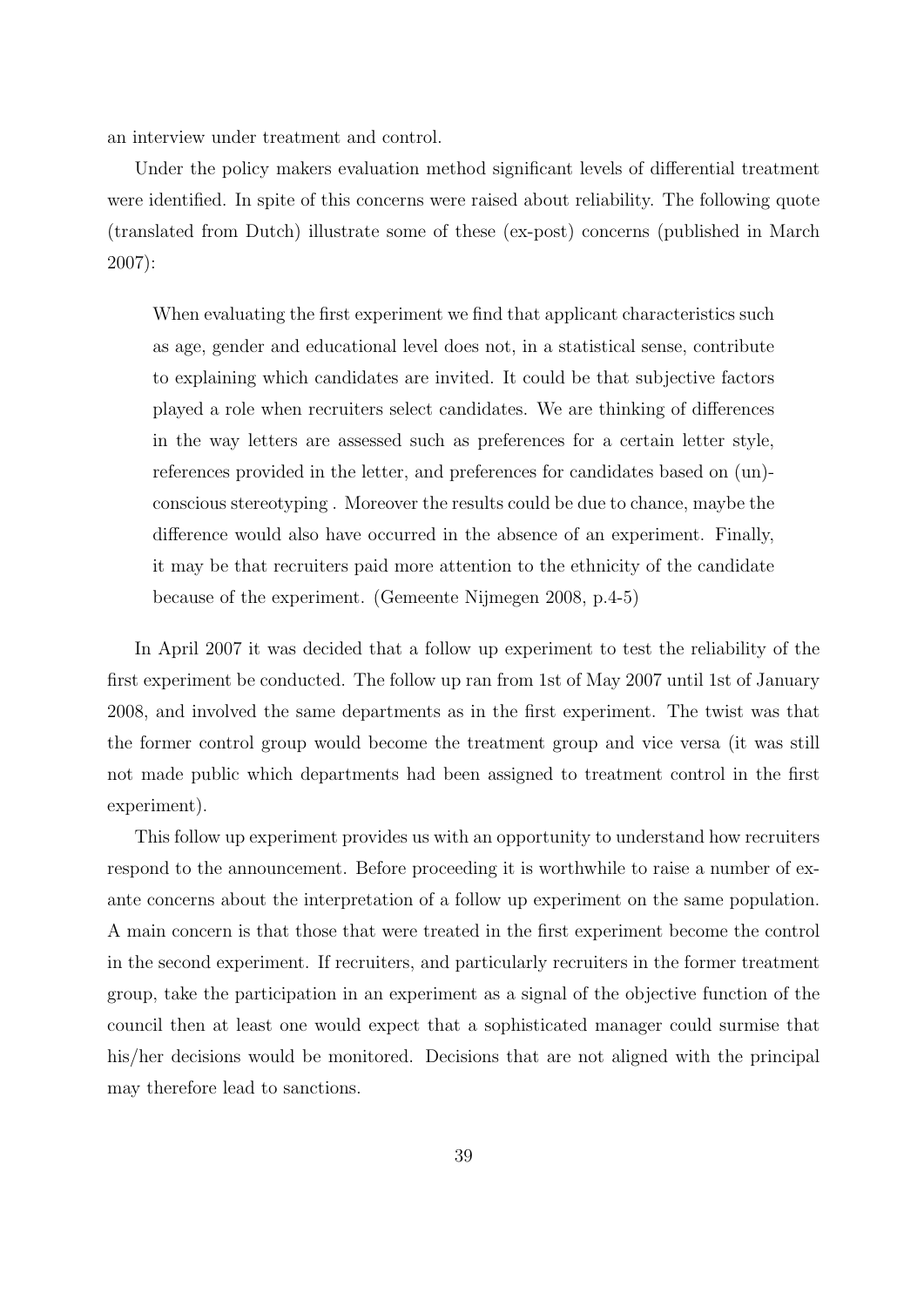an interview under treatment and control.

Under the policy makers evaluation method significant levels of differential treatment were identified. In spite of this concerns were raised about reliability. The following quote (translated from Dutch) illustrate some of these (ex-post) concerns (published in March 2007):

> When evaluating the first experiment we find that applicant characteristics such as age, gender and educational level does not, in a statistical sense, contribute to explaining which candidates are invited. It could be that subjective factors played a role when recruiters select candidates. We are thinking of differences in the way letters are assessed such as preferences for a certain letter style, references provided in the letter, and preferences for candidates based on (un)-conscious stereotyping . Moreover the results could be due to chance, maybe the difference would also have occurred in the absence of an experiment. Finally, it may be that recruiters paid more attention to the ethnicity of the candidate because of the experiment. (Gemeente Nijmegen 2008, p.4-5)

In April 2007 it was decided that a follow up experiment to test the reliability of the first experiment be conducted. The follow up ran from 1st of May 2007 until 1st of January 2008, and involved the same departments as in the first experiment. The twist was that the former control group would become the treatment group and vice versa (it was still not made public which departments had been assigned to treatment control in the first experiment).

This follow up experiment provides us with an opportunity to understand how recruiters respond to the announcement. Before proceeding it is worthwhile to raise a number of ex-ante concerns about the interpretation of a follow up experiment on the same population. A main concern is that those that were treated in the first experiment become the control in the second experiment. If recruiters, and particularly recruiters in the former treatment group, take the participation in an experiment as a signal of the objective function of the council then at least one would expect that a sophisticated manager could surmise that his/her decisions would be monitored. Decisions that are not aligned with the principal may therefore lead to sanctions.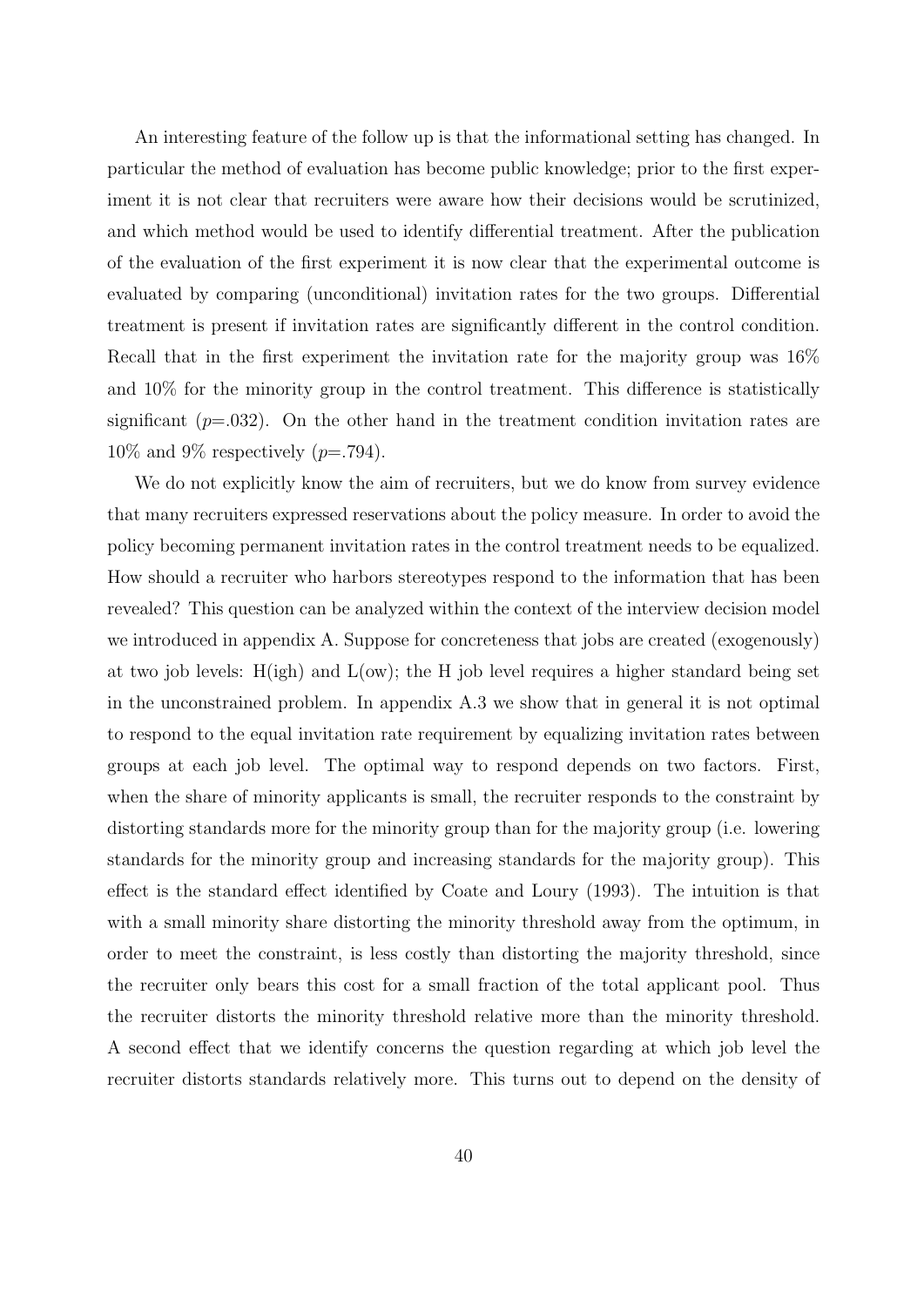An interesting feature of the follow up is that the informational setting has changed. In particular the method of evaluation has become public knowledge; prior to the first experiment it is not clear that recruiters were aware how their decisions would be scrutinized, and which method would be used to identify differential treatment. After the publication of the evaluation of the first experiment it is now clear that the experimental outcome is evaluated by comparing (unconditional) invitation rates for the two groups. Differential treatment is present if invitation rates are significantly different in the control condition. Recall that in the first experiment the invitation rate for the majority group was 16% and 10% for the minority group in the control treatment. This difference is statistically significant ($p$=.032). On the other hand in the treatment condition invitation rates are 10% and 9% respectively ($p$=.794).

We do not explicitly know the aim of recruiters, but we do know from survey evidence that many recruiters expressed reservations about the policy measure. In order to avoid the policy becoming permanent invitation rates in the control treatment needs to be equalized. How should a recruiter who harbors stereotypes respond to the information that has been revealed? This question can be analyzed within the context of the interview decision model we introduced in appendix A. Suppose for concreteness that jobs are created (exogenously) at two job levels: H(igh) and L(ow); the H job level requires a higher standard being set in the unconstrained problem. In appendix A.3 we show that in general it is not optimal to respond to the equal invitation rate requirement by equalizing invitation rates between groups at each job level. The optimal way to respond depends on two factors. First, when the share of minority applicants is small, the recruiter responds to the constraint by distorting standards more for the minority group than for the majority group (i.e. lowering standards for the minority group and increasing standards for the majority group). This effect is the standard effect identified by Coate and Loury (1993). The intuition is that with a small minority share distorting the minority threshold away from the optimum, in order to meet the constraint, is less costly than distorting the majority threshold, since the recruiter only bears this cost for a small fraction of the total applicant pool. Thus the recruiter distorts the minority threshold relative more than the minority threshold. A second effect that we identify concerns the question regarding at which job level the recruiter distorts standards relatively more. This turns out to depend on the density of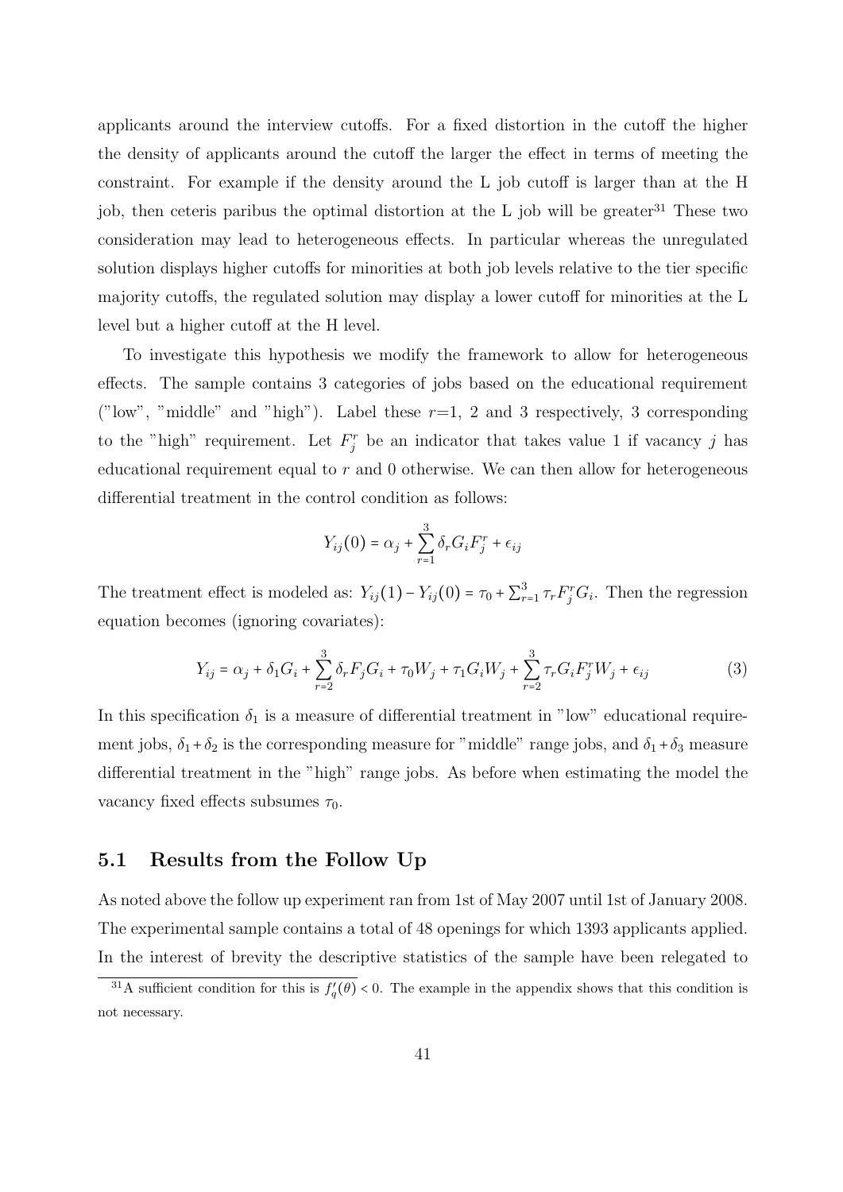applicants around the interview cutoffs. For a fixed distortion in the cutoff the higher the density of applicants around the cutoff the larger the effect in terms of meeting the constraint. For example if the density around the L job cutoff is larger than at the H job, then ceteris paribus the optimal distortion at the L job will be greater[31] These two consideration may lead to heterogeneous effects. In particular whereas the unregulated solution displays higher cutoffs for minorities at both job levels relative to the tier specific majority cutoffs, the regulated solution may display a lower cutoff for minorities at the L level but a higher cutoff at the H level.

To investigate this hypothesis we modify the framework to allow for heterogeneous effects. The sample contains 3 categories of jobs based on the educational requirement ("low", "middle" and "high"). Label these $r$=1, 2 and 3 respectively, 3 corresponding to the "high" requirement. Let $F_j^r$ be an indicator that takes value 1 if vacancy $j$ has educational requirement equal to $r$ and 0 otherwise. We can then allow for heterogeneous differential treatment in the control condition as follows:

$$Y_{ij}(0) = \alpha_j + \sum_{r=1}^{3} \delta_r G_i F_j^r + \epsilon_{ij}$$

The treatment effect is modeled as: $Y_{ij}(1) - Y_{ij}(0) = \tau_0 + \sum_{r=1}^{3} \tau_r F_j^r G_i$. Then the regression equation becomes (ignoring covariates):

$$Y_{ij} = \alpha_j + \delta_1 G_i + \sum_{r=2}^{3} \delta_r F_j G_i + \tau_0 W_j + \tau_1 G_i W_j + \sum_{r=2}^{3} \tau_r G_i F_j^r W_j + \epsilon_{ij} \tag{3}$$

In this specification $\delta_1$ is a measure of differential treatment in "low" educational requirement jobs, $\delta_1 + \delta_2$ is the corresponding measure for "middle" range jobs, and $\delta_1 + \delta_3$ measure differential treatment in the "high" range jobs. As before when estimating the model the vacancy fixed effects subsumes $\tau_0$.

## 5.1 Results from the Follow Up

As noted above the follow up experiment ran from 1st of May 2007 until 1st of January 2008. The experimental sample contains a total of 48 openings for which 1393 applicants applied. In the interest of brevity the descriptive statistics of the sample have been relegated to

[31] A sufficient condition for this is $f_q'(\theta) < 0$. The example in the appendix shows that this condition is not necessary.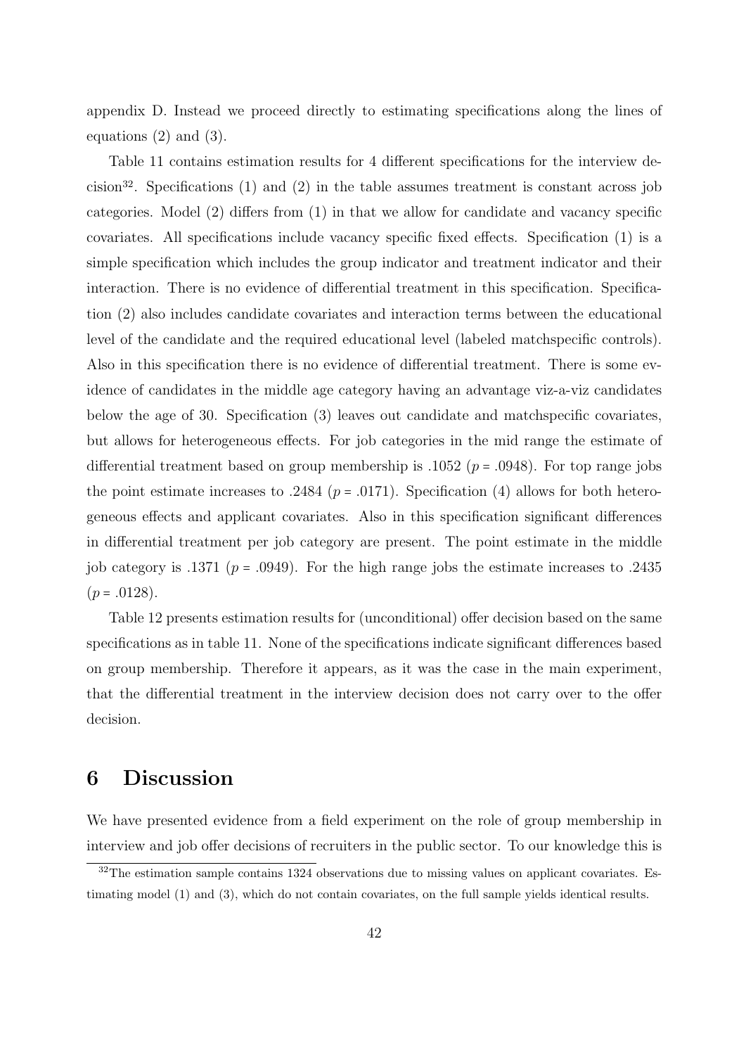appendix D. Instead we proceed directly to estimating specifications along the lines of equations (2) and (3).

Table 11 contains estimation results for 4 different specifications for the interview decision[32]. Specifications (1) and (2) in the table assumes treatment is constant across job categories. Model (2) differs from (1) in that we allow for candidate and vacancy specific covariates. All specifications include vacancy specific fixed effects. Specification (1) is a simple specification which includes the group indicator and treatment indicator and their interaction. There is no evidence of differential treatment in this specification. Specification (2) also includes candidate covariates and interaction terms between the educational level of the candidate and the required educational level (labeled matchspecific controls). Also in this specification there is no evidence of differential treatment. There is some evidence of candidates in the middle age category having an advantage viz-a-viz candidates below the age of 30. Specification (3) leaves out candidate and matchspecific covariates, but allows for heterogeneous effects. For job categories in the mid range the estimate of differential treatment based on group membership is .1052 ($p$ = .0948). For top range jobs the point estimate increases to .2484 ($p$ = .0171). Specification (4) allows for both heterogeneous effects and applicant covariates. Also in this specification significant differences in differential treatment per job category are present. The point estimate in the middle job category is .1371 ($p$ = .0949). For the high range jobs the estimate increases to .2435 ($p$ = .0128).

Table 12 presents estimation results for (unconditional) offer decision based on the same specifications as in table 11. None of the specifications indicate significant differences based on group membership. Therefore it appears, as it was the case in the main experiment, that the differential treatment in the interview decision does not carry over to the offer decision.

# 6 Discussion

We have presented evidence from a field experiment on the role of group membership in interview and job offer decisions of recruiters in the public sector. To our knowledge this is

[32] The estimation sample contains 1324 observations due to missing values on applicant covariates. Estimating model (1) and (3), which do not contain covariates, on the full sample yields identical results.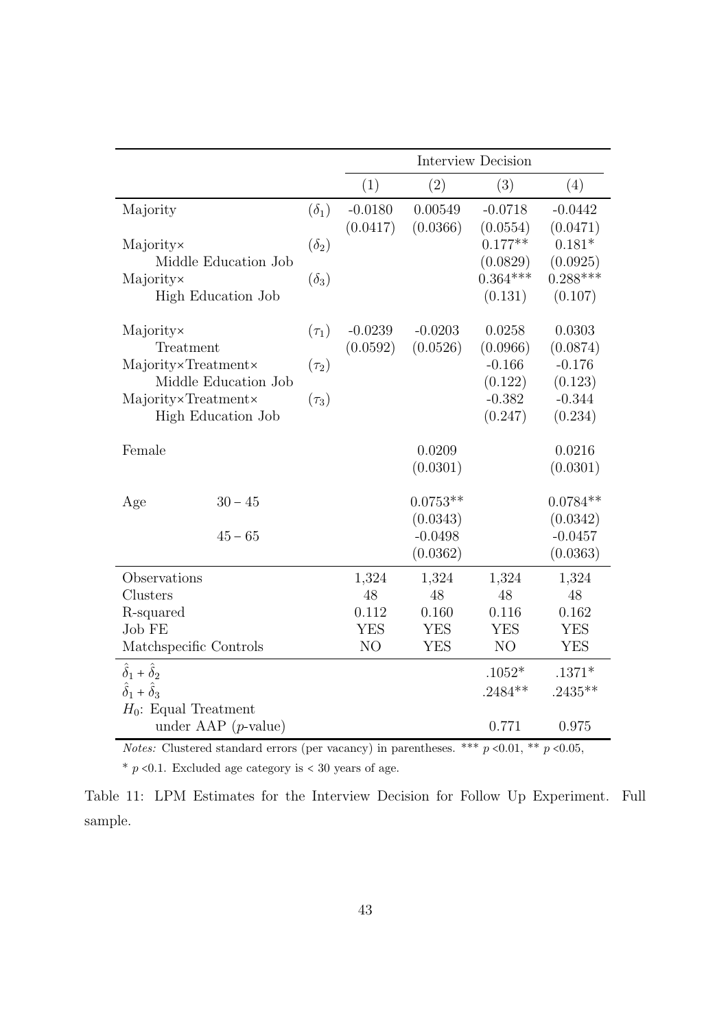| | | | Interview Decision | | | |
|---|---|---|---|---|---|---|
| | | | (1) | (2) | (3) | (4) |
| Majority | | ($\delta_1$) | -0.0180 | 0.00549 | -0.0718 | -0.0442 |
| | | | (0.0417) | (0.0366) | (0.0554) | (0.0471) |
| Majority× Middle Education Job | | ($\delta_2$) | | | 0.177** | 0.181* |
| | | | | | (0.0829) | (0.0925) |
| Majority× High Education Job | | ($\delta_3$) | | | 0.364*** | 0.288*** |
| | | | | | (0.131) | (0.107) |
| Majority× Treatment | | ($\tau_1$) | -0.0239 | -0.0203 | 0.0258 | 0.0303 |
| | | | (0.0592) | (0.0526) | (0.0966) | (0.0874) |
| Majority×Treatment× Middle Education Job | | ($\tau_2$) | | | -0.166 | -0.176 |
| | | | | | (0.122) | (0.123) |
| Majority×Treatment× High Education Job | | ($\tau_3$) | | | -0.382 | -0.344 |
| | | | | | (0.247) | (0.234) |
| Female | | | | 0.0209 | | 0.0216 |
| | | | | (0.0301) | | (0.0301) |
| Age | $30-45$ | | | 0.0753** | | 0.0784** |
| | | | | (0.0343) | | (0.0342) |
| | $45-65$ | | | -0.0498 | | -0.0457 |
| | | | | (0.0362) | | (0.0363) |
| Observations | | | 1,324 | 1,324 | 1,324 | 1,324 |
| Clusters | | | 48 | 48 | 48 | 48 |
| R-squared | | | 0.112 | 0.160 | 0.116 | 0.162 |
| Job FE | | | YES | YES | YES | YES |
| Matchspecific Controls | | | NO | YES | NO | YES |
| $\hat{\delta}_1 + \hat{\delta}_2$ | | | | | .1052* | .1371* |
| $\hat{\delta}_1 + \hat{\delta}_3$ | | | | | .2484** | .2435** |
| $H_0$: Equal Treatment under AAP ($p$-value) | | | | | 0.771 | 0.975 |

*Notes:* Clustered standard errors (per vacancy) in parentheses. *** $p$ <0.01, ** $p$ <0.05, * $p$ <0.1. Excluded age category is < 30 years of age.

Table 11: LPM Estimates for the Interview Decision for Follow Up Experiment. Full sample.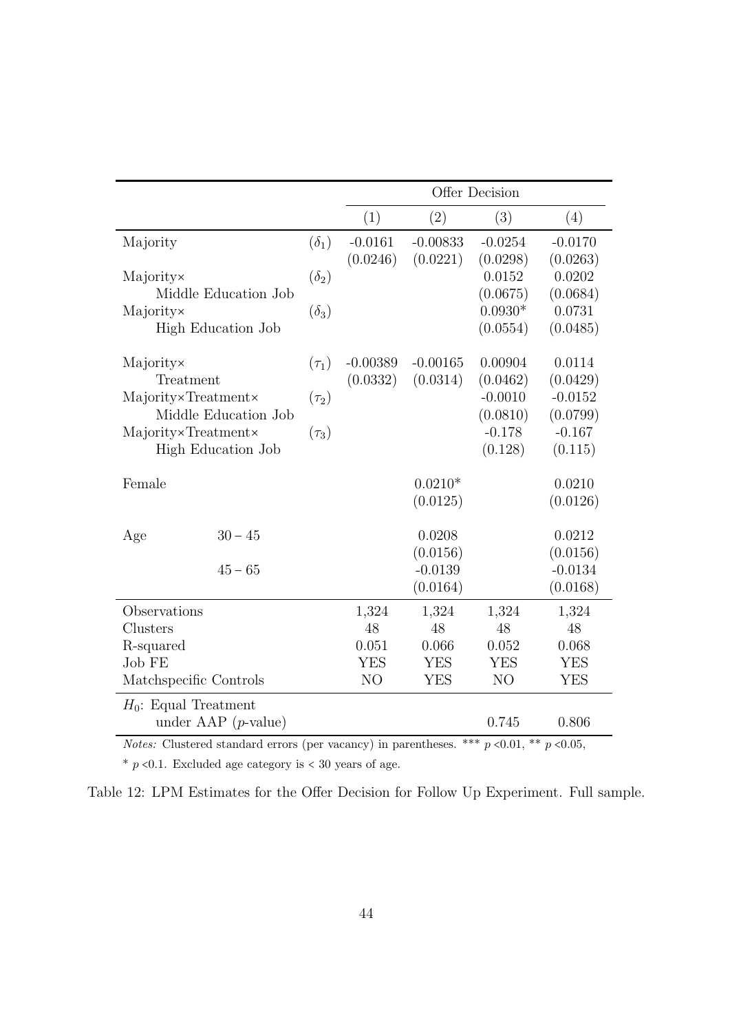| | | Offer Decision | | | |
|---|---|---|---|---|---|
| | | (1) | (2) | (3) | (4) |
| Majority | ($\delta_1$) | -0.0161 | -0.00833 | -0.0254 | -0.0170 |
| | | (0.0246) | (0.0221) | (0.0298) | (0.0263) |
| Majority× Middle Education Job | ($\delta_2$) | | | 0.0152 | 0.0202 |
| | | | | (0.0675) | (0.0684) |
| Majority× High Education Job | ($\delta_3$) | | | 0.0930* | 0.0731 |
| | | | | (0.0554) | (0.0485) |
| Majority× Treatment | ($\tau_1$) | -0.00389 | -0.00165 | 0.00904 | 0.0114 |
| | | (0.0332) | (0.0314) | (0.0462) | (0.0429) |
| Majority×Treatment× Middle Education Job | ($\tau_2$) | | | -0.0010 | -0.0152 |
| | | | | (0.0810) | (0.0799) |
| Majority×Treatment× High Education Job | ($\tau_3$) | | | -0.178 | -0.167 |
| | | | | (0.128) | (0.115) |
| Female | | | 0.0210* | | 0.0210 |
| | | | (0.0125) | | (0.0126) |
| Age $30-45$ | | | 0.0208 | | 0.0212 |
| | | | (0.0156) | | (0.0156) |
| Age $45-65$ | | | -0.0139 | | -0.0134 |
| | | | (0.0164) | | (0.0168) |
| Observations | | 1,324 | 1,324 | 1,324 | 1,324 |
| Clusters | | 48 | 48 | 48 | 48 |
| R-squared | | 0.051 | 0.066 | 0.052 | 0.068 |
| Job FE | | YES | YES | YES | YES |
| Matchspecific Controls | | NO | YES | NO | YES |
| $H_0$: Equal Treatment under AAP ($p$-value) | | | | 0.745 | 0.806 |

*Notes:* Clustered standard errors (per vacancy) in parentheses. *** $p$ <0.01, ** $p$ <0.05, * $p$ <0.1. Excluded age category is < 30 years of age.

Table 12: LPM Estimates for the Offer Decision for Follow Up Experiment. Full sample.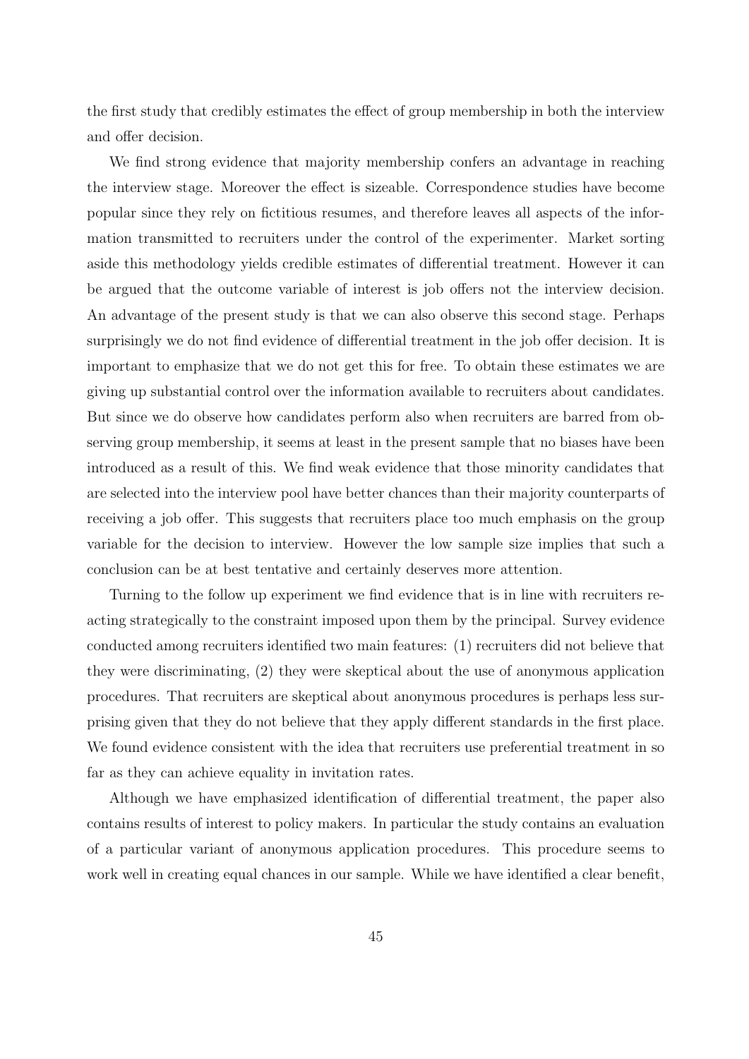the first study that credibly estimates the effect of group membership in both the interview and offer decision.

We find strong evidence that majority membership confers an advantage in reaching the interview stage. Moreover the effect is sizeable. Correspondence studies have become popular since they rely on fictitious resumes, and therefore leaves all aspects of the information transmitted to recruiters under the control of the experimenter. Market sorting aside this methodology yields credible estimates of differential treatment. However it can be argued that the outcome variable of interest is job offers not the interview decision. An advantage of the present study is that we can also observe this second stage. Perhaps surprisingly we do not find evidence of differential treatment in the job offer decision. It is important to emphasize that we do not get this for free. To obtain these estimates we are giving up substantial control over the information available to recruiters about candidates. But since we do observe how candidates perform also when recruiters are barred from observing group membership, it seems at least in the present sample that no biases have been introduced as a result of this. We find weak evidence that those minority candidates that are selected into the interview pool have better chances than their majority counterparts of receiving a job offer. This suggests that recruiters place too much emphasis on the group variable for the decision to interview. However the low sample size implies that such a conclusion can be at best tentative and certainly deserves more attention.

Turning to the follow up experiment we find evidence that is in line with recruiters reacting strategically to the constraint imposed upon them by the principal. Survey evidence conducted among recruiters identified two main features: (1) recruiters did not believe that they were discriminating, (2) they were skeptical about the use of anonymous application procedures. That recruiters are skeptical about anonymous procedures is perhaps less surprising given that they do not believe that they apply different standards in the first place. We found evidence consistent with the idea that recruiters use preferential treatment in so far as they can achieve equality in invitation rates.

Although we have emphasized identification of differential treatment, the paper also contains results of interest to policy makers. In particular the study contains an evaluation of a particular variant of anonymous application procedures. This procedure seems to work well in creating equal chances in our sample. While we have identified a clear benefit,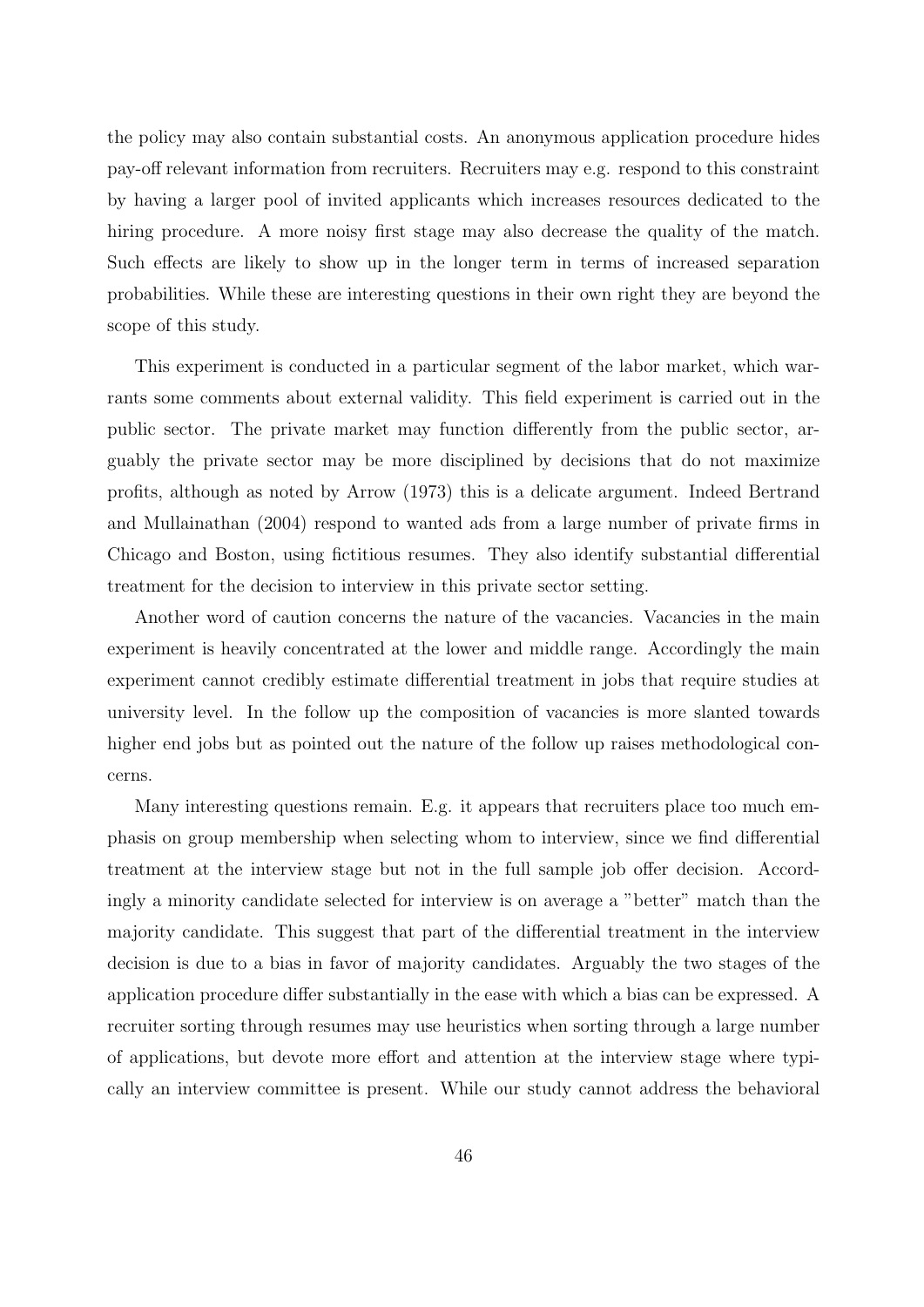the policy may also contain substantial costs. An anonymous application procedure hides pay-off relevant information from recruiters. Recruiters may e.g. respond to this constraint by having a larger pool of invited applicants which increases resources dedicated to the hiring procedure. A more noisy first stage may also decrease the quality of the match. Such effects are likely to show up in the longer term in terms of increased separation probabilities. While these are interesting questions in their own right they are beyond the scope of this study.

This experiment is conducted in a particular segment of the labor market, which warrants some comments about external validity. This field experiment is carried out in the public sector. The private market may function differently from the public sector, arguably the private sector may be more disciplined by decisions that do not maximize profits, although as noted by Arrow (1973) this is a delicate argument. Indeed Bertrand and Mullainathan (2004) respond to wanted ads from a large number of private firms in Chicago and Boston, using fictitious resumes. They also identify substantial differential treatment for the decision to interview in this private sector setting.

Another word of caution concerns the nature of the vacancies. Vacancies in the main experiment is heavily concentrated at the lower and middle range. Accordingly the main experiment cannot credibly estimate differential treatment in jobs that require studies at university level. In the follow up the composition of vacancies is more slanted towards higher end jobs but as pointed out the nature of the follow up raises methodological concerns.

Many interesting questions remain. E.g. it appears that recruiters place too much emphasis on group membership when selecting whom to interview, since we find differential treatment at the interview stage but not in the full sample job offer decision. Accordingly a minority candidate selected for interview is on average a "better" match than the majority candidate. This suggest that part of the differential treatment in the interview decision is due to a bias in favor of majority candidates. Arguably the two stages of the application procedure differ substantially in the ease with which a bias can be expressed. A recruiter sorting through resumes may use heuristics when sorting through a large number of applications, but devote more effort and attention at the interview stage where typically an interview committee is present. While our study cannot address the behavioral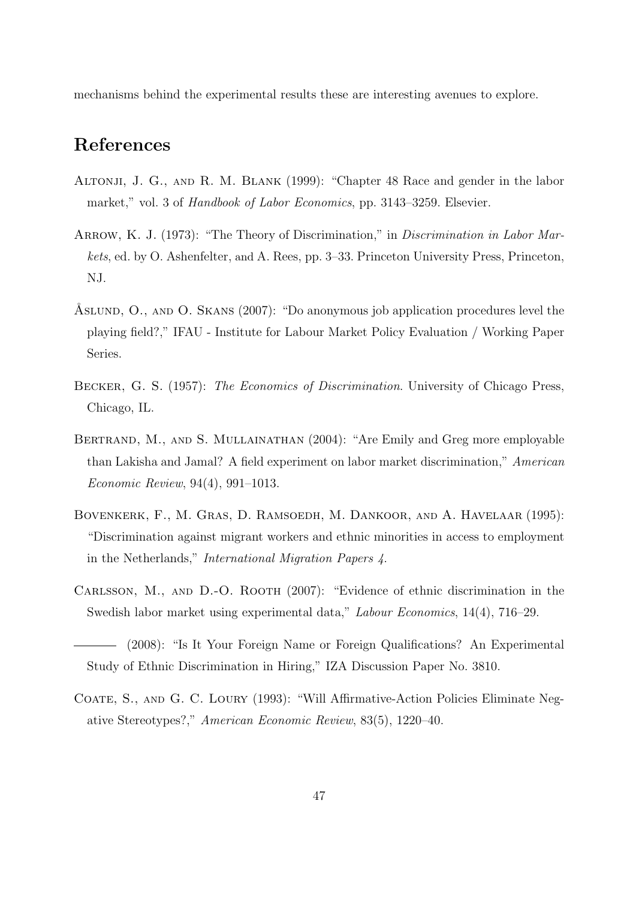mechanisms behind the experimental results these are interesting avenues to explore.

## References

Altonji, J. G., and R. M. Blank (1999): "Chapter 48 Race and gender in the labor market," vol. 3 of *Handbook of Labor Economics*, pp. 3143–3259. Elsevier.

Arrow, K. J. (1973): "The Theory of Discrimination," in *Discrimination in Labor Markets*, ed. by O. Ashenfelter, and A. Rees, pp. 3–33. Princeton University Press, Princeton, NJ.

Åslund, O., and O. Skans (2007): "Do anonymous job application procedures level the playing field?," IFAU - Institute for Labour Market Policy Evaluation / Working Paper Series.

Becker, G. S. (1957): *The Economics of Discrimination*. University of Chicago Press, Chicago, IL.

Bertrand, M., and S. Mullainathan (2004): "Are Emily and Greg more employable than Lakisha and Jamal? A field experiment on labor market discrimination," *American Economic Review*, 94(4), 991–1013.

Bovenkerk, F., M. Gras, D. Ramsoedh, M. Dankoor, and A. Havelaar (1995): "Discrimination against migrant workers and ethnic minorities in access to employment in the Netherlands," *International Migration Papers 4*.

Carlsson, M., and D.-O. Rooth (2007): "Evidence of ethnic discrimination in the Swedish labor market using experimental data," *Labour Economics*, 14(4), 716–29.

——— (2008): "Is It Your Foreign Name or Foreign Qualifications? An Experimental Study of Ethnic Discrimination in Hiring," IZA Discussion Paper No. 3810.

Coate, S., and G. C. Loury (1993): "Will Affirmative-Action Policies Eliminate Negative Stereotypes?," *American Economic Review*, 83(5), 1220–40.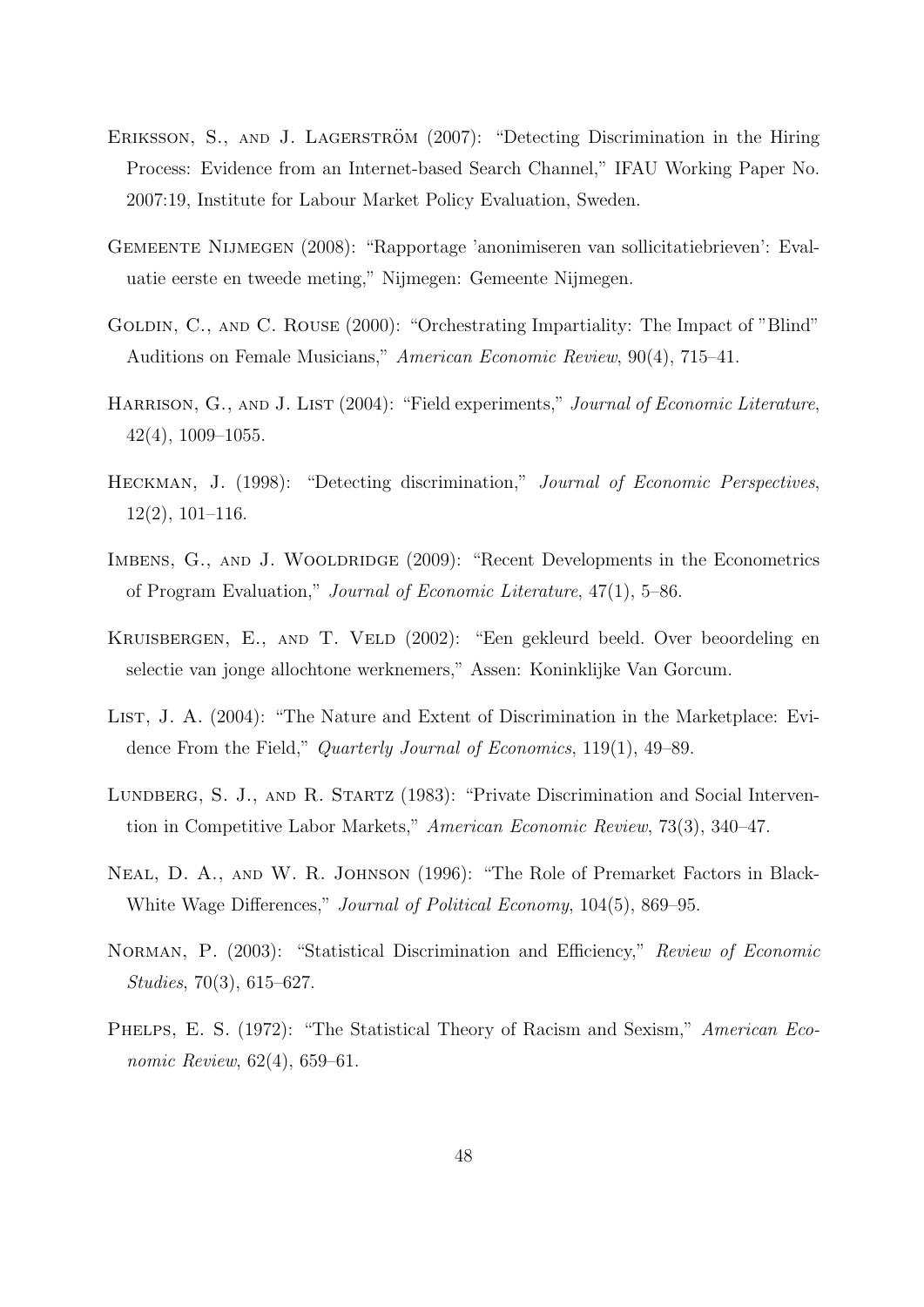Eriksson, S., and J. Lagerström (2007): "Detecting Discrimination in the Hiring Process: Evidence from an Internet-based Search Channel," IFAU Working Paper No. 2007:19, Institute for Labour Market Policy Evaluation, Sweden.

Gemeente Nijmegen (2008): "Rapportage 'anonimiseren van sollicitatiebrieven': Evaluatie eerste en tweede meting," Nijmegen: Gemeente Nijmegen.

Goldin, C., and C. Rouse (2000): "Orchestrating Impartiality: The Impact of "Blind" Auditions on Female Musicians," *American Economic Review*, 90(4), 715–41.

Harrison, G., and J. List (2004): "Field experiments," *Journal of Economic Literature*, 42(4), 1009–1055.

Heckman, J. (1998): "Detecting discrimination," *Journal of Economic Perspectives*, 12(2), 101–116.

Imbens, G., and J. Wooldridge (2009): "Recent Developments in the Econometrics of Program Evaluation," *Journal of Economic Literature*, 47(1), 5–86.

Kruisbergen, E., and T. Veld (2002): "Een gekleurd beeld. Over beoordeling en selectie van jonge allochtone werknemers," Assen: Koninklijke Van Gorcum.

List, J. A. (2004): "The Nature and Extent of Discrimination in the Marketplace: Evidence From the Field," *Quarterly Journal of Economics*, 119(1), 49–89.

Lundberg, S. J., and R. Startz (1983): "Private Discrimination and Social Intervention in Competitive Labor Markets," *American Economic Review*, 73(3), 340–47.

Neal, D. A., and W. R. Johnson (1996): "The Role of Premarket Factors in Black-White Wage Differences," *Journal of Political Economy*, 104(5), 869–95.

Norman, P. (2003): "Statistical Discrimination and Efficiency," *Review of Economic Studies*, 70(3), 615–627.

Phelps, E. S. (1972): "The Statistical Theory of Racism and Sexism," *American Economic Review*, 62(4), 659–61.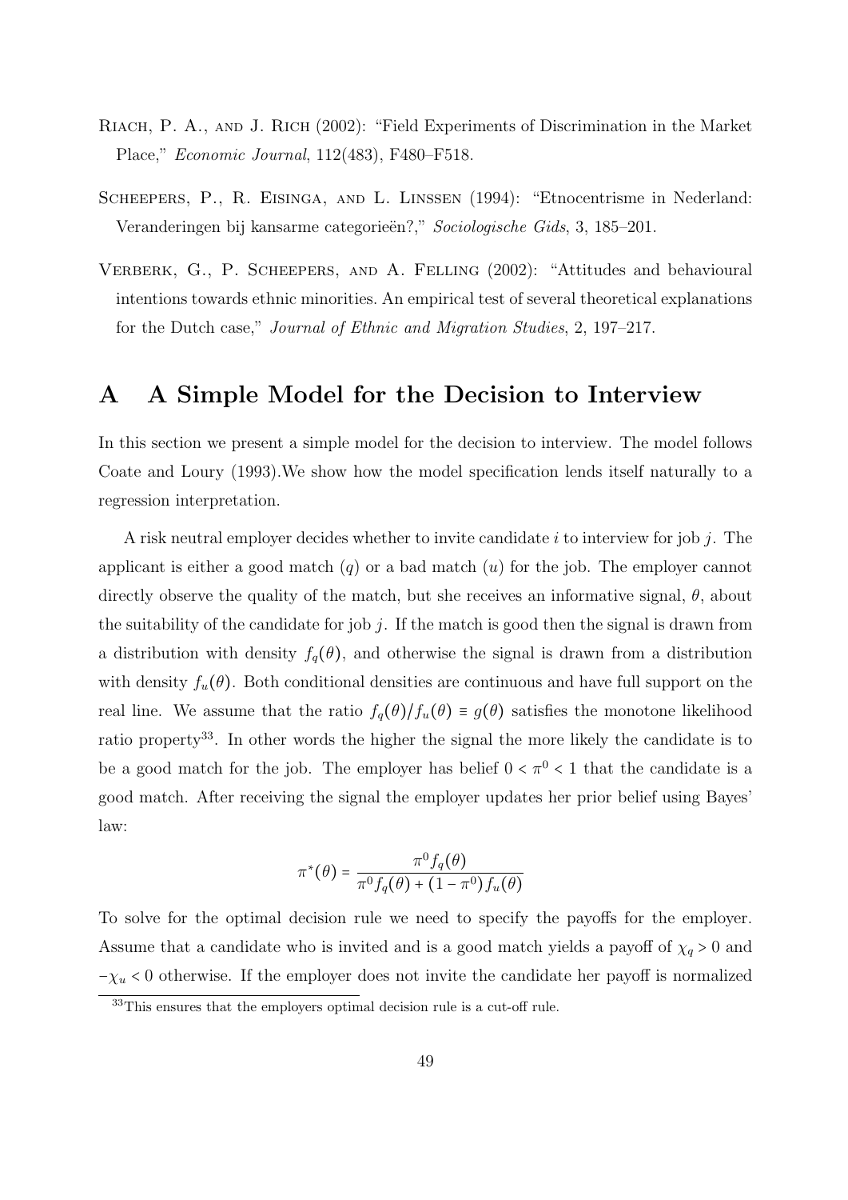Riach, P. A., and J. Rich (2002): "Field Experiments of Discrimination in the Market Place," *Economic Journal*, 112(483), F480–F518.

Scheepers, P., R. Eisinga, and L. Linssen (1994): "Etnocentrisme in Nederland: Veranderingen bij kansarme categorieën?," *Sociologische Gids*, 3, 185–201.

Verberk, G., P. Scheepers, and A. Felling (2002): "Attitudes and behavioural intentions towards ethnic minorities. An empirical test of several theoretical explanations for the Dutch case," *Journal of Ethnic and Migration Studies*, 2, 197–217.

# A A Simple Model for the Decision to Interview

In this section we present a simple model for the decision to interview. The model follows Coate and Loury (1993).We show how the model specification lends itself naturally to a regression interpretation.

A risk neutral employer decides whether to invite candidate $i$ to interview for job $j$. The applicant is either a good match ($q$) or a bad match ($u$) for the job. The employer cannot directly observe the quality of the match, but she receives an informative signal, $\theta$, about the suitability of the candidate for job $j$. If the match is good then the signal is drawn from a distribution with density $f_q(\theta)$, and otherwise the signal is drawn from a distribution with density $f_u(\theta)$. Both conditional densities are continuous and have full support on the real line. We assume that the ratio $f_q(\theta)/f_u(\theta) \equiv g(\theta)$ satisfies the monotone likelihood ratio property[33]. In other words the higher the signal the more likely the candidate is to be a good match for the job. The employer has belief $0 < \pi^0 < 1$ that the candidate is a good match. After receiving the signal the employer updates her prior belief using Bayes' law:

$$\pi^*(\theta) = \frac{\pi^0 f_q(\theta)}{\pi^0 f_q(\theta) + (1 - \pi^0) f_u(\theta)}$$

To solve for the optimal decision rule we need to specify the payoffs for the employer. Assume that a candidate who is invited and is a good match yields a payoff of $\chi_q > 0$ and $-\chi_u < 0$ otherwise. If the employer does not invite the candidate her payoff is normalized

[33]This ensures that the employers optimal decision rule is a cut-off rule.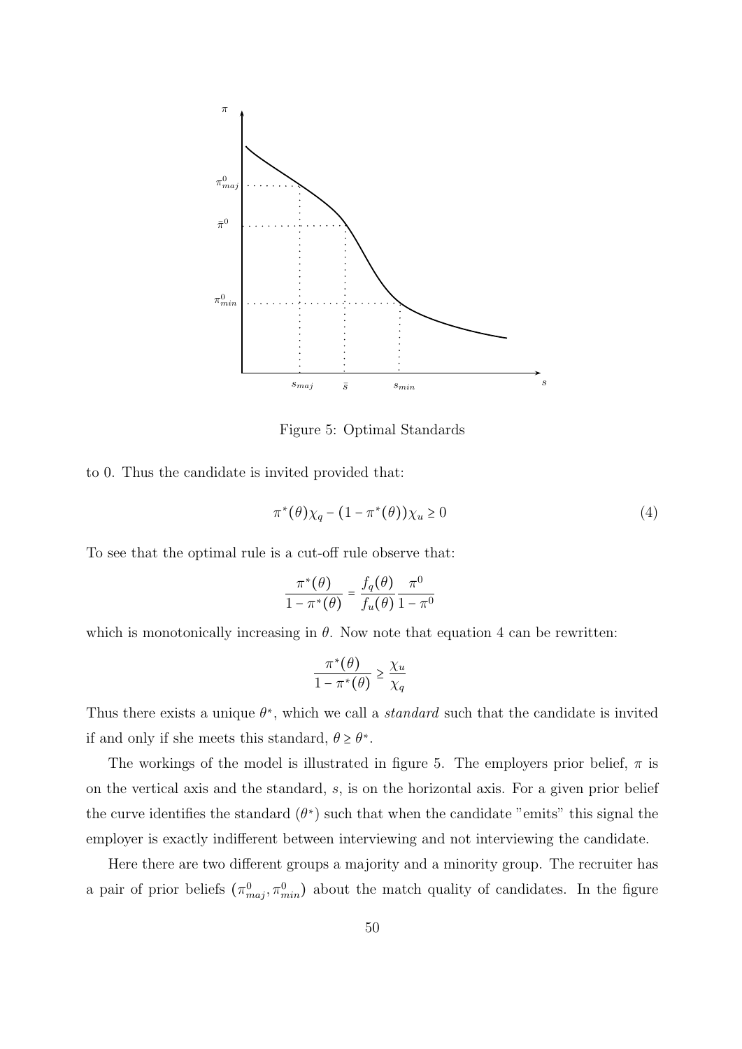Figure 5: Optimal Standards

to 0. Thus the candidate is invited provided that:

$$\pi^*(\theta)\chi_q - (1 - \pi^*(\theta))\chi_u \geq 0 \tag{4}$$

To see that the optimal rule is a cut-off rule observe that:

$$\frac{\pi^*(\theta)}{1 - \pi^*(\theta)} = \frac{f_q(\theta)}{f_u(\theta)} \frac{\pi^0}{1 - \pi^0}$$

which is monotonically increasing in $\theta$. Now note that equation 4 can be rewritten:

$$\frac{\pi^*(\theta)}{1 - \pi^*(\theta)} \geq \frac{\chi_u}{\chi_q}$$

Thus there exists a unique $\theta^*$, which we call a *standard* such that the candidate is invited if and only if she meets this standard, $\theta \geq \theta^*$.

The workings of the model is illustrated in figure 5. The employers prior belief, $\pi$ is on the vertical axis and the standard, $s$, is on the horizontal axis. For a given prior belief the curve identifies the standard ($\theta^*$) such that when the candidate "emits" this signal the employer is exactly indifferent between interviewing and not interviewing the candidate.

Here there are two different groups a majority and a minority group. The recruiter has a pair of prior beliefs ($\pi^0_{maj}, \pi^0_{min}$) about the match quality of candidates. In the figure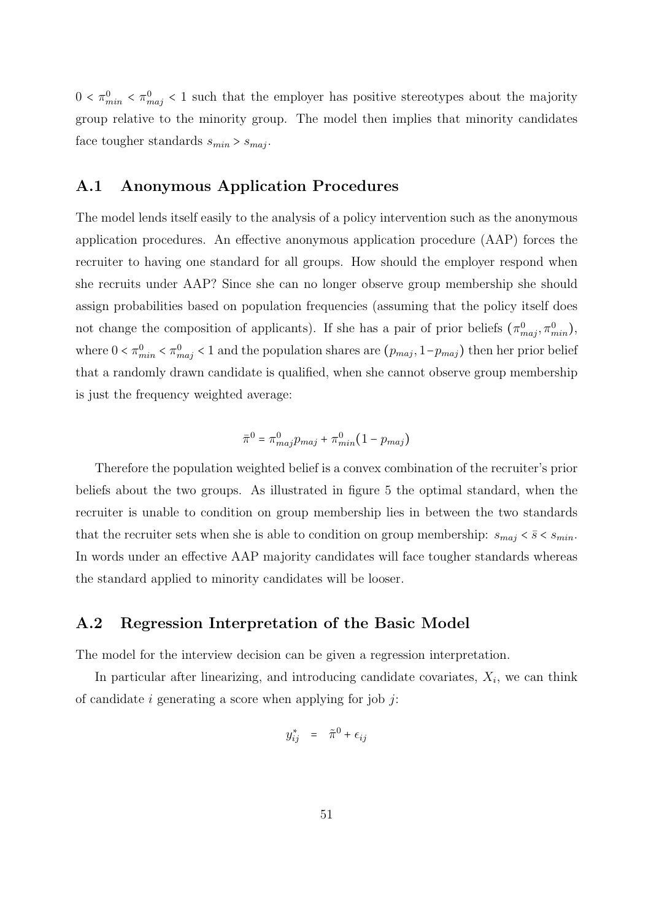$0 < \pi^0_{min} < \pi^0_{maj} < 1$ such that the employer has positive stereotypes about the majority group relative to the minority group. The model then implies that minority candidates face tougher standards $s_{min} > s_{maj}$.

## A.1 Anonymous Application Procedures

The model lends itself easily to the analysis of a policy intervention such as the anonymous application procedures. An effective anonymous application procedure (AAP) forces the recruiter to having one standard for all groups. How should the employer respond when she recruits under AAP? Since she can no longer observe group membership she should assign probabilities based on population frequencies (assuming that the policy itself does not change the composition of applicants). If she has a pair of prior beliefs $(\pi^0_{maj}, \pi^0_{min})$, where $0 < \pi^0_{min} < \pi^0_{maj} < 1$ and the population shares are $(p_{maj}, 1 - p_{maj})$ then her prior belief that a randomly drawn candidate is qualified, when she cannot observe group membership is just the frequency weighted average:

$$\bar{\pi}^0 = \pi^0_{maj} p_{maj} + \pi^0_{min}(1 - p_{maj})$$

Therefore the population weighted belief is a convex combination of the recruiter's prior beliefs about the two groups. As illustrated in figure 5 the optimal standard, when the recruiter is unable to condition on group membership lies in between the two standards that the recruiter sets when she is able to condition on group membership: $s_{maj} < \bar{s} < s_{min}$. In words under an effective AAP majority candidates will face tougher standards whereas the standard applied to minority candidates will be looser.

## A.2 Regression Interpretation of the Basic Model

The model for the interview decision can be given a regression interpretation.

In particular after linearizing, and introducing candidate covariates, $X_i$, we can think of candidate $i$ generating a score when applying for job $j$:

$$y^*_{ij} = \tilde{\pi}^0 + \epsilon_{ij}$$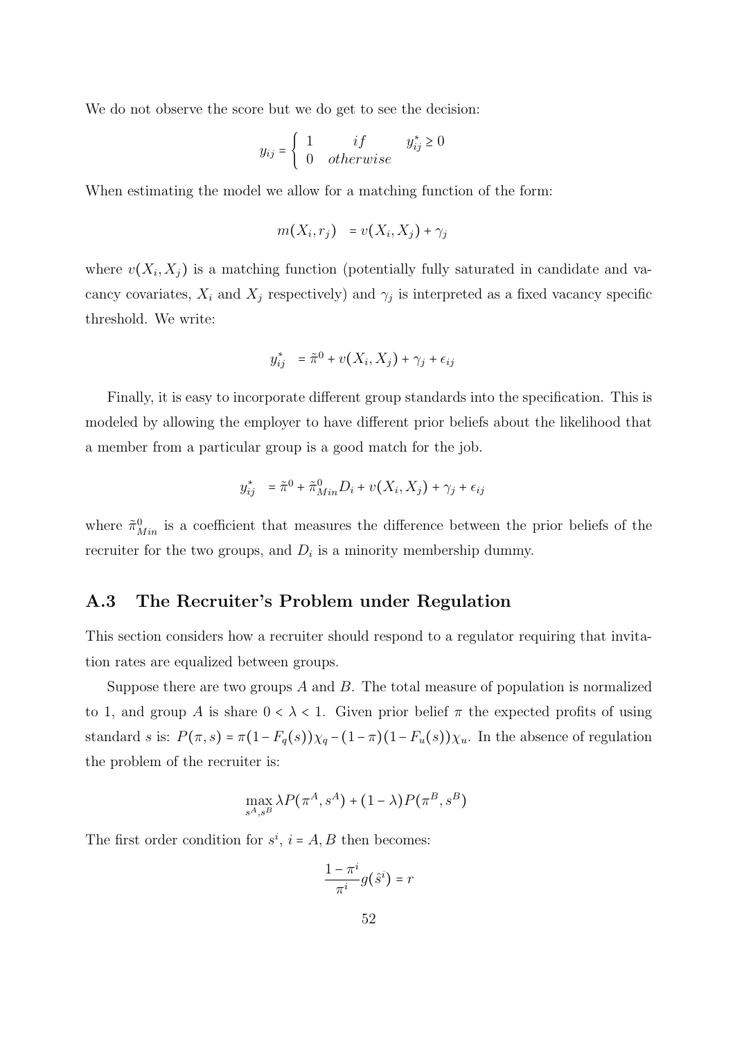We do not observe the score but we do get to see the decision:

$$y_{ij} = \begin{cases} 1 & if \quad y_{ij}^* \geq 0 \\ 0 & otherwise \end{cases}$$

When estimating the model we allow for a matching function of the form:

$$m(X_i, r_j) \;\; = v(X_i, X_j) + \gamma_j$$

where $v(X_i, X_j)$ is a matching function (potentially fully saturated in candidate and vacancy covariates, $X_i$ and $X_j$ respectively) and $\gamma_j$ is interpreted as a fixed vacancy specific threshold. We write:

$$y_{ij}^* \;\; = \tilde{\pi}^0 + v(X_i, X_j) + \gamma_j + \epsilon_{ij}$$

Finally, it is easy to incorporate different group standards into the specification. This is modeled by allowing the employer to have different prior beliefs about the likelihood that a member from a particular group is a good match for the job.

$$y_{ij}^* \;\; = \tilde{\pi}^0 + \tilde{\pi}_{Min}^0 D_i + v(X_i, X_j) + \gamma_j + \epsilon_{ij}$$

where $\tilde{\pi}_{Min}^0$ is a coefficient that measures the difference between the prior beliefs of the recruiter for the two groups, and $D_i$ is a minority membership dummy.

## A.3 The Recruiter's Problem under Regulation

This section considers how a recruiter should respond to a regulator requiring that invitation rates are equalized between groups.

Suppose there are two groups $A$ and $B$. The total measure of population is normalized to 1, and group $A$ is share $0 < \lambda < 1$. Given prior belief $\pi$ the expected profits of using standard $s$ is: $P(\pi, s) = \pi(1 - F_q(s))\chi_q - (1 - \pi)(1 - F_u(s))\chi_u$. In the absence of regulation the problem of the recruiter is:

$$\max_{s^A, s^B} \lambda P(\pi^A, s^A) + (1 - \lambda) P(\pi^B, s^B)$$

The first order condition for $s^i$, $i = A, B$ then becomes:

$$\frac{1 - \pi^i}{\pi^i} g(\hat{s}^i) = r$$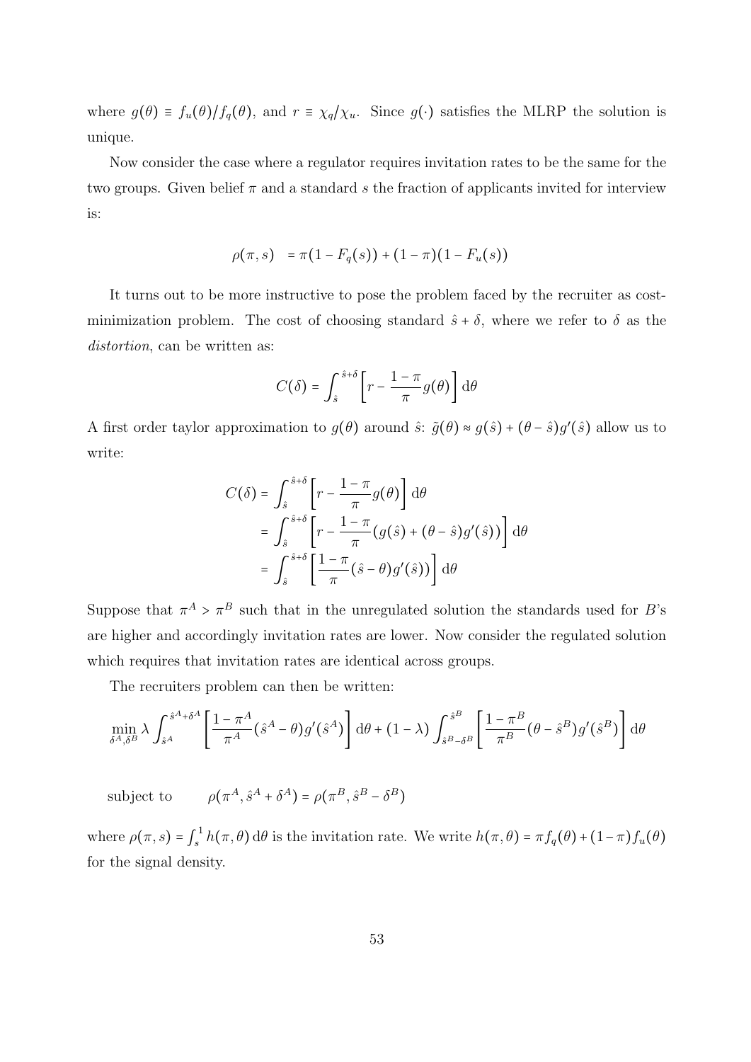where $g(\theta) \equiv f_u(\theta)/f_q(\theta)$, and $r \equiv \chi_q/\chi_u$. Since $g(\cdot)$ satisfies the MLRP the solution is unique.

Now consider the case where a regulator requires invitation rates to be the same for the two groups. Given belief $\pi$ and a standard $s$ the fraction of applicants invited for interview is:

$$\rho(\pi, s) \quad = \pi(1 - F_q(s)) + (1 - \pi)(1 - F_u(s))$$

It turns out to be more instructive to pose the problem faced by the recruiter as cost-minimization problem. The cost of choosing standard $\hat{s} + \delta$, where we refer to $\delta$ as the *distortion*, can be written as:

$$C(\delta) = \int_{\hat{s}}^{\hat{s}+\delta} \left[ r - \frac{1-\pi}{\pi} g(\theta) \right] \mathrm{d}\theta$$

A first order taylor approximation to $g(\theta)$ around $\hat{s}$: $\tilde{g}(\theta) \approx g(\hat{s}) + (\theta - \hat{s})g'(\hat{s})$ allow us to write:

$$\begin{aligned}
C(\delta) &= \int_{\hat{s}}^{\hat{s}+\delta} \left[ r - \frac{1-\pi}{\pi} g(\theta) \right] \mathrm{d}\theta \\
&= \int_{\hat{s}}^{\hat{s}+\delta} \left[ r - \frac{1-\pi}{\pi} \big(g(\hat{s}) + (\theta - \hat{s})g'(\hat{s})\big) \right] \mathrm{d}\theta \\
&= \int_{\hat{s}}^{\hat{s}+\delta} \left[ \frac{1-\pi}{\pi} (\hat{s} - \theta)g'(\hat{s})) \right] \mathrm{d}\theta
\end{aligned}$$

Suppose that $\pi^A > \pi^B$ such that in the unregulated solution the standards used for $B$'s are higher and accordingly invitation rates are lower. Now consider the regulated solution which requires that invitation rates are identical across groups.

The recruiters problem can then be written:

$$\min_{\delta^A, \delta^B} \lambda \int_{\hat{s}^A}^{\hat{s}^A + \delta^A} \left[ \frac{1-\pi^A}{\pi^A} (\hat{s}^A - \theta) g'(\hat{s}^A) \right] \mathrm{d}\theta + (1-\lambda) \int_{\hat{s}^B - \delta^B}^{\hat{s}^B} \left[ \frac{1-\pi^B}{\pi^B} (\theta - \hat{s}^B) g'(\hat{s}^B) \right] \mathrm{d}\theta$$

$$\text{subject to} \qquad \rho(\pi^A, \hat{s}^A + \delta^A) = \rho(\pi^B, \hat{s}^B - \delta^B)$$

where $\rho(\pi, s) = \int_s^1 h(\pi, \theta)\, \mathrm{d}\theta$ is the invitation rate. We write $h(\pi, \theta) = \pi f_q(\theta) + (1-\pi) f_u(\theta)$ for the signal density.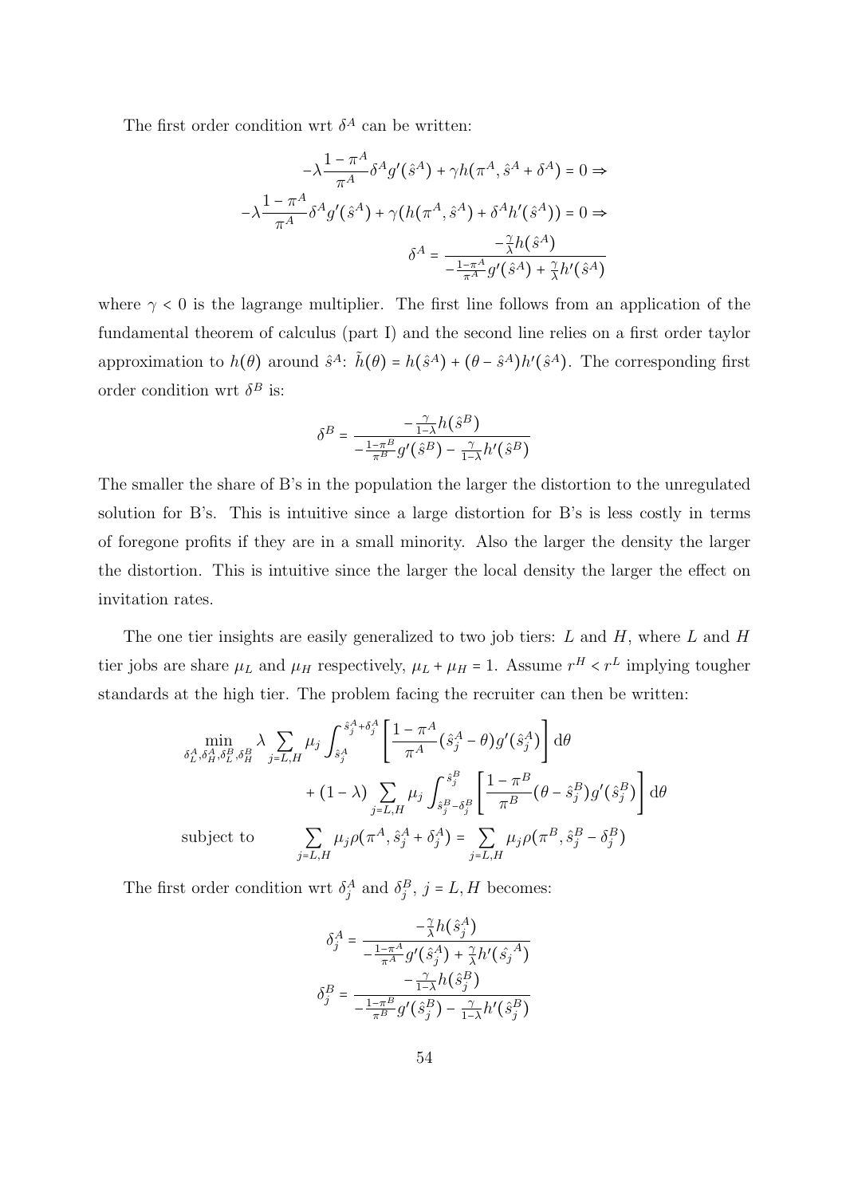The first order condition wrt $\delta^A$ can be written:

$$
\begin{aligned}
-\lambda\frac{1-\pi^A}{\pi^A}\delta^A g'(\hat{s}^A) + \gamma h(\pi^A, \hat{s}^A + \delta^A) = 0 \Rightarrow \\
-\lambda\frac{1-\pi^A}{\pi^A}\delta^A g'(\hat{s}^A) + \gamma(h(\pi^A, \hat{s}^A) + \delta^A h'(\hat{s}^A)) = 0 \Rightarrow \\
\delta^A = \frac{-\frac{\gamma}{\lambda}h(\hat{s}^A)}{-\frac{1-\pi^A}{\pi^A}g'(\hat{s}^A) + \frac{\gamma}{\lambda}h'(\hat{s}^A)}
\end{aligned}
$$

where $\gamma < 0$ is the lagrange multiplier. The first line follows from an application of the fundamental theorem of calculus (part I) and the second line relies on a first order taylor approximation to $h(\theta)$ around $\hat{s}^A$: $\tilde{h}(\theta) = h(\hat{s}^A) + (\theta - \hat{s}^A)h'(\hat{s}^A)$. The corresponding first order condition wrt $\delta^B$ is:

$$
\delta^B = \frac{-\frac{\gamma}{1-\lambda}h(\hat{s}^B)}{-\frac{1-\pi^B}{\pi^B}g'(\hat{s}^B) - \frac{\gamma}{1-\lambda}h'(\hat{s}^B)}
$$

The smaller the share of B's in the population the larger the distortion to the unregulated solution for B's. This is intuitive since a large distortion for B's is less costly in terms of foregone profits if they are in a small minority. Also the larger the density the larger the distortion. This is intuitive since the larger the local density the larger the effect on invitation rates.

The one tier insights are easily generalized to two job tiers: $L$ and $H$, where $L$ and $H$ tier jobs are share $\mu_L$ and $\mu_H$ respectively, $\mu_L + \mu_H = 1$. Assume $r^H < r^L$ implying tougher standards at the high tier. The problem facing the recruiter can then be written:

$$
\begin{aligned}
\min_{\delta_L^A, \delta_H^A, \delta_L^B, \delta_H^B} \lambda \sum_{j=L,H} \mu_j \int_{\hat{s}_j^A}^{\hat{s}_j^A + \delta_j^A} \left[\frac{1-\pi^A}{\pi^A}(\hat{s}_j^A - \theta)g'(\hat{s}_j^A)\right] \mathrm{d}\theta \\
+ (1-\lambda) \sum_{j=L,H} \mu_j \int_{\hat{s}_j^B - \delta_j^B}^{\hat{s}_j^B} \left[\frac{1-\pi^B}{\pi^B}(\theta - \hat{s}_j^B)g'(\hat{s}_j^B)\right] \mathrm{d}\theta \\
\text{subject to} \qquad \sum_{j=L,H} \mu_j \rho(\pi^A, \hat{s}_j^A + \delta_j^A) = \sum_{j=L,H} \mu_j \rho(\pi^B, \hat{s}_j^B - \delta_j^B)
\end{aligned}
$$

The first order condition wrt $\delta_j^A$ and $\delta_j^B$, $j = L, H$ becomes:

$$
\begin{aligned}
\delta_j^A &= \frac{-\frac{\gamma}{\lambda}h(\hat{s}_j^A)}{-\frac{1-\pi^A}{\pi^A}g'(\hat{s}_j^A) + \frac{\gamma}{\lambda}h'(\hat{s}_j{}^A)} \\
\delta_j^B &= \frac{-\frac{\gamma}{1-\lambda}h(\hat{s}_j^B)}{-\frac{1-\pi^B}{\pi^B}g'(\hat{s}_j^B) - \frac{\gamma}{1-\lambda}h'(\hat{s}_j^B)}
\end{aligned}
$$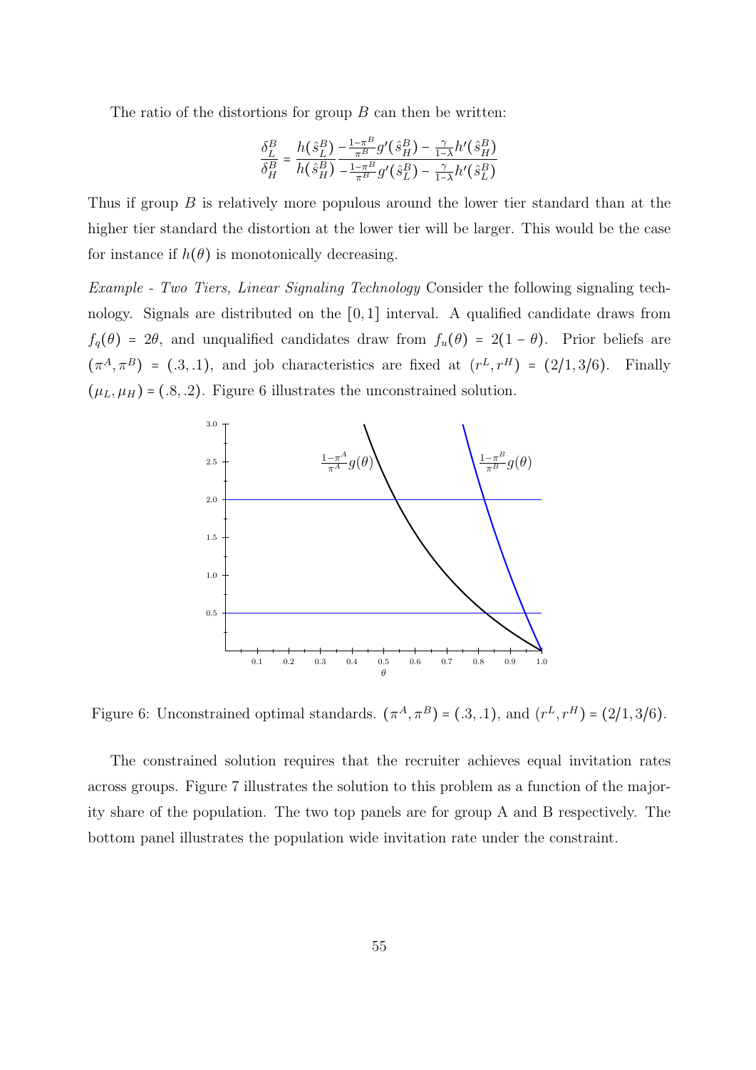The ratio of the distortions for group $B$ can then be written:

$$\frac{\delta_L^B}{\delta_H^B} = \frac{h(\hat{s}_L^B)}{h(\hat{s}_H^B)} \frac{-\frac{1-\pi^B}{\pi^B} g'(\hat{s}_H^B) - \frac{\gamma}{1-\lambda} h'(\hat{s}_H^B)}{-\frac{1-\pi^B}{\pi^B} g'(\hat{s}_L^B) - \frac{\gamma}{1-\lambda} h'(\hat{s}_L^B)}$$

Thus if group $B$ is relatively more populous around the lower tier standard than at the higher tier standard the distortion at the lower tier will be larger. This would be the case for instance if $h(\theta)$ is monotonically decreasing.

*Example - Two Tiers, Linear Signaling Technology* Consider the following signaling technology. Signals are distributed on the $[0,1]$ interval. A qualified candidate draws from $f_q(\theta) = 2\theta$, and unqualified candidates draw from $f_u(\theta) = 2(1-\theta)$. Prior beliefs are $(\pi^A, \pi^B) = (.3, .1)$, and job characteristics are fixed at $(r^L, r^H) = (2/1, 3/6)$. Finally $(\mu_L, \mu_H) = (.8, .2)$. Figure 6 illustrates the unconstrained solution.

Figure 6: Unconstrained optimal standards. $(\pi^A, \pi^B) = (.3, .1)$, and $(r^L, r^H) = (2/1, 3/6)$.

The constrained solution requires that the recruiter achieves equal invitation rates across groups. Figure 7 illustrates the solution to this problem as a function of the majority share of the population. The two top panels are for group A and B respectively. The bottom panel illustrates the population wide invitation rate under the constraint.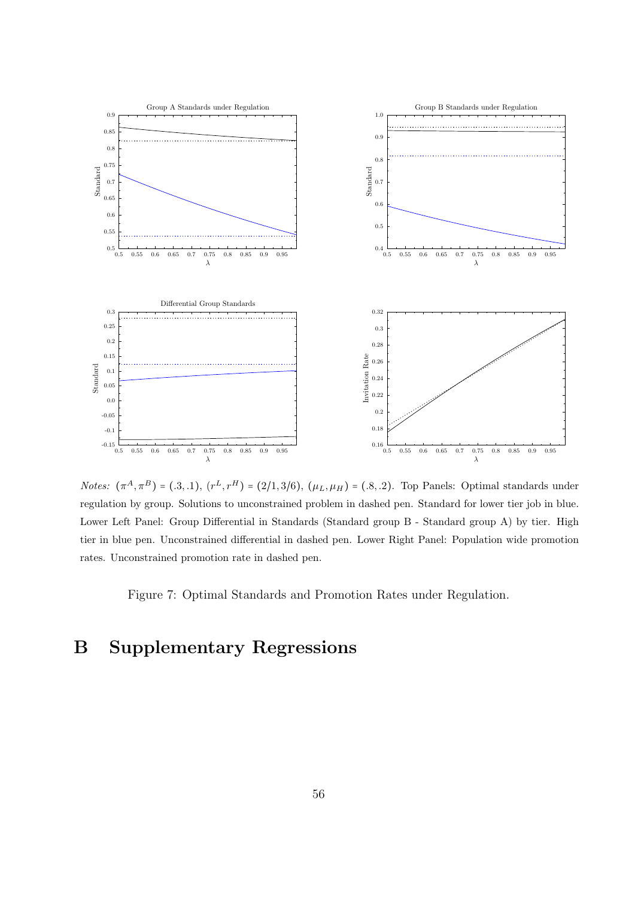*Notes:* $(\pi^A, \pi^B) = (.3, .1)$, $(r^L, r^H) = (2/1, 3/6)$, $(\mu_L, \mu_H) = (.8, .2)$. Top Panels: Optimal standards under regulation by group. Solutions to unconstrained problem in dashed pen. Standard for lower tier job in blue. Lower Left Panel: Group Differential in Standards (Standard group B - Standard group A) by tier. High tier in blue pen. Unconstrained differential in dashed pen. Lower Right Panel: Population wide promotion rates. Unconstrained promotion rate in dashed pen.

Figure 7: Optimal Standards and Promotion Rates under Regulation.

# B Supplementary Regressions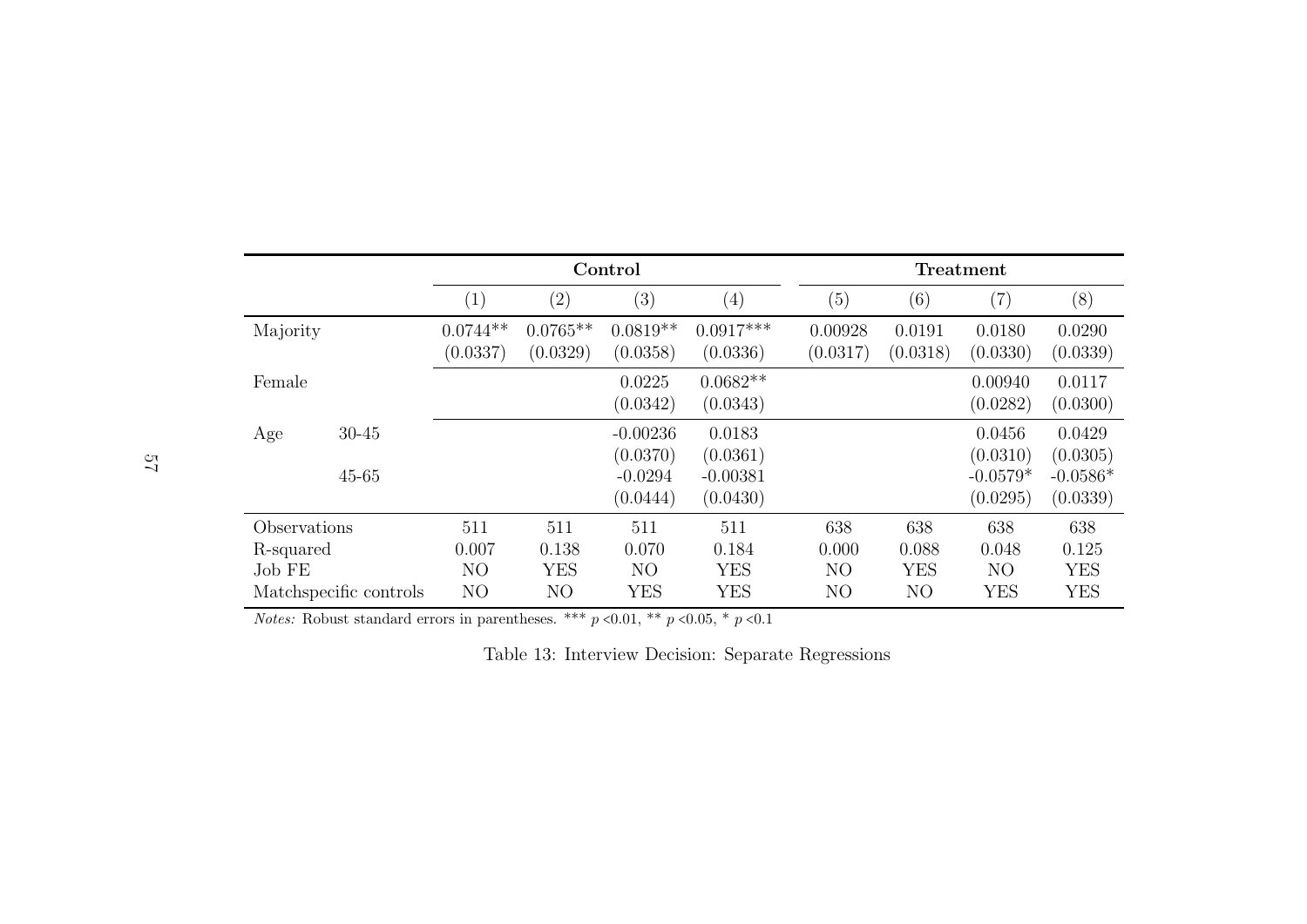| | | Control | | | | Treatment | | | |
|---|---|---|---|---|---|---|---|---|---|
| | | (1) | (2) | (3) | (4) | (5) | (6) | (7) | (8) |
| Majority | | 0.0744** | 0.0765** | 0.0819** | 0.0917*** | 0.00928 | 0.0191 | 0.0180 | 0.0290 |
| | | (0.0337) | (0.0329) | (0.0358) | (0.0336) | (0.0317) | (0.0318) | (0.0330) | (0.0339) |
| Female | | | | 0.0225 | 0.0682** | | | 0.00940 | 0.0117 |
| | | | | (0.0342) | (0.0343) | | | (0.0282) | (0.0300) |
| Age | 30-45 | | | -0.00236 | 0.0183 | | | 0.0456 | 0.0429 |
| | | | | (0.0370) | (0.0361) | | | (0.0310) | (0.0305) |
| | 45-65 | | | -0.0294 | -0.00381 | | | -0.0579* | -0.0586* |
| | | | | (0.0444) | (0.0430) | | | (0.0295) | (0.0339) |
| Observations | | 511 | 511 | 511 | 511 | 638 | 638 | 638 | 638 |
| R-squared | | 0.007 | 0.138 | 0.070 | 0.184 | 0.000 | 0.088 | 0.048 | 0.125 |
| Job FE | | NO | YES | NO | YES | NO | YES | NO | YES |
| Matchspecific controls | | NO | NO | YES | YES | NO | NO | YES | YES |

*Notes:* Robust standard errors in parentheses. *** $p$ <0.01, ** $p$ <0.05, * $p$ <0.1

Table 13: Interview Decision: Separate Regressions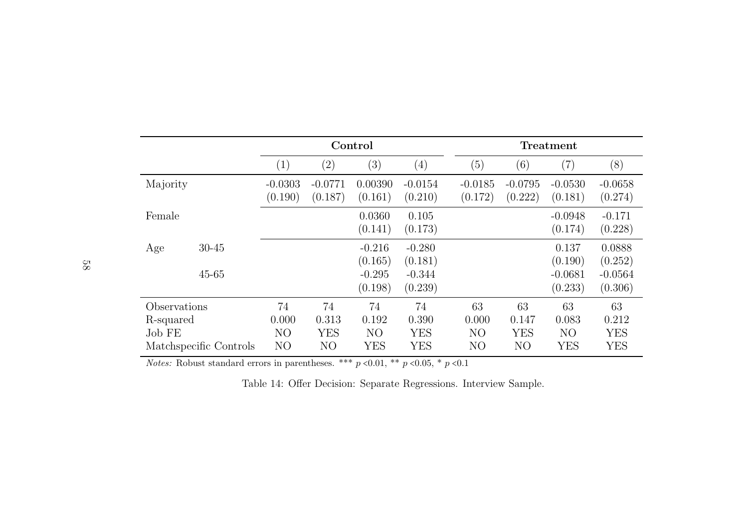| | | Control | | | | Treatment | | | |
|---|---|---|---|---|---|---|---|---|---|
| | | (1) | (2) | (3) | (4) | (5) | (6) | (7) | (8) |
| Majority | | -0.0303 | -0.0771 | 0.00390 | -0.0154 | -0.0185 | -0.0795 | -0.0530 | -0.0658 |
| | | (0.190) | (0.187) | (0.161) | (0.210) | (0.172) | (0.222) | (0.181) | (0.274) |
| Female | | | | 0.0360 | 0.105 | | | -0.0948 | -0.171 |
| | | | | (0.141) | (0.173) | | | (0.174) | (0.228) |
| Age | 30-45 | | | -0.216 | -0.280 | | | 0.137 | 0.0888 |
| | | | | (0.165) | (0.181) | | | (0.190) | (0.252) |
| | 45-65 | | | -0.295 | -0.344 | | | -0.0681 | -0.0564 |
| | | | | (0.198) | (0.239) | | | (0.233) | (0.306) |
| Observations | | 74 | 74 | 74 | 74 | 63 | 63 | 63 | 63 |
| R-squared | | 0.000 | 0.313 | 0.192 | 0.390 | 0.000 | 0.147 | 0.083 | 0.212 |
| Job FE | | NO | YES | NO | YES | NO | YES | NO | YES |
| Matchspecific Controls | | NO | NO | YES | YES | NO | NO | YES | YES |

*Notes:* Robust standard errors in parentheses. *** $p$ <0.01, ** $p$ <0.05, * $p$ <0.1

Table 14: Offer Decision: Separate Regressions. Interview Sample.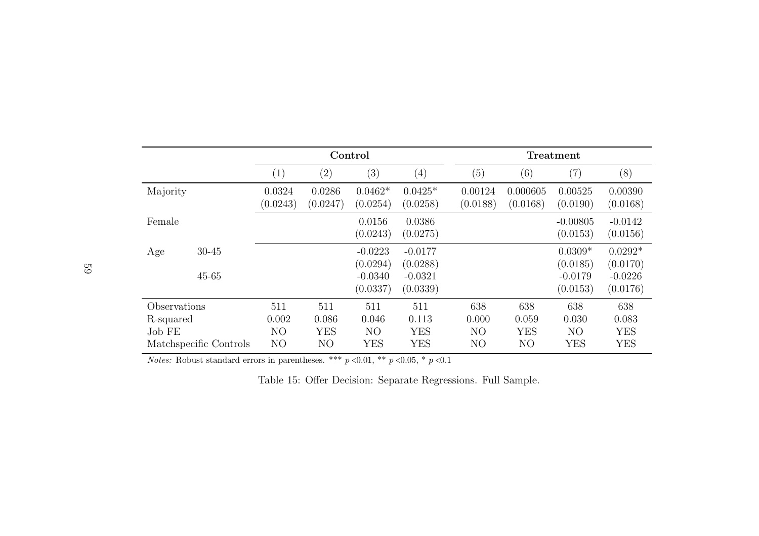| | | Control | | | | Treatment | | | |
|---|---|---|---|---|---|---|---|---|---|
| | | (1) | (2) | (3) | (4) | (5) | (6) | (7) | (8) |
| Majority | | 0.0324 | 0.0286 | 0.0462* | 0.0425* | 0.00124 | 0.000605 | 0.00525 | 0.00390 |
| | | (0.0243) | (0.0247) | (0.0254) | (0.0258) | (0.0188) | (0.0168) | (0.0190) | (0.0168) |
| Female | | | | 0.0156 | 0.0386 | | | -0.00805 | -0.0142 |
| | | | | (0.0243) | (0.0275) | | | (0.0153) | (0.0156) |
| Age | 30-45 | | | -0.0223 | -0.0177 | | | 0.0309* | 0.0292* |
| | | | | (0.0294) | (0.0288) | | | (0.0185) | (0.0170) |
| | 45-65 | | | -0.0340 | -0.0321 | | | -0.0179 | -0.0226 |
| | | | | (0.0337) | (0.0339) | | | (0.0153) | (0.0176) |
| Observations | | 511 | 511 | 511 | 511 | 638 | 638 | 638 | 638 |
| R-squared | | 0.002 | 0.086 | 0.046 | 0.113 | 0.000 | 0.059 | 0.030 | 0.083 |
| Job FE | | NO | YES | NO | YES | NO | YES | NO | YES |
| Matchspecific Controls | | NO | NO | YES | YES | NO | NO | YES | YES |

*Notes:* Robust standard errors in parentheses. *** $p$ <0.01, ** $p$ <0.05, * $p$ <0.1

Table 15: Offer Decision: Separate Regressions. Full Sample.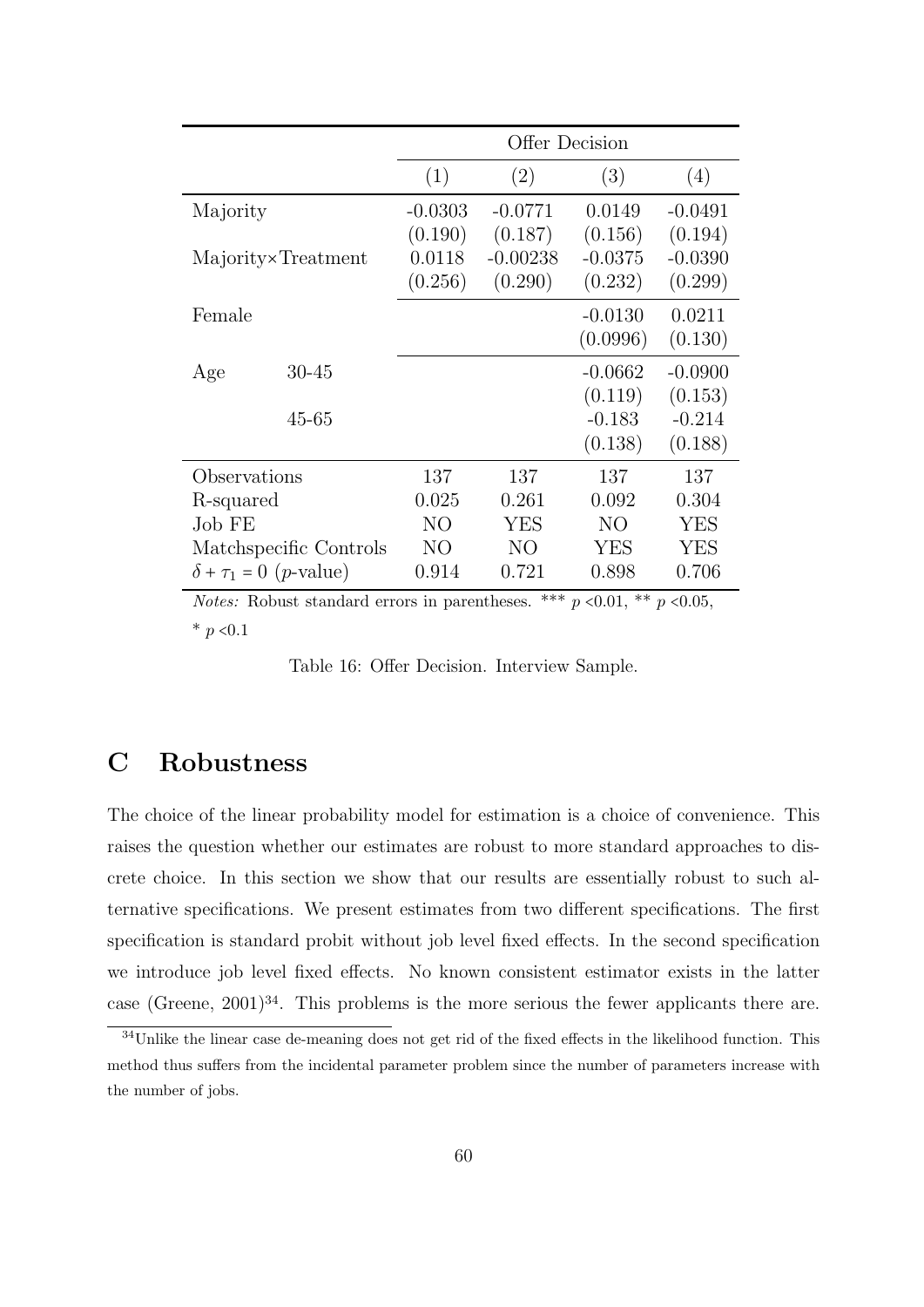| | | Offer Decision | | | |
|---|---|---|---|---|---|
| | | (1) | (2) | (3) | (4) |
| Majority | | -0.0303 | -0.0771 | 0.0149 | -0.0491 |
| | | (0.190) | (0.187) | (0.156) | (0.194) |
| Majority×Treatment | | 0.0118 | -0.00238 | -0.0375 | -0.0390 |
| | | (0.256) | (0.290) | (0.232) | (0.299) |
| Female | | | | -0.0130 | 0.0211 |
| | | | | (0.0996) | (0.130) |
| Age | 30-45 | | | -0.0662 | -0.0900 |
| | | | | (0.119) | (0.153) |
| | 45-65 | | | -0.183 | -0.214 |
| | | | | (0.138) | (0.188) |
| Observations | | 137 | 137 | 137 | 137 |
| R-squared | | 0.025 | 0.261 | 0.092 | 0.304 |
| Job FE | | NO | YES | NO | YES |
| Matchspecific Controls | | NO | NO | YES | YES |
| $\delta + \tau_1 = 0$ ($p$-value) | | 0.914 | 0.721 | 0.898 | 0.706 |

*Notes:* Robust standard errors in parentheses. *** $p$ <0.01, ** $p$ <0.05, * $p$ <0.1

Table 16: Offer Decision. Interview Sample.

# C Robustness

The choice of the linear probability model for estimation is a choice of convenience. This raises the question whether our estimates are robust to more standard approaches to discrete choice. In this section we show that our results are essentially robust to such alternative specifications. We present estimates from two different specifications. The first specification is standard probit without job level fixed effects. In the second specification we introduce job level fixed effects. No known consistent estimator exists in the latter case (Greene, 2001)[34]. This problems is the more serious the fewer applicants there are.

[34] Unlike the linear case de-meaning does not get rid of the fixed effects in the likelihood function. This method thus suffers from the incidental parameter problem since the number of parameters increase with the number of jobs.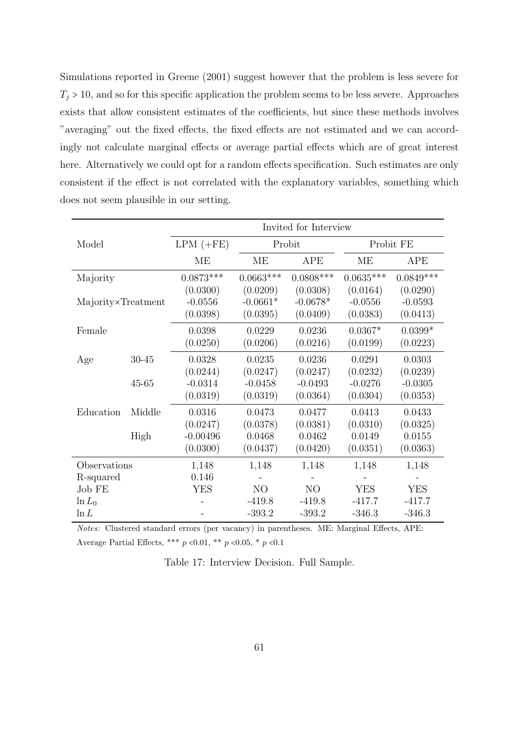Simulations reported in Greene (2001) suggest however that the problem is less severe for $T_j > 10$, and so for this specific application the problem seems to be less severe. Approaches exists that allow consistent estimates of the coefficients, but since these methods involves "averaging" out the fixed effects, the fixed effects are not estimated and we can accordingly not calculate marginal effects or average partial effects which are of great interest here. Alternatively we could opt for a random effects specification. Such estimates are only consistent if the effect is not correlated with the explanatory variables, something which does not seem plausible in our setting.

| | | Invited for Interview | | | | |
|---|---|---|---|---|---|---|
| Model | | LPM (+FE) | Probit | | Probit FE | |
| | | ME | ME | APE | ME | APE |
| Majority | | 0.0873*** | 0.0663*** | 0.0808*** | 0.0635*** | 0.0849*** |
| | | (0.0300) | (0.0209) | (0.0308) | (0.0164) | (0.0290) |
| Majority×Treatment | | -0.0556 | -0.0661* | -0.0678* | -0.0556 | -0.0593 |
| | | (0.0398) | (0.0395) | (0.0409) | (0.0383) | (0.0413) |
| Female | | 0.0398 | 0.0229 | 0.0236 | 0.0367* | 0.0399* |
| | | (0.0250) | (0.0206) | (0.0216) | (0.0199) | (0.0223) |
| Age | 30-45 | 0.0328 | 0.0235 | 0.0236 | 0.0291 | 0.0303 |
| | | (0.0244) | (0.0247) | (0.0247) | (0.0232) | (0.0239) |
| | 45-65 | -0.0314 | -0.0458 | -0.0493 | -0.0276 | -0.0305 |
| | | (0.0319) | (0.0319) | (0.0364) | (0.0304) | (0.0353) |
| Education | Middle | 0.0316 | 0.0473 | 0.0477 | 0.0413 | 0.0433 |
| | | (0.0247) | (0.0378) | (0.0381) | (0.0310) | (0.0325) |
| | High | -0.00496 | 0.0468 | 0.0462 | 0.0149 | 0.0155 |
| | | (0.0300) | (0.0437) | (0.0420) | (0.0351) | (0.0363) |
| Observations | | 1,148 | 1,148 | 1,148 | 1,148 | 1,148 |
| R-squared | | 0.146 | - | - | - | - |
| Job FE | | YES | NO | NO | YES | YES |
| $\ln L_0$ | | - | -419.8 | -419.8 | -417.7 | -417.7 |
| $\ln L$ | | - | -393.2 | -393.2 | -346.3 | -346.3 |

*Notes:* Clustered standard errors (per vacancy) in parentheses. ME: Marginal Effects, APE: Average Partial Effects, *** $p$ <0.01, ** $p$ <0.05, * $p$ <0.1

Table 17: Interview Decision. Full Sample.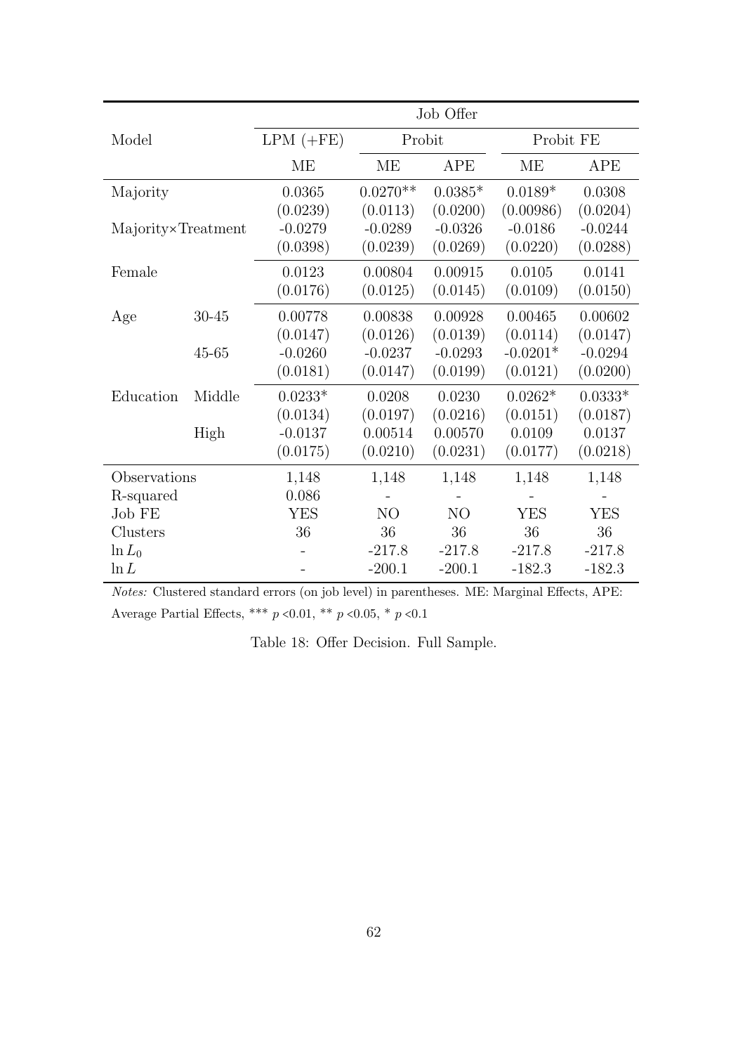| | | Job Offer | | | | |
|---|---|---|---|---|---|---|
| Model | | LPM (+FE) | Probit | | Probit FE | |
| | | ME | ME | APE | ME | APE |
| Majority | | 0.0365 | 0.0270** | 0.0385* | 0.0189* | 0.0308 |
| | | (0.0239) | (0.0113) | (0.0200) | (0.00986) | (0.0204) |
| Majority×Treatment | | -0.0279 | -0.0289 | -0.0326 | -0.0186 | -0.0244 |
| | | (0.0398) | (0.0239) | (0.0269) | (0.0220) | (0.0288) |
| Female | | 0.0123 | 0.00804 | 0.00915 | 0.0105 | 0.0141 |
| | | (0.0176) | (0.0125) | (0.0145) | (0.0109) | (0.0150) |
| Age | 30-45 | 0.00778 | 0.00838 | 0.00928 | 0.00465 | 0.00602 |
| | | (0.0147) | (0.0126) | (0.0139) | (0.0114) | (0.0147) |
| | 45-65 | -0.0260 | -0.0237 | -0.0293 | -0.0201* | -0.0294 |
| | | (0.0181) | (0.0147) | (0.0199) | (0.0121) | (0.0200) |
| Education | Middle | 0.0233* | 0.0208 | 0.0230 | 0.0262* | 0.0333* |
| | | (0.0134) | (0.0197) | (0.0216) | (0.0151) | (0.0187) |
| | High | -0.0137 | 0.00514 | 0.00570 | 0.0109 | 0.0137 |
| | | (0.0175) | (0.0210) | (0.0231) | (0.0177) | (0.0218) |
| Observations | | 1,148 | 1,148 | 1,148 | 1,148 | 1,148 |
| R-squared | | 0.086 | - | - | - | - |
| Job FE | | YES | NO | NO | YES | YES |
| Clusters | | 36 | 36 | 36 | 36 | 36 |
| $\ln L_0$ | | - | -217.8 | -217.8 | -217.8 | -217.8 |
| $\ln L$ | | - | -200.1 | -200.1 | -182.3 | -182.3 |

*Notes:* Clustered standard errors (on job level) in parentheses. ME: Marginal Effects, APE: Average Partial Effects, *** $p$ <0.01, ** $p$ <0.05, * $p$ <0.1

Table 18: Offer Decision. Full Sample.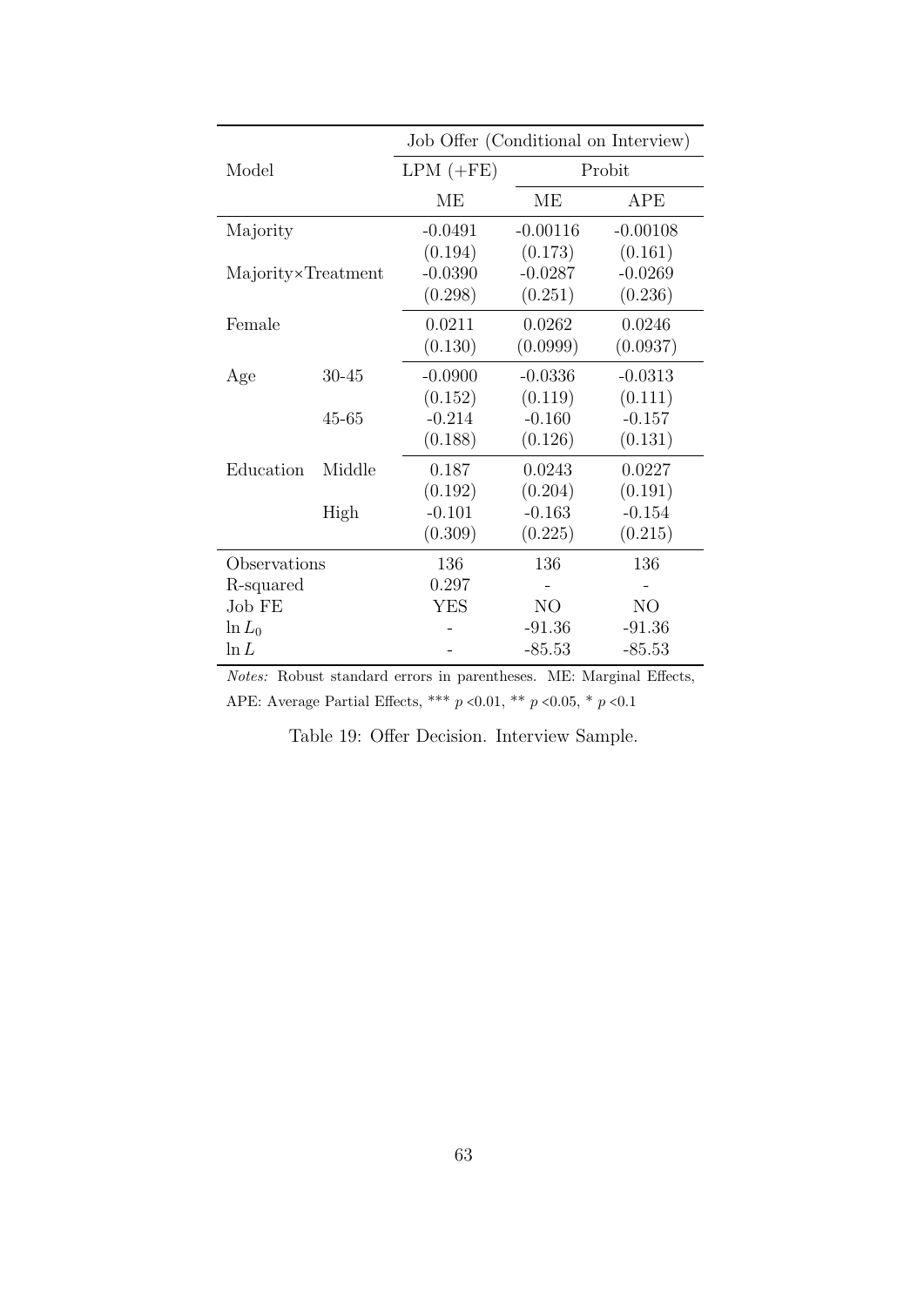| | | Job Offer (Conditional on Interview) | | |
|---|---|---|---|---|
| Model | | LPM (+FE) | Probit | |
| | | ME | ME | APE |
| Majority | | -0.0491 | -0.00116 | -0.00108 |
| | | (0.194) | (0.173) | (0.161) |
| Majority×Treatment | | -0.0390 | -0.0287 | -0.0269 |
| | | (0.298) | (0.251) | (0.236) |
| Female | | 0.0211 | 0.0262 | 0.0246 |
| | | (0.130) | (0.0999) | (0.0937) |
| Age | 30-45 | -0.0900 | -0.0336 | -0.0313 |
| | | (0.152) | (0.119) | (0.111) |
| | 45-65 | -0.214 | -0.160 | -0.157 |
| | | (0.188) | (0.126) | (0.131) |
| Education | Middle | 0.187 | 0.0243 | 0.0227 |
| | | (0.192) | (0.204) | (0.191) |
| | High | -0.101 | -0.163 | -0.154 |
| | | (0.309) | (0.225) | (0.215) |
| Observations | | 136 | 136 | 136 |
| R-squared | | 0.297 | - | - |
| Job FE | | YES | NO | NO |
| $\ln L_0$ | | - | -91.36 | -91.36 |
| $\ln L$ | | - | -85.53 | -85.53 |

*Notes:* Robust standard errors in parentheses. ME: Marginal Effects, APE: Average Partial Effects, *** $p$ <0.01, ** $p$ <0.05, * $p$ <0.1

Table 19: Offer Decision. Interview Sample.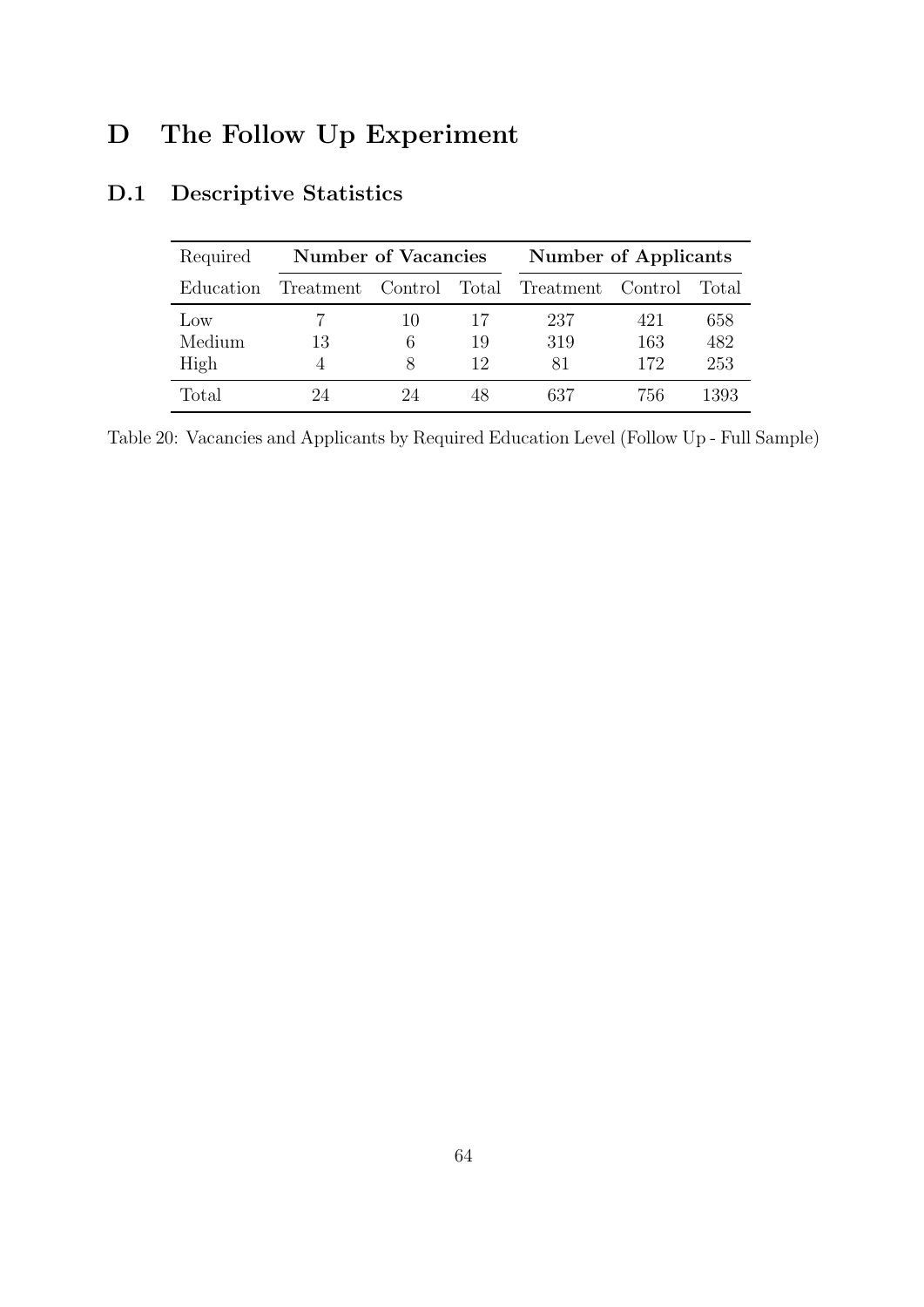# D The Follow Up Experiment

## D.1 Descriptive Statistics

| Required | Number of Vacancies | | | Number of Applicants | | |
|---|---|---|---|---|---|---|
| Education | Treatment | Control | Total | Treatment | Control | Total |
| Low | 7 | 10 | 17 | 237 | 421 | 658 |
| Medium | 13 | 6 | 19 | 319 | 163 | 482 |
| High | 4 | 8 | 12 | 81 | 172 | 253 |
| Total | 24 | 24 | 48 | 637 | 756 | 1393 |

Table 20: Vacancies and Applicants by Required Education Level (Follow Up - Full Sample)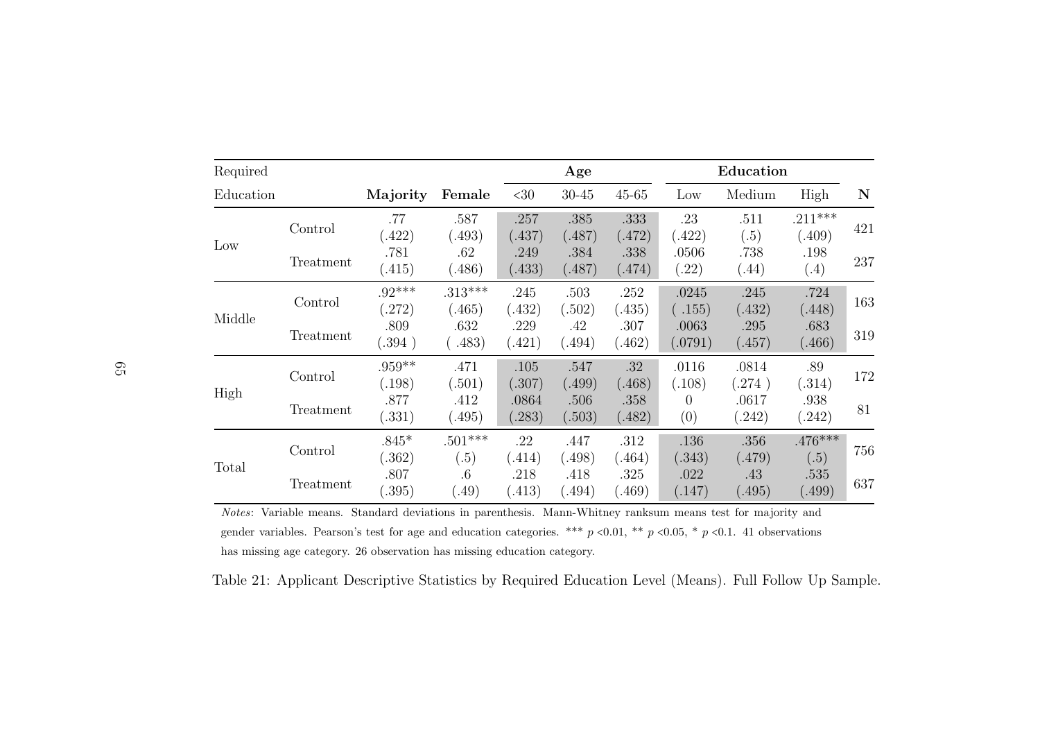| Required Education | | Majority | Female | Age | | | Education | | | N |
|---|---|---|---|---|---|---|---|---|---|---|
| | | | | <30 | 30-45 | 45-65 | Low | Medium | High | |
| Low | Control | .77 | .587 | .257 | .385 | .333 | .23 | .511 | .211*** | 421 |
| | | (.422) | (.493) | (.437) | (.487) | (.472) | (.422) | (.5) | (.409) | |
| | Treatment | .781 | .62 | .249 | .384 | .338 | .0506 | .738 | .198 | 237 |
| | | (.415) | (.486) | (.433) | (.487) | (.474) | (.22) | (.44) | (.4) | |
| Middle | Control | .92*** | .313*** | .245 | .503 | .252 | .0245 | .245 | .724 | 163 |
| | | (.272) | (.465) | (.432) | (.502) | (.435) | ( .155) | (.432) | (.448) | |
| | Treatment | .809 | .632 | .229 | .42 | .307 | .0063 | .295 | .683 | 319 |
| | | (.394 ) | ( .483) | (.421) | (.494) | (.462) | (.0791) | (.457) | (.466) | |
| High | Control | .959** | .471 | .105 | .547 | .32 | .0116 | .0814 | .89 | 172 |
| | | (.198) | (.501) | (.307) | (.499) | (.468) | (.108) | (.274 ) | (.314) | |
| | Treatment | .877 | .412 | .0864 | .506 | .358 | 0 | .0617 | .938 | 81 |
| | | (.331) | (.495) | (.283) | (.503) | (.482) | (0) | (.242) | (.242) | |
| Total | Control | .845* | .501*** | .22 | .447 | .312 | .136 | .356 | .476*** | 756 |
| | | (.362) | (.5) | (.414) | (.498) | (.464) | (.343) | (.479) | (.5) | |
| | Treatment | .807 | .6 | .218 | .418 | .325 | .022 | .43 | .535 | 637 |
| | | (.395) | (.49) | (.413) | (.494) | (.469) | (.147) | (.495) | (.499) | |

*Notes*: Variable means. Standard deviations in parenthesis. Mann-Whitney ranksum means test for majority and gender variables. Pearson's test for age and education categories. *** $p$ <0.01, ** $p$ <0.05, * $p$ <0.1. 41 observations has missing age category. 26 observation has missing education category.

Table 21: Applicant Descriptive Statistics by Required Education Level (Means). Full Follow Up Sample.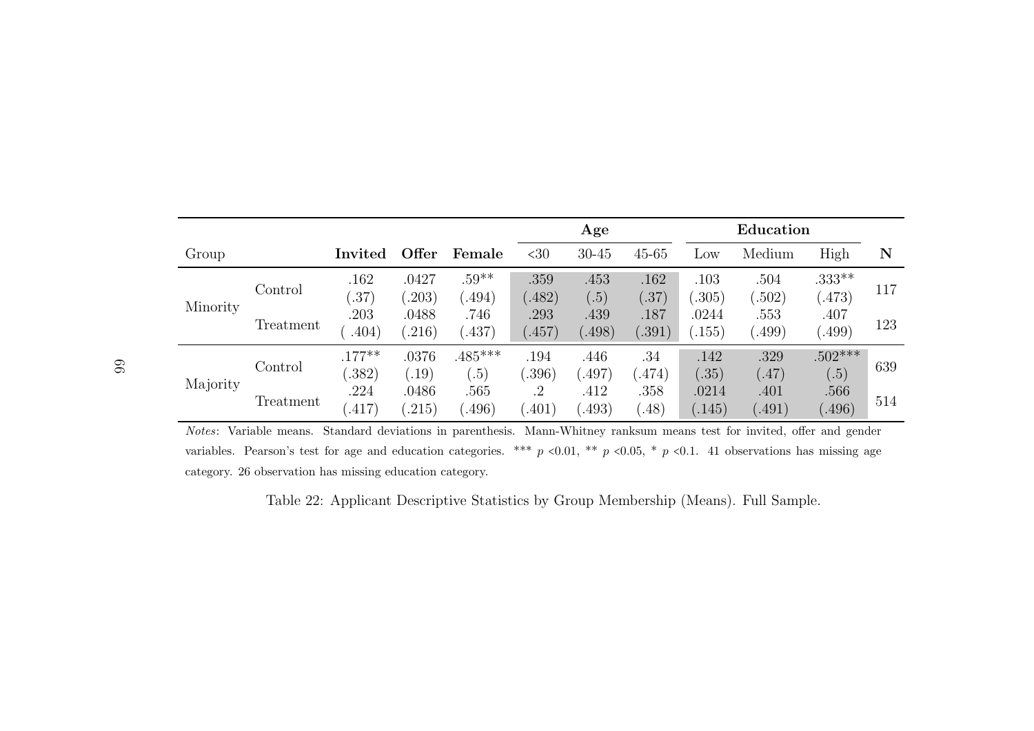| Group | | Invited | Offer | Female | Age | | | Education | | | N |
|---|---|---|---|---|---|---|---|---|---|---|---|
| | | | | | <30 | 30-45 | 45-65 | Low | Medium | High | |
| Minority | Control | .162 (.37) | .0427 (.203) | .59** (.494) | .359 (.482) | .453 (.5) | .162 (.37) | .103 (.305) | .504 (.502) | .333** (.473) | 117 |
| | Treatment | .203 ( .404) | .0488 (.216) | .746 (.437) | .293 (.457) | .439 (.498) | .187 (.391) | .0244 (.155) | .553 (.499) | .407 (.499) | 123 |
| Majority | Control | .177** (.382) | .0376 (.19) | .485*** (.5) | .194 (.396) | .446 (.497) | .34 (.474) | .142 (.35) | .329 (.47) | .502*** (.5) | 639 |
| | Treatment | .224 (.417) | .0486 (.215) | .565 (.496) | .2 (.401) | .412 (.493) | .358 (.48) | .0214 (.145) | .401 (.491) | .566 (.496) | 514 |

*Notes*: Variable means. Standard deviations in parenthesis. Mann-Whitney ranksum means test for invited, offer and gender variables. Pearson's test for age and education categories. *** $p$ <0.01, ** $p$ <0.05, * $p$ <0.1. 41 observations has missing age category. 26 observation has missing education category.

Table 22: Applicant Descriptive Statistics by Group Membership (Means). Full Sample.